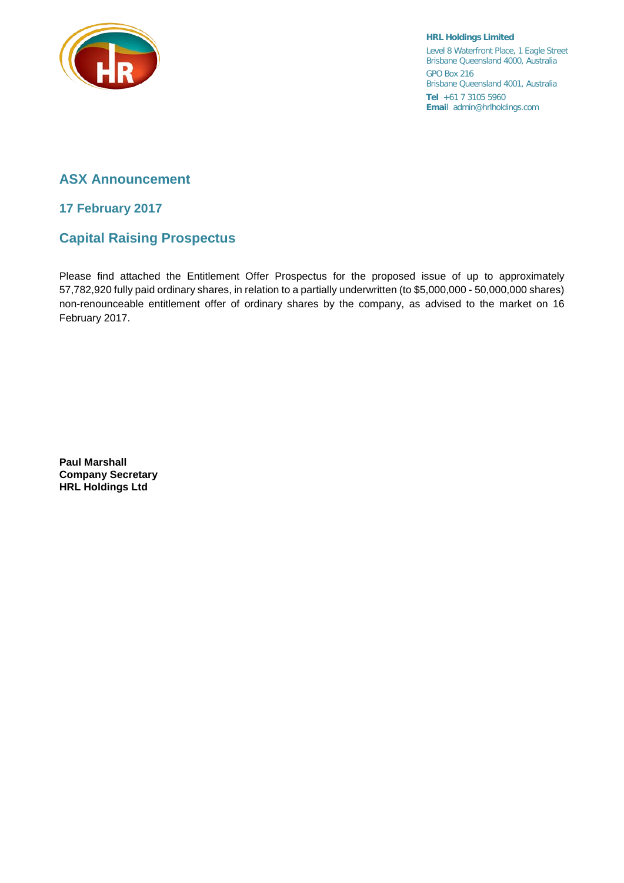**HRL Holdings Limited**

Level 8 Waterfront Place, 1 Eagle Street
Brisbane Queensland 4000, Australia

GPO Box 216
Brisbane Queensland 4001, Australia

**Tel** +61 7 3105 5960
**Email** admin@hrlholdings.com

## ASX Announcement

### 17 February 2017

## Capital Raising Prospectus

Please find attached the Entitlement Offer Prospectus for the proposed issue of up to approximately 57,782,920 fully paid ordinary shares, in relation to a partially underwritten (to $5,000,000 - 50,000,000 shares) non-renounceable entitlement offer of ordinary shares by the company, as advised to the market on 16 February 2017.

**Paul Marshall**
**Company Secretary**
**HRL Holdings Ltd**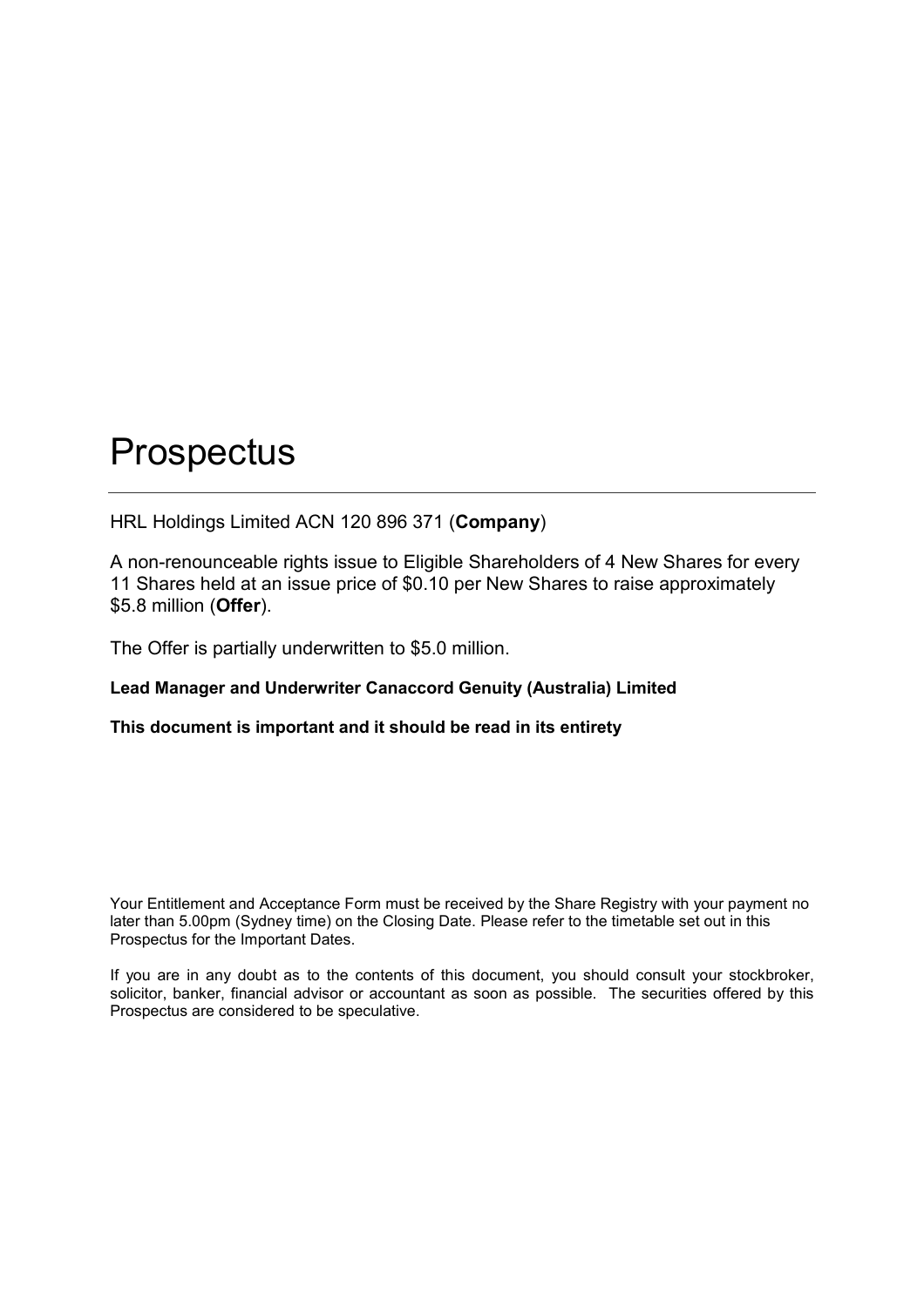# Prospectus

HRL Holdings Limited ACN 120 896 371 (**Company**)

A non-renounceable rights issue to Eligible Shareholders of 4 New Shares for every 11 Shares held at an issue price of $0.10 per New Shares to raise approximately $5.8 million (**Offer**).

The Offer is partially underwritten to $5.0 million.

**Lead Manager and Underwriter Canaccord Genuity (Australia) Limited**

**This document is important and it should be read in its entirety**

Your Entitlement and Acceptance Form must be received by the Share Registry with your payment no later than 5.00pm (Sydney time) on the Closing Date. Please refer to the timetable set out in this Prospectus for the Important Dates.

If you are in any doubt as to the contents of this document, you should consult your stockbroker, solicitor, banker, financial advisor or accountant as soon as possible. The securities offered by this Prospectus are considered to be speculative.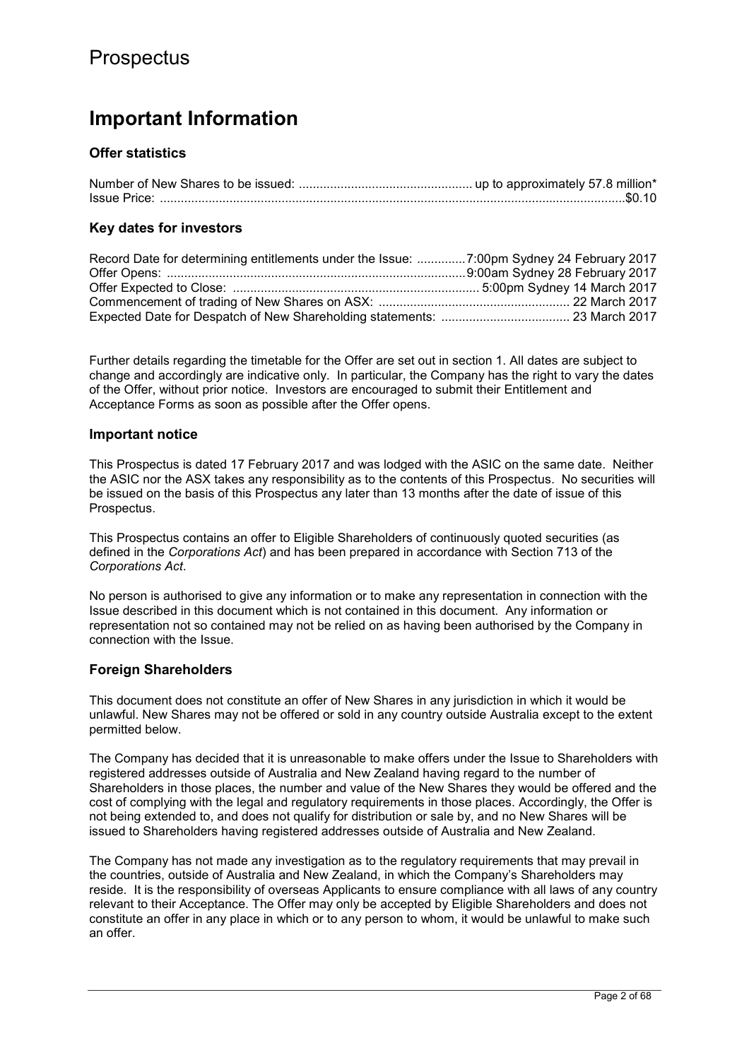# Prospectus

## Important Information

### Offer statistics

Number of New Shares to be issued: ................................................. up to approximately 57.8 million*
Issue Price: ....................................................................................................................................$0.10

### Key dates for investors

Record Date for determining entitlements under the Issue: ..............7:00pm Sydney 24 February 2017
Offer Opens: .....................................................................................9:00am Sydney 28 February 2017
Offer Expected to Close: ...................................................................... 5:00pm Sydney 14 March 2017
Commencement of trading of New Shares on ASX: ....................................................... 22 March 2017
Expected Date for Despatch of New Shareholding statements: ..................................... 23 March 2017

Further details regarding the timetable for the Offer are set out in section 1. All dates are subject to change and accordingly are indicative only. In particular, the Company has the right to vary the dates of the Offer, without prior notice. Investors are encouraged to submit their Entitlement and Acceptance Forms as soon as possible after the Offer opens.

### Important notice

This Prospectus is dated 17 February 2017 and was lodged with the ASIC on the same date. Neither the ASIC nor the ASX takes any responsibility as to the contents of this Prospectus. No securities will be issued on the basis of this Prospectus any later than 13 months after the date of issue of this Prospectus.

This Prospectus contains an offer to Eligible Shareholders of continuously quoted securities (as defined in the *Corporations Act*) and has been prepared in accordance with Section 713 of the *Corporations Act*.

No person is authorised to give any information or to make any representation in connection with the Issue described in this document which is not contained in this document. Any information or representation not so contained may not be relied on as having been authorised by the Company in connection with the Issue.

### Foreign Shareholders

This document does not constitute an offer of New Shares in any jurisdiction in which it would be unlawful. New Shares may not be offered or sold in any country outside Australia except to the extent permitted below.

The Company has decided that it is unreasonable to make offers under the Issue to Shareholders with registered addresses outside of Australia and New Zealand having regard to the number of Shareholders in those places, the number and value of the New Shares they would be offered and the cost of complying with the legal and regulatory requirements in those places. Accordingly, the Offer is not being extended to, and does not qualify for distribution or sale by, and no New Shares will be issued to Shareholders having registered addresses outside of Australia and New Zealand.

The Company has not made any investigation as to the regulatory requirements that may prevail in the countries, outside of Australia and New Zealand, in which the Company's Shareholders may reside. It is the responsibility of overseas Applicants to ensure compliance with all laws of any country relevant to their Acceptance. The Offer may only be accepted by Eligible Shareholders and does not constitute an offer in any place in which or to any person to whom, it would be unlawful to make such an offer.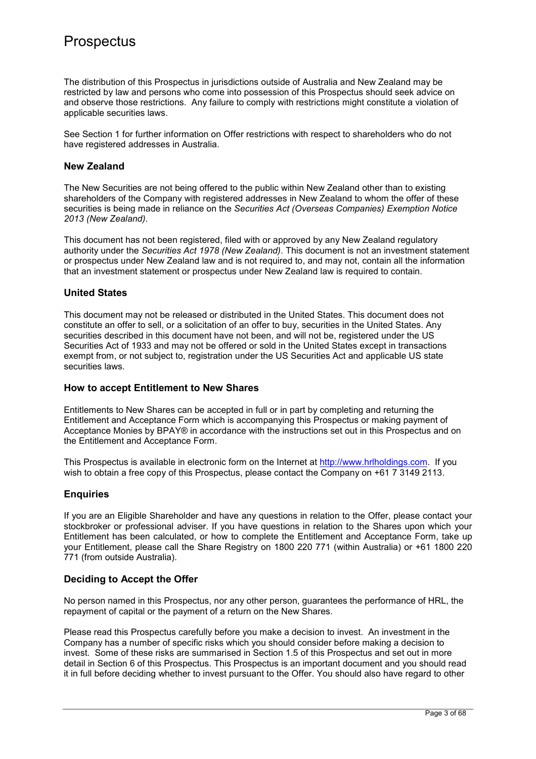# Prospectus

The distribution of this Prospectus in jurisdictions outside of Australia and New Zealand may be restricted by law and persons who come into possession of this Prospectus should seek advice on and observe those restrictions. Any failure to comply with restrictions might constitute a violation of applicable securities laws.

See Section 1 for further information on Offer restrictions with respect to shareholders who do not have registered addresses in Australia.

### New Zealand

The New Securities are not being offered to the public within New Zealand other than to existing shareholders of the Company with registered addresses in New Zealand to whom the offer of these securities is being made in reliance on the *Securities Act (Overseas Companies) Exemption Notice 2013 (New Zealand)*.

This document has not been registered, filed with or approved by any New Zealand regulatory authority under the *Securities Act 1978 (New Zealand)*. This document is not an investment statement or prospectus under New Zealand law and is not required to, and may not, contain all the information that an investment statement or prospectus under New Zealand law is required to contain.

### United States

This document may not be released or distributed in the United States. This document does not constitute an offer to sell, or a solicitation of an offer to buy, securities in the United States. Any securities described in this document have not been, and will not be, registered under the US Securities Act of 1933 and may not be offered or sold in the United States except in transactions exempt from, or not subject to, registration under the US Securities Act and applicable US state securities laws.

### How to accept Entitlement to New Shares

Entitlements to New Shares can be accepted in full or in part by completing and returning the Entitlement and Acceptance Form which is accompanying this Prospectus or making payment of Acceptance Monies by BPAY® in accordance with the instructions set out in this Prospectus and on the Entitlement and Acceptance Form.

This Prospectus is available in electronic form on the Internet at http://www.hrlholdings.com. If you wish to obtain a free copy of this Prospectus, please contact the Company on +61 7 3149 2113.

### Enquiries

If you are an Eligible Shareholder and have any questions in relation to the Offer, please contact your stockbroker or professional adviser. If you have questions in relation to the Shares upon which your Entitlement has been calculated, or how to complete the Entitlement and Acceptance Form, take up your Entitlement, please call the Share Registry on 1800 220 771 (within Australia) or +61 1800 220 771 (from outside Australia).

### Deciding to Accept the Offer

No person named in this Prospectus, nor any other person, guarantees the performance of HRL, the repayment of capital or the payment of a return on the New Shares.

Please read this Prospectus carefully before you make a decision to invest. An investment in the Company has a number of specific risks which you should consider before making a decision to invest. Some of these risks are summarised in Section 1.5 of this Prospectus and set out in more detail in Section 6 of this Prospectus. This Prospectus is an important document and you should read it in full before deciding whether to invest pursuant to the Offer. You should also have regard to other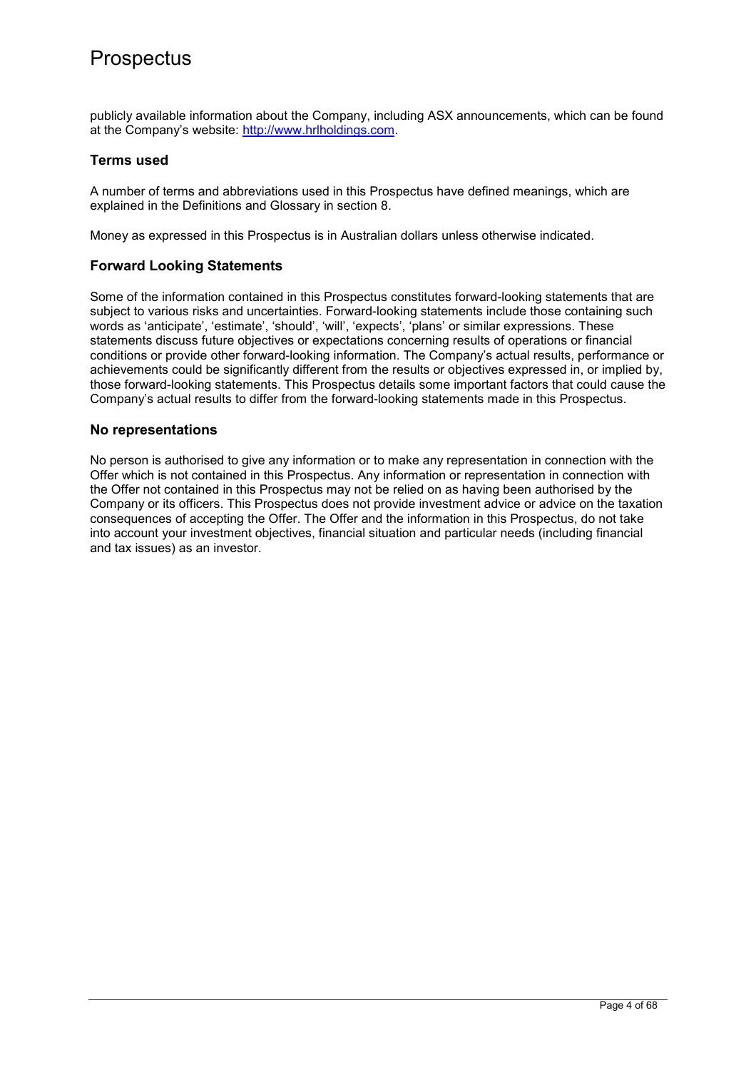publicly available information about the Company, including ASX announcements, which can be found at the Company's website: [http://www.hrlholdings.com](http://www.hrlholdings.com).

## Terms used

A number of terms and abbreviations used in this Prospectus have defined meanings, which are explained in the Definitions and Glossary in section 8.

Money as expressed in this Prospectus is in Australian dollars unless otherwise indicated.

## Forward Looking Statements

Some of the information contained in this Prospectus constitutes forward-looking statements that are subject to various risks and uncertainties. Forward-looking statements include those containing such words as 'anticipate', 'estimate', 'should', 'will', 'expects', 'plans' or similar expressions. These statements discuss future objectives or expectations concerning results of operations or financial conditions or provide other forward-looking information. The Company's actual results, performance or achievements could be significantly different from the results or objectives expressed in, or implied by, those forward-looking statements. This Prospectus details some important factors that could cause the Company's actual results to differ from the forward-looking statements made in this Prospectus.

## No representations

No person is authorised to give any information or to make any representation in connection with the Offer which is not contained in this Prospectus. Any information or representation in connection with the Offer not contained in this Prospectus may not be relied on as having been authorised by the Company or its officers. This Prospectus does not provide investment advice or advice on the taxation consequences of accepting the Offer. The Offer and the information in this Prospectus, do not take into account your investment objectives, financial situation and particular needs (including financial and tax issues) as an investor.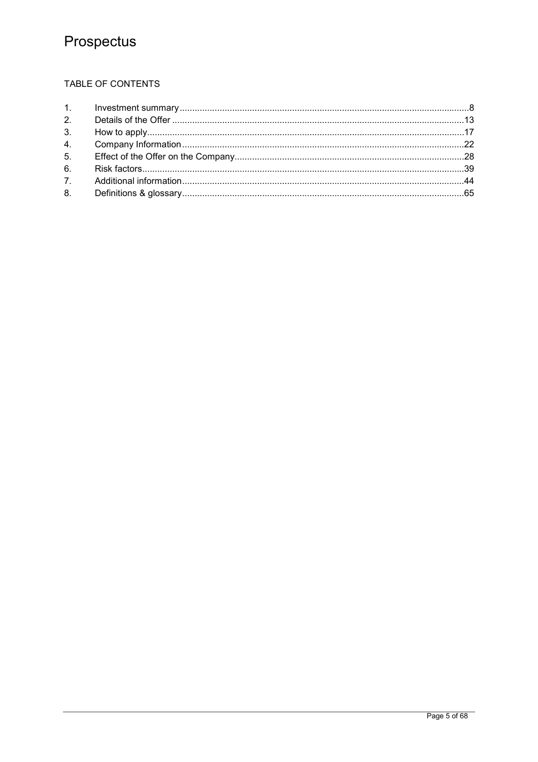TABLE OF CONTENTS

| | | |
|---|---|---|
| 1. | Investment summary | 8 |
| 2. | Details of the Offer | 13 |
| 3. | How to apply | 17 |
| 4. | Company Information | 22 |
| 5. | Effect of the Offer on the Company | 28 |
| 6. | Risk factors | 39 |
| 7. | Additional information | 44 |
| 8. | Definitions & glossary | 65 |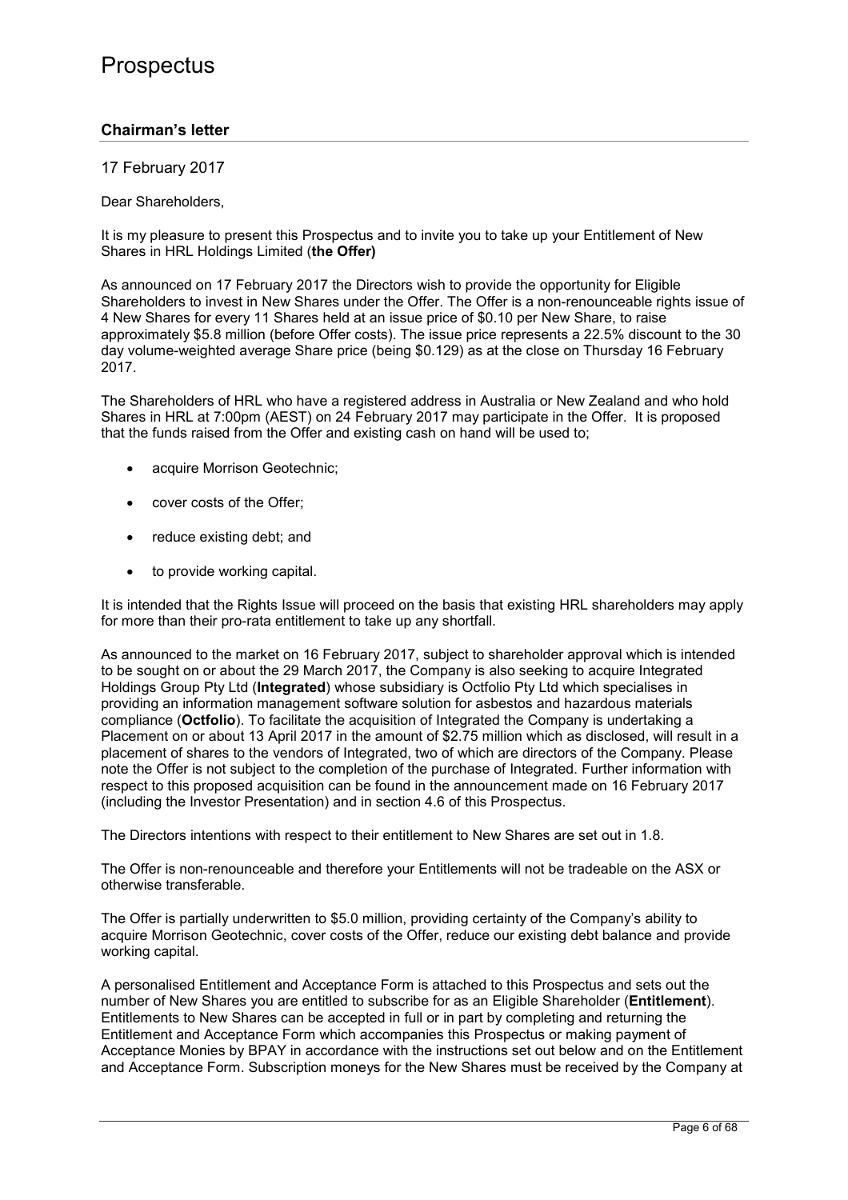# Prospectus

## Chairman's letter

17 February 2017

Dear Shareholders,

It is my pleasure to present this Prospectus and to invite you to take up your Entitlement of New Shares in HRL Holdings Limited (**the Offer)**

As announced on 17 February 2017 the Directors wish to provide the opportunity for Eligible Shareholders to invest in New Shares under the Offer. The Offer is a non-renounceable rights issue of 4 New Shares for every 11 Shares held at an issue price of $0.10 per New Share, to raise approximately $5.8 million (before Offer costs). The issue price represents a 22.5% discount to the 30 day volume-weighted average Share price (being $0.129) as at the close on Thursday 16 February 2017.

The Shareholders of HRL who have a registered address in Australia or New Zealand and who hold Shares in HRL at 7:00pm (AEST) on 24 February 2017 may participate in the Offer. It is proposed that the funds raised from the Offer and existing cash on hand will be used to;

- acquire Morrison Geotechnic;
- cover costs of the Offer;
- reduce existing debt; and
- to provide working capital.

It is intended that the Rights Issue will proceed on the basis that existing HRL shareholders may apply for more than their pro-rata entitlement to take up any shortfall.

As announced to the market on 16 February 2017, subject to shareholder approval which is intended to be sought on or about the 29 March 2017, the Company is also seeking to acquire Integrated Holdings Group Pty Ltd (**Integrated**) whose subsidiary is Octfolio Pty Ltd which specialises in providing an information management software solution for asbestos and hazardous materials compliance (**Octfolio**). To facilitate the acquisition of Integrated the Company is undertaking a Placement on or about 13 April 2017 in the amount of $2.75 million which as disclosed, will result in a placement of shares to the vendors of Integrated, two of which are directors of the Company. Please note the Offer is not subject to the completion of the purchase of Integrated. Further information with respect to this proposed acquisition can be found in the announcement made on 16 February 2017 (including the Investor Presentation) and in section 4.6 of this Prospectus.

The Directors intentions with respect to their entitlement to New Shares are set out in 1.8.

The Offer is non-renounceable and therefore your Entitlements will not be tradeable on the ASX or otherwise transferable.

The Offer is partially underwritten to $5.0 million, providing certainty of the Company's ability to acquire Morrison Geotechnic, cover costs of the Offer, reduce our existing debt balance and provide working capital.

A personalised Entitlement and Acceptance Form is attached to this Prospectus and sets out the number of New Shares you are entitled to subscribe for as an Eligible Shareholder (**Entitlement**). Entitlements to New Shares can be accepted in full or in part by completing and returning the Entitlement and Acceptance Form which accompanies this Prospectus or making payment of Acceptance Monies by BPAY in accordance with the instructions set out below and on the Entitlement and Acceptance Form. Subscription moneys for the New Shares must be received by the Company at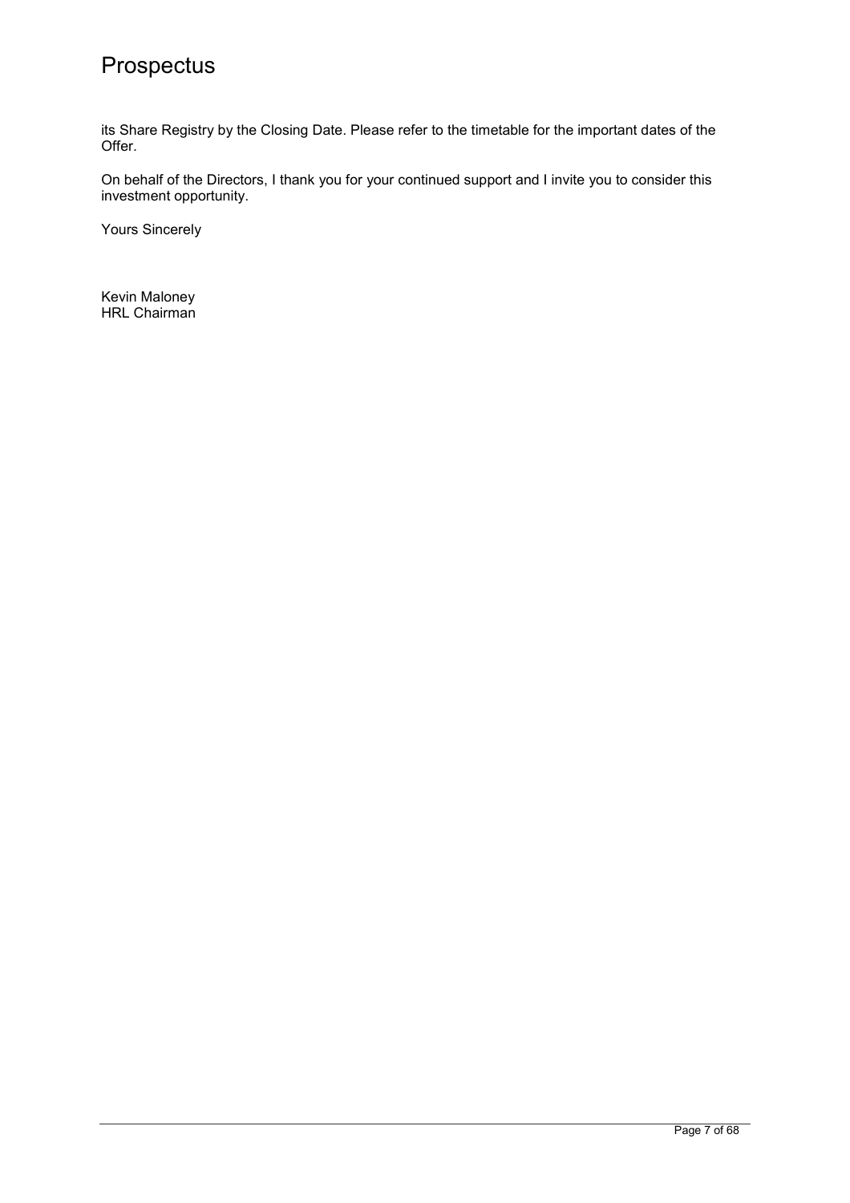its Share Registry by the Closing Date. Please refer to the timetable for the important dates of the Offer.

On behalf of the Directors, I thank you for your continued support and I invite you to consider this investment opportunity.

Yours Sincerely

Kevin Maloney
HRL Chairman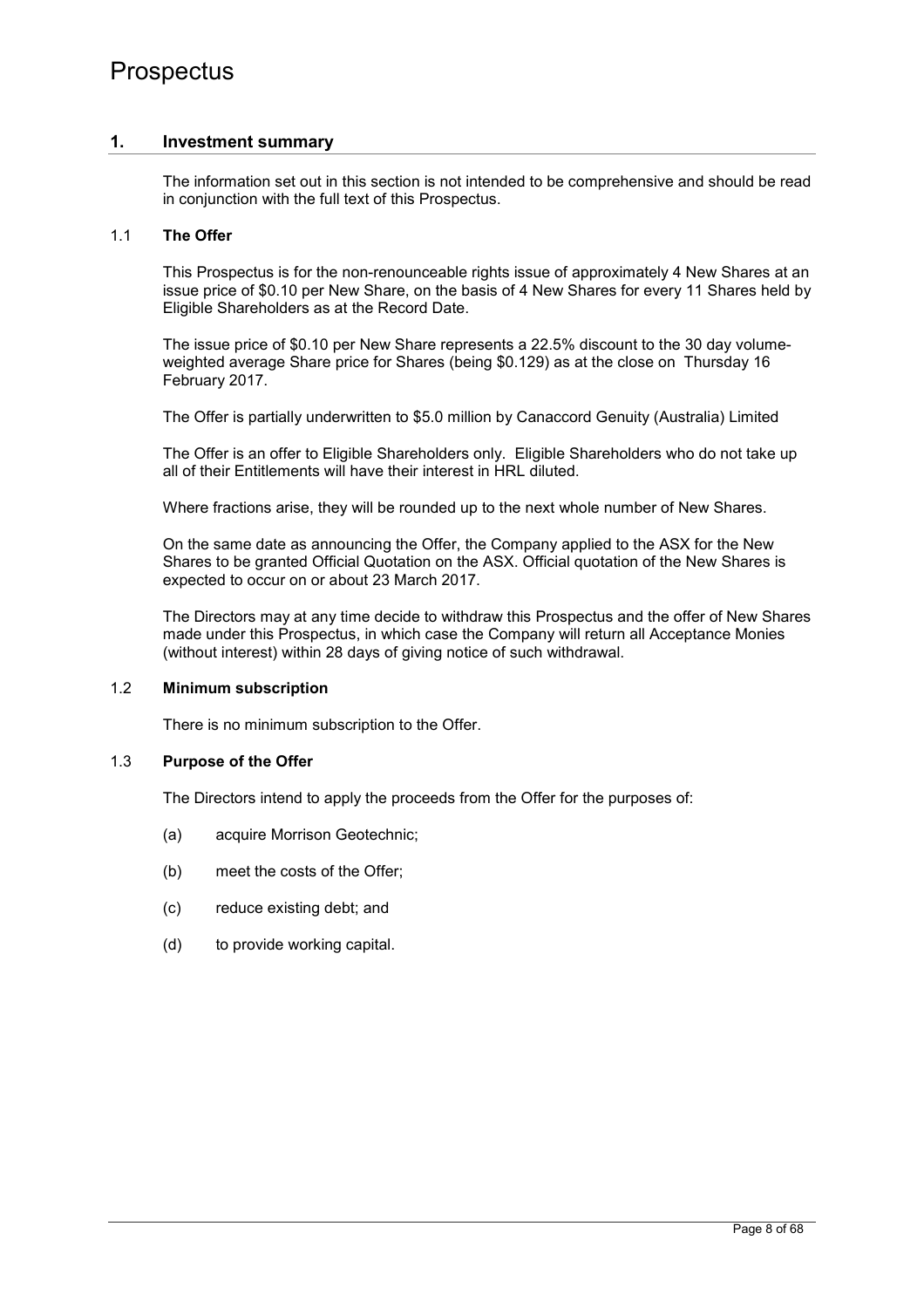## 1. Investment summary

The information set out in this section is not intended to be comprehensive and should be read in conjunction with the full text of this Prospectus.

### 1.1 The Offer

This Prospectus is for the non-renounceable rights issue of approximately 4 New Shares at an issue price of $0.10 per New Share, on the basis of 4 New Shares for every 11 Shares held by Eligible Shareholders as at the Record Date.

The issue price of $0.10 per New Share represents a 22.5% discount to the 30 day volume-weighted average Share price for Shares (being $0.129) as at the close on Thursday 16 February 2017.

The Offer is partially underwritten to $5.0 million by Canaccord Genuity (Australia) Limited

The Offer is an offer to Eligible Shareholders only. Eligible Shareholders who do not take up all of their Entitlements will have their interest in HRL diluted.

Where fractions arise, they will be rounded up to the next whole number of New Shares.

On the same date as announcing the Offer, the Company applied to the ASX for the New Shares to be granted Official Quotation on the ASX. Official quotation of the New Shares is expected to occur on or about 23 March 2017.

The Directors may at any time decide to withdraw this Prospectus and the offer of New Shares made under this Prospectus, in which case the Company will return all Acceptance Monies (without interest) within 28 days of giving notice of such withdrawal.

### 1.2 Minimum subscription

There is no minimum subscription to the Offer.

### 1.3 Purpose of the Offer

The Directors intend to apply the proceeds from the Offer for the purposes of:

(a) acquire Morrison Geotechnic;

(b) meet the costs of the Offer;

(c) reduce existing debt; and

(d) to provide working capital.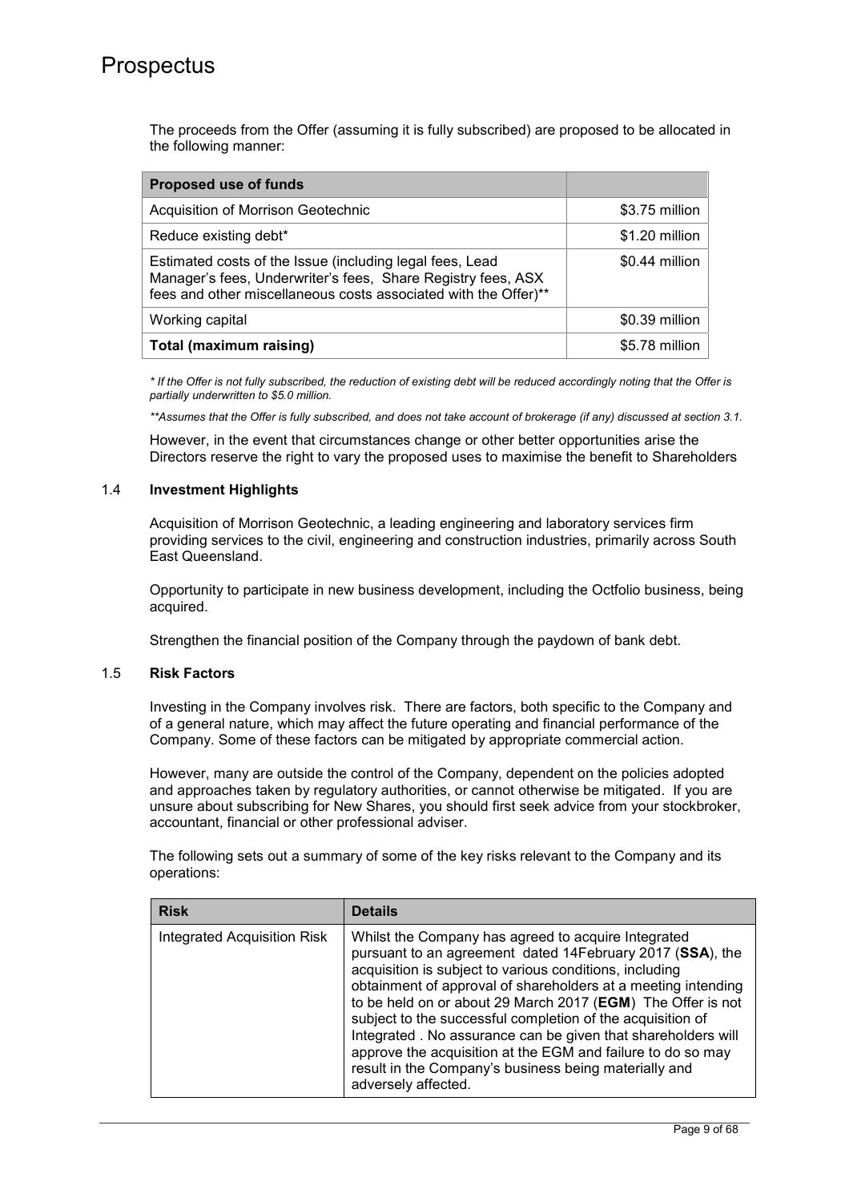The proceeds from the Offer (assuming it is fully subscribed) are proposed to be allocated in the following manner:

| Proposed use of funds | |
|---|---|
| Acquisition of Morrison Geotechnic | $3.75 million |
| Reduce existing debt* | $1.20 million |
| Estimated costs of the Issue (including legal fees, Lead Manager's fees, Underwriter's fees, Share Registry fees, ASX fees and other miscellaneous costs associated with the Offer)** | $0.44 million |
| Working capital | $0.39 million |
| **Total (maximum raising)** | $5.78 million |

*\* If the Offer is not fully subscribed, the reduction of existing debt will be reduced accordingly noting that the Offer is partially underwritten to $5.0 million.*

*\*\*Assumes that the Offer is fully subscribed, and does not take account of brokerage (if any) discussed at section 3.1.*

However, in the event that circumstances change or other better opportunities arise the Directors reserve the right to vary the proposed uses to maximise the benefit to Shareholders

### 1.4 Investment Highlights

Acquisition of Morrison Geotechnic, a leading engineering and laboratory services firm providing services to the civil, engineering and construction industries, primarily across South East Queensland.

Opportunity to participate in new business development, including the Octfolio business, being acquired.

Strengthen the financial position of the Company through the paydown of bank debt.

### 1.5 Risk Factors

Investing in the Company involves risk. There are factors, both specific to the Company and of a general nature, which may affect the future operating and financial performance of the Company. Some of these factors can be mitigated by appropriate commercial action.

However, many are outside the control of the Company, dependent on the policies adopted and approaches taken by regulatory authorities, or cannot otherwise be mitigated. If you are unsure about subscribing for New Shares, you should first seek advice from your stockbroker, accountant, financial or other professional adviser.

The following sets out a summary of some of the key risks relevant to the Company and its operations:

| Risk | Details |
|---|---|
| Integrated Acquisition Risk | Whilst the Company has agreed to acquire Integrated pursuant to an agreement dated 14February 2017 (**SSA**), the acquisition is subject to various conditions, including obtainment of approval of shareholders at a meeting intending to be held on or about 29 March 2017 (**EGM**) The Offer is not subject to the successful completion of the acquisition of Integrated . No assurance can be given that shareholders will approve the acquisition at the EGM and failure to do so may result in the Company's business being materially and adversely affected. |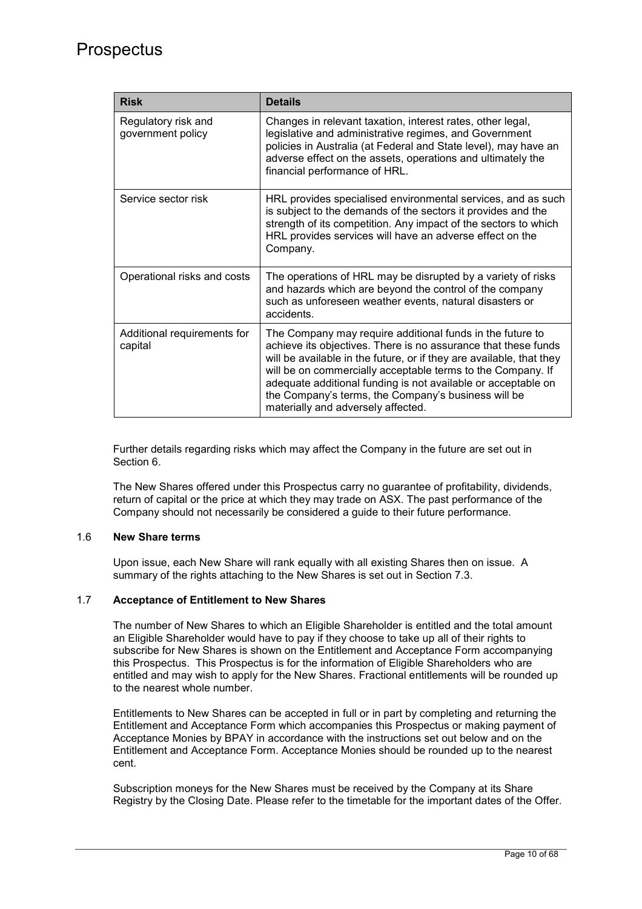| Risk | Details |
|---|---|
| Regulatory risk and government policy | Changes in relevant taxation, interest rates, other legal, legislative and administrative regimes, and Government policies in Australia (at Federal and State level), may have an adverse effect on the assets, operations and ultimately the financial performance of HRL. |
| Service sector risk | HRL provides specialised environmental services, and as such is subject to the demands of the sectors it provides and the strength of its competition. Any impact of the sectors to which HRL provides services will have an adverse effect on the Company. |
| Operational risks and costs | The operations of HRL may be disrupted by a variety of risks and hazards which are beyond the control of the company such as unforeseen weather events, natural disasters or accidents. |
| Additional requirements for capital | The Company may require additional funds in the future to achieve its objectives. There is no assurance that these funds will be available in the future, or if they are available, that they will be on commercially acceptable terms to the Company. If adequate additional funding is not available or acceptable on the Company's terms, the Company's business will be materially and adversely affected. |

Further details regarding risks which may affect the Company in the future are set out in Section 6.

The New Shares offered under this Prospectus carry no guarantee of profitability, dividends, return of capital or the price at which they may trade on ASX. The past performance of the Company should not necessarily be considered a guide to their future performance.

### 1.6 New Share terms

Upon issue, each New Share will rank equally with all existing Shares then on issue. A summary of the rights attaching to the New Shares is set out in Section 7.3.

### 1.7 Acceptance of Entitlement to New Shares

The number of New Shares to which an Eligible Shareholder is entitled and the total amount an Eligible Shareholder would have to pay if they choose to take up all of their rights to subscribe for New Shares is shown on the Entitlement and Acceptance Form accompanying this Prospectus. This Prospectus is for the information of Eligible Shareholders who are entitled and may wish to apply for the New Shares. Fractional entitlements will be rounded up to the nearest whole number.

Entitlements to New Shares can be accepted in full or in part by completing and returning the Entitlement and Acceptance Form which accompanies this Prospectus or making payment of Acceptance Monies by BPAY in accordance with the instructions set out below and on the Entitlement and Acceptance Form. Acceptance Monies should be rounded up to the nearest cent.

Subscription moneys for the New Shares must be received by the Company at its Share Registry by the Closing Date. Please refer to the timetable for the important dates of the Offer.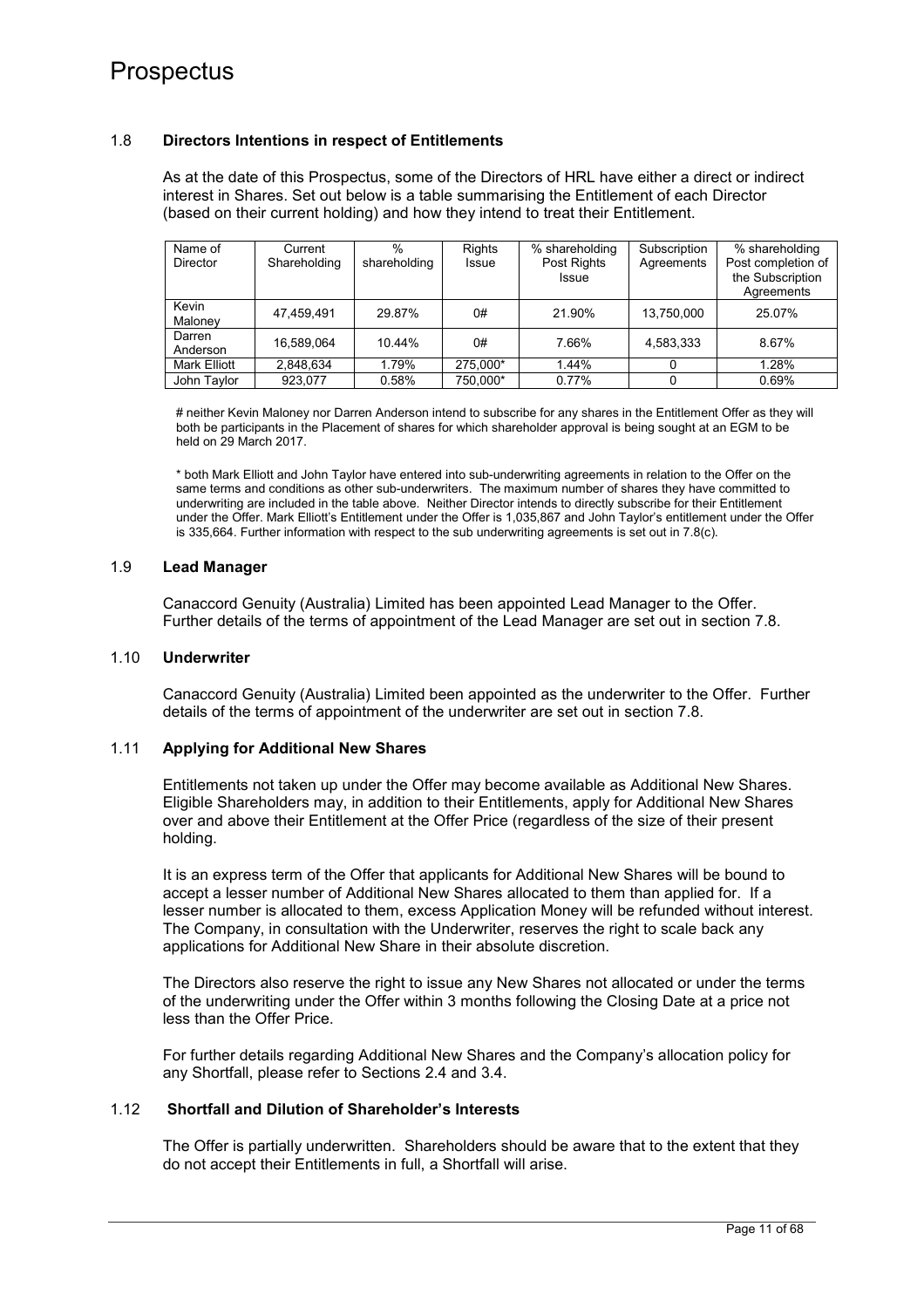### 1.8 Directors Intentions in respect of Entitlements

As at the date of this Prospectus, some of the Directors of HRL have either a direct or indirect interest in Shares. Set out below is a table summarising the Entitlement of each Director (based on their current holding) and how they intend to treat their Entitlement.

| Name of Director | Current Shareholding | % shareholding | Rights Issue | % shareholding Post Rights Issue | Subscription Agreements | % shareholding Post completion of the Subscription Agreements |
|---|---|---|---|---|---|---|
| Kevin Maloney | 47,459,491 | 29.87% | 0# | 21.90% | 13,750,000 | 25.07% |
| Darren Anderson | 16,589,064 | 10.44% | 0# | 7.66% | 4,583,333 | 8.67% |
| Mark Elliott | 2,848,634 | 1.79% | 275,000* | 1.44% | 0 | 1.28% |
| John Taylor | 923,077 | 0.58% | 750,000* | 0.77% | 0 | 0.69% |

# neither Kevin Maloney nor Darren Anderson intend to subscribe for any shares in the Entitlement Offer as they will both be participants in the Placement of shares for which shareholder approval is being sought at an EGM to be held on 29 March 2017.

* both Mark Elliott and John Taylor have entered into sub-underwriting agreements in relation to the Offer on the same terms and conditions as other sub-underwriters. The maximum number of shares they have committed to underwriting are included in the table above. Neither Director intends to directly subscribe for their Entitlement under the Offer. Mark Elliott's Entitlement under the Offer is 1,035,867 and John Taylor's entitlement under the Offer is 335,664. Further information with respect to the sub underwriting agreements is set out in 7.8(c).

### 1.9 Lead Manager

Canaccord Genuity (Australia) Limited has been appointed Lead Manager to the Offer. Further details of the terms of appointment of the Lead Manager are set out in section 7.8.

### 1.10 Underwriter

Canaccord Genuity (Australia) Limited been appointed as the underwriter to the Offer. Further details of the terms of appointment of the underwriter are set out in section 7.8.

### 1.11 Applying for Additional New Shares

Entitlements not taken up under the Offer may become available as Additional New Shares. Eligible Shareholders may, in addition to their Entitlements, apply for Additional New Shares over and above their Entitlement at the Offer Price (regardless of the size of their present holding.

It is an express term of the Offer that applicants for Additional New Shares will be bound to accept a lesser number of Additional New Shares allocated to them than applied for. If a lesser number is allocated to them, excess Application Money will be refunded without interest. The Company, in consultation with the Underwriter, reserves the right to scale back any applications for Additional New Share in their absolute discretion.

The Directors also reserve the right to issue any New Shares not allocated or under the terms of the underwriting under the Offer within 3 months following the Closing Date at a price not less than the Offer Price.

For further details regarding Additional New Shares and the Company's allocation policy for any Shortfall, please refer to Sections 2.4 and 3.4.

### 1.12 Shortfall and Dilution of Shareholder's Interests

The Offer is partially underwritten. Shareholders should be aware that to the extent that they do not accept their Entitlements in full, a Shortfall will arise.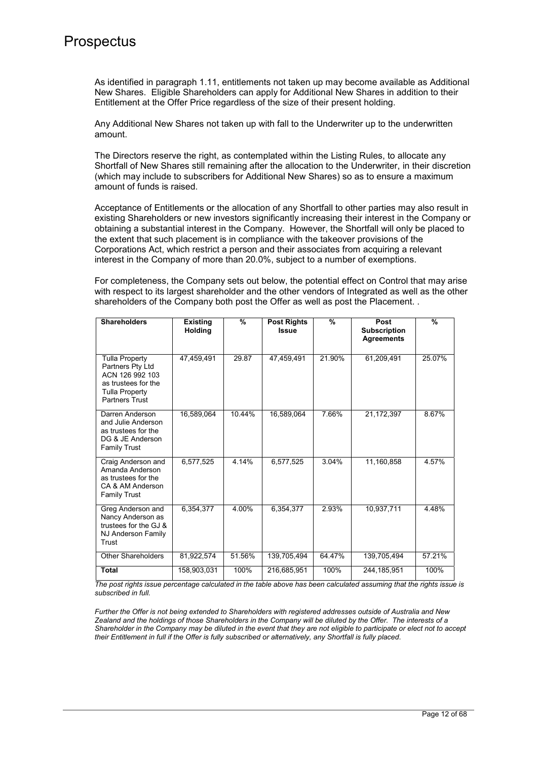As identified in paragraph 1.11, entitlements not taken up may become available as Additional New Shares. Eligible Shareholders can apply for Additional New Shares in addition to their Entitlement at the Offer Price regardless of the size of their present holding.

Any Additional New Shares not taken up with fall to the Underwriter up to the underwritten amount.

The Directors reserve the right, as contemplated within the Listing Rules, to allocate any Shortfall of New Shares still remaining after the allocation to the Underwriter, in their discretion (which may include to subscribers for Additional New Shares) so as to ensure a maximum amount of funds is raised.

Acceptance of Entitlements or the allocation of any Shortfall to other parties may also result in existing Shareholders or new investors significantly increasing their interest in the Company or obtaining a substantial interest in the Company. However, the Shortfall will only be placed to the extent that such placement is in compliance with the takeover provisions of the Corporations Act, which restrict a person and their associates from acquiring a relevant interest in the Company of more than 20.0%, subject to a number of exemptions.

For completeness, the Company sets out below, the potential effect on Control that may arise with respect to its largest shareholder and the other vendors of Integrated as well as the other shareholders of the Company both post the Offer as well as post the Placement. .

| Shareholders | Existing Holding | % | Post Rights Issue | % | Post Subscription Agreements | % |
|---|---|---|---|---|---|---|
| Tulla Property Partners Pty Ltd ACN 126 992 103 as trustees for the Tulla Property Partners Trust | 47,459,491 | 29.87 | 47,459,491 | 21.90% | 61,209,491 | 25.07% |
| Darren Anderson and Julie Anderson as trustees for the DG & JE Anderson Family Trust | 16,589,064 | 10.44% | 16,589,064 | 7.66% | 21,172,397 | 8.67% |
| Craig Anderson and Amanda Anderson as trustees for the CA & AM Anderson Family Trust | 6,577,525 | 4.14% | 6,577,525 | 3.04% | 11,160,858 | 4.57% |
| Greg Anderson and Nancy Anderson as trustees for the GJ & NJ Anderson Family Trust | 6,354,377 | 4.00% | 6,354,377 | 2.93% | 10,937,711 | 4.48% |
| Other Shareholders | 81,922,574 | 51.56% | 139,705,494 | 64.47% | 139,705,494 | 57.21% |
| **Total** | 158,903,031 | 100% | 216,685,951 | 100% | 244,185,951 | 100% |

*The post rights issue percentage calculated in the table above has been calculated assuming that the rights issue is subscribed in full.*

*Further the Offer is not being extended to Shareholders with registered addresses outside of Australia and New Zealand and the holdings of those Shareholders in the Company will be diluted by the Offer. The interests of a Shareholder in the Company may be diluted in the event that they are not eligible to participate or elect not to accept their Entitlement in full if the Offer is fully subscribed or alternatively, any Shortfall is fully placed.*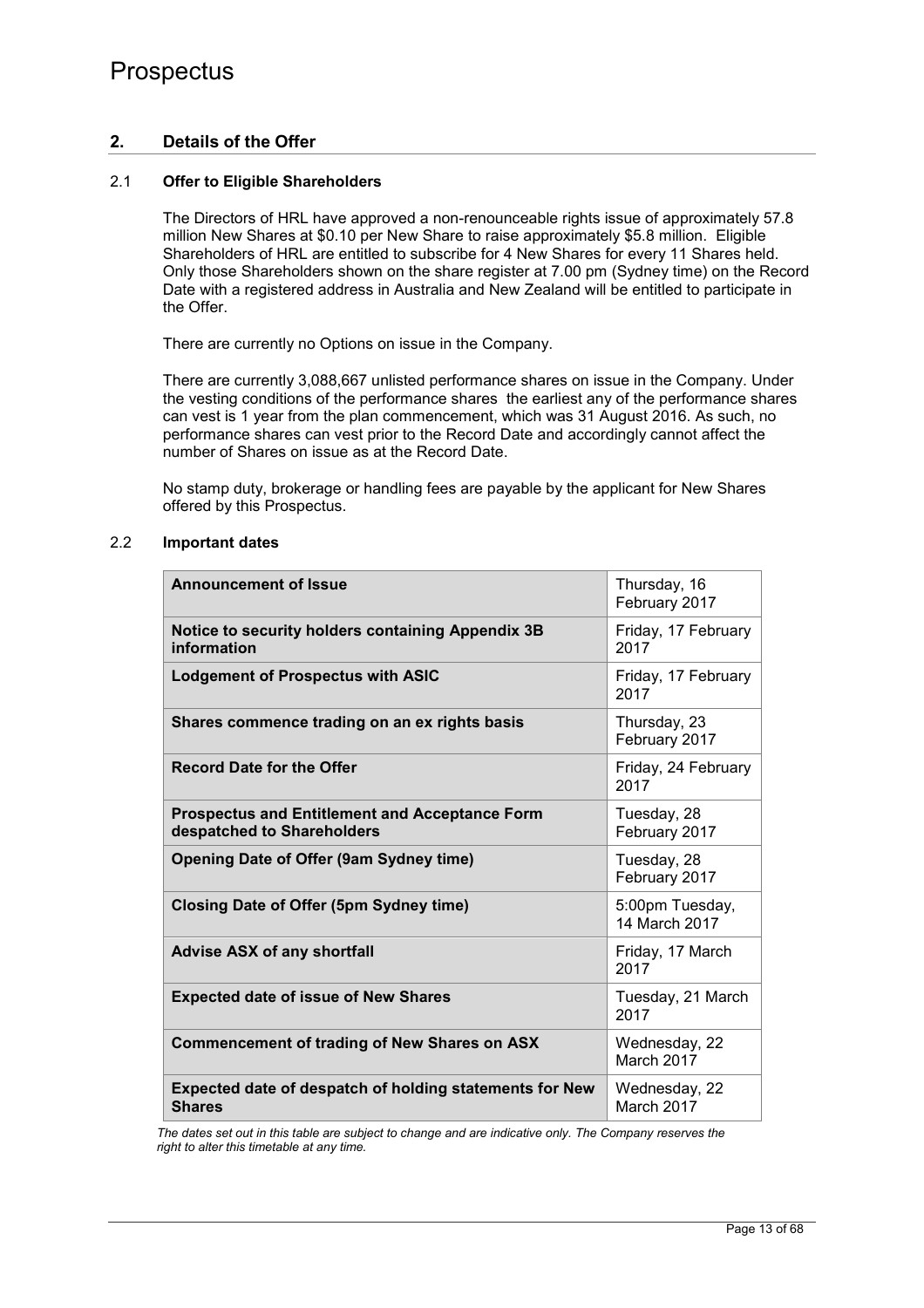## 2. Details of the Offer

### 2.1 Offer to Eligible Shareholders

The Directors of HRL have approved a non-renounceable rights issue of approximately 57.8 million New Shares at $0.10 per New Share to raise approximately $5.8 million. Eligible Shareholders of HRL are entitled to subscribe for 4 New Shares for every 11 Shares held. Only those Shareholders shown on the share register at 7.00 pm (Sydney time) on the Record Date with a registered address in Australia and New Zealand will be entitled to participate in the Offer.

There are currently no Options on issue in the Company.

There are currently 3,088,667 unlisted performance shares on issue in the Company. Under the vesting conditions of the performance shares the earliest any of the performance shares can vest is 1 year from the plan commencement, which was 31 August 2016. As such, no performance shares can vest prior to the Record Date and accordingly cannot affect the number of Shares on issue as at the Record Date.

No stamp duty, brokerage or handling fees are payable by the applicant for New Shares offered by this Prospectus.

### 2.2 Important dates

| Event | Date |
|---|---|
| **Announcement of Issue** | Thursday, 16 February 2017 |
| **Notice to security holders containing Appendix 3B information** | Friday, 17 February 2017 |
| **Lodgement of Prospectus with ASIC** | Friday, 17 February 2017 |
| **Shares commence trading on an ex rights basis** | Thursday, 23 February 2017 |
| **Record Date for the Offer** | Friday, 24 February 2017 |
| **Prospectus and Entitlement and Acceptance Form despatched to Shareholders** | Tuesday, 28 February 2017 |
| **Opening Date of Offer (9am Sydney time)** | Tuesday, 28 February 2017 |
| **Closing Date of Offer (5pm Sydney time)** | 5:00pm Tuesday, 14 March 2017 |
| **Advise ASX of any shortfall** | Friday, 17 March 2017 |
| **Expected date of issue of New Shares** | Tuesday, 21 March 2017 |
| **Commencement of trading of New Shares on ASX** | Wednesday, 22 March 2017 |
| **Expected date of despatch of holding statements for New Shares** | Wednesday, 22 March 2017 |

*The dates set out in this table are subject to change and are indicative only. The Company reserves the right to alter this timetable at any time.*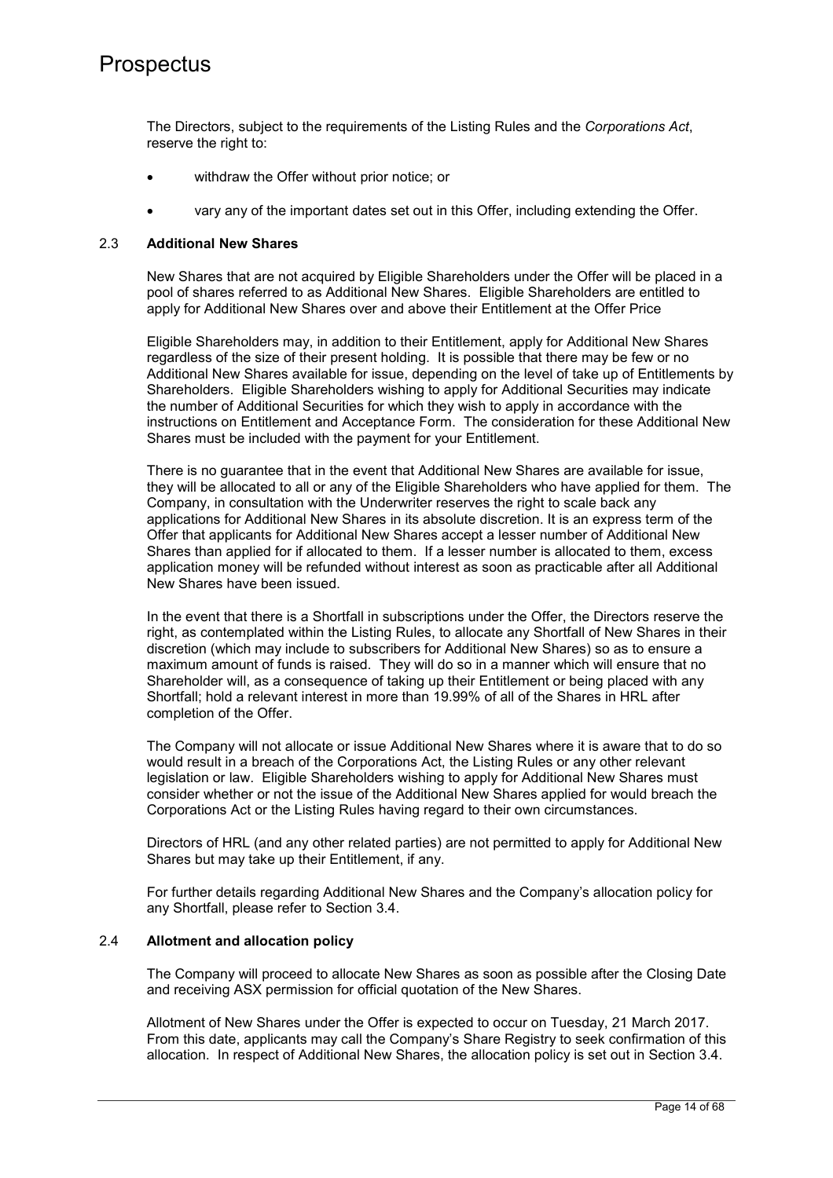The Directors, subject to the requirements of the Listing Rules and the *Corporations Act*, reserve the right to:

- withdraw the Offer without prior notice; or
- vary any of the important dates set out in this Offer, including extending the Offer.

### 2.3 **Additional New Shares**

New Shares that are not acquired by Eligible Shareholders under the Offer will be placed in a pool of shares referred to as Additional New Shares. Eligible Shareholders are entitled to apply for Additional New Shares over and above their Entitlement at the Offer Price

Eligible Shareholders may, in addition to their Entitlement, apply for Additional New Shares regardless of the size of their present holding. It is possible that there may be few or no Additional New Shares available for issue, depending on the level of take up of Entitlements by Shareholders. Eligible Shareholders wishing to apply for Additional Securities may indicate the number of Additional Securities for which they wish to apply in accordance with the instructions on Entitlement and Acceptance Form. The consideration for these Additional New Shares must be included with the payment for your Entitlement.

There is no guarantee that in the event that Additional New Shares are available for issue, they will be allocated to all or any of the Eligible Shareholders who have applied for them. The Company, in consultation with the Underwriter reserves the right to scale back any applications for Additional New Shares in its absolute discretion. It is an express term of the Offer that applicants for Additional New Shares accept a lesser number of Additional New Shares than applied for if allocated to them. If a lesser number is allocated to them, excess application money will be refunded without interest as soon as practicable after all Additional New Shares have been issued.

In the event that there is a Shortfall in subscriptions under the Offer, the Directors reserve the right, as contemplated within the Listing Rules, to allocate any Shortfall of New Shares in their discretion (which may include to subscribers for Additional New Shares) so as to ensure a maximum amount of funds is raised. They will do so in a manner which will ensure that no Shareholder will, as a consequence of taking up their Entitlement or being placed with any Shortfall; hold a relevant interest in more than 19.99% of all of the Shares in HRL after completion of the Offer.

The Company will not allocate or issue Additional New Shares where it is aware that to do so would result in a breach of the Corporations Act, the Listing Rules or any other relevant legislation or law. Eligible Shareholders wishing to apply for Additional New Shares must consider whether or not the issue of the Additional New Shares applied for would breach the Corporations Act or the Listing Rules having regard to their own circumstances.

Directors of HRL (and any other related parties) are not permitted to apply for Additional New Shares but may take up their Entitlement, if any.

For further details regarding Additional New Shares and the Company's allocation policy for any Shortfall, please refer to Section 3.4.

### 2.4 **Allotment and allocation policy**

The Company will proceed to allocate New Shares as soon as possible after the Closing Date and receiving ASX permission for official quotation of the New Shares.

Allotment of New Shares under the Offer is expected to occur on Tuesday, 21 March 2017. From this date, applicants may call the Company's Share Registry to seek confirmation of this allocation. In respect of Additional New Shares, the allocation policy is set out in Section 3.4.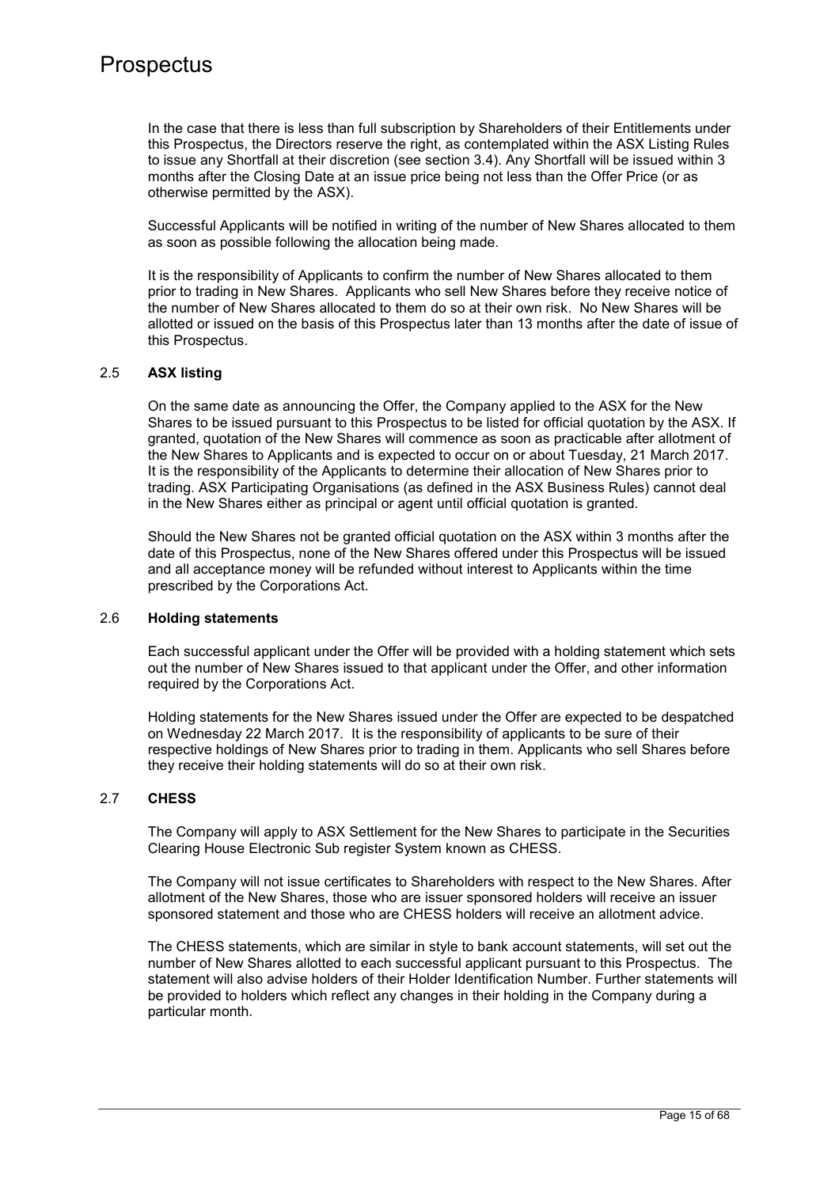In the case that there is less than full subscription by Shareholders of their Entitlements under this Prospectus, the Directors reserve the right, as contemplated within the ASX Listing Rules to issue any Shortfall at their discretion (see section 3.4). Any Shortfall will be issued within 3 months after the Closing Date at an issue price being not less than the Offer Price (or as otherwise permitted by the ASX).

Successful Applicants will be notified in writing of the number of New Shares allocated to them as soon as possible following the allocation being made.

It is the responsibility of Applicants to confirm the number of New Shares allocated to them prior to trading in New Shares. Applicants who sell New Shares before they receive notice of the number of New Shares allocated to them do so at their own risk. No New Shares will be allotted or issued on the basis of this Prospectus later than 13 months after the date of issue of this Prospectus.

## 2.5 ASX listing

On the same date as announcing the Offer, the Company applied to the ASX for the New Shares to be issued pursuant to this Prospectus to be listed for official quotation by the ASX. If granted, quotation of the New Shares will commence as soon as practicable after allotment of the New Shares to Applicants and is expected to occur on or about Tuesday, 21 March 2017. It is the responsibility of the Applicants to determine their allocation of New Shares prior to trading. ASX Participating Organisations (as defined in the ASX Business Rules) cannot deal in the New Shares either as principal or agent until official quotation is granted.

Should the New Shares not be granted official quotation on the ASX within 3 months after the date of this Prospectus, none of the New Shares offered under this Prospectus will be issued and all acceptance money will be refunded without interest to Applicants within the time prescribed by the Corporations Act.

## 2.6 Holding statements

Each successful applicant under the Offer will be provided with a holding statement which sets out the number of New Shares issued to that applicant under the Offer, and other information required by the Corporations Act.

Holding statements for the New Shares issued under the Offer are expected to be despatched on Wednesday 22 March 2017. It is the responsibility of applicants to be sure of their respective holdings of New Shares prior to trading in them. Applicants who sell Shares before they receive their holding statements will do so at their own risk.

## 2.7 CHESS

The Company will apply to ASX Settlement for the New Shares to participate in the Securities Clearing House Electronic Sub register System known as CHESS.

The Company will not issue certificates to Shareholders with respect to the New Shares. After allotment of the New Shares, those who are issuer sponsored holders will receive an issuer sponsored statement and those who are CHESS holders will receive an allotment advice.

The CHESS statements, which are similar in style to bank account statements, will set out the number of New Shares allotted to each successful applicant pursuant to this Prospectus. The statement will also advise holders of their Holder Identification Number. Further statements will be provided to holders which reflect any changes in their holding in the Company during a particular month.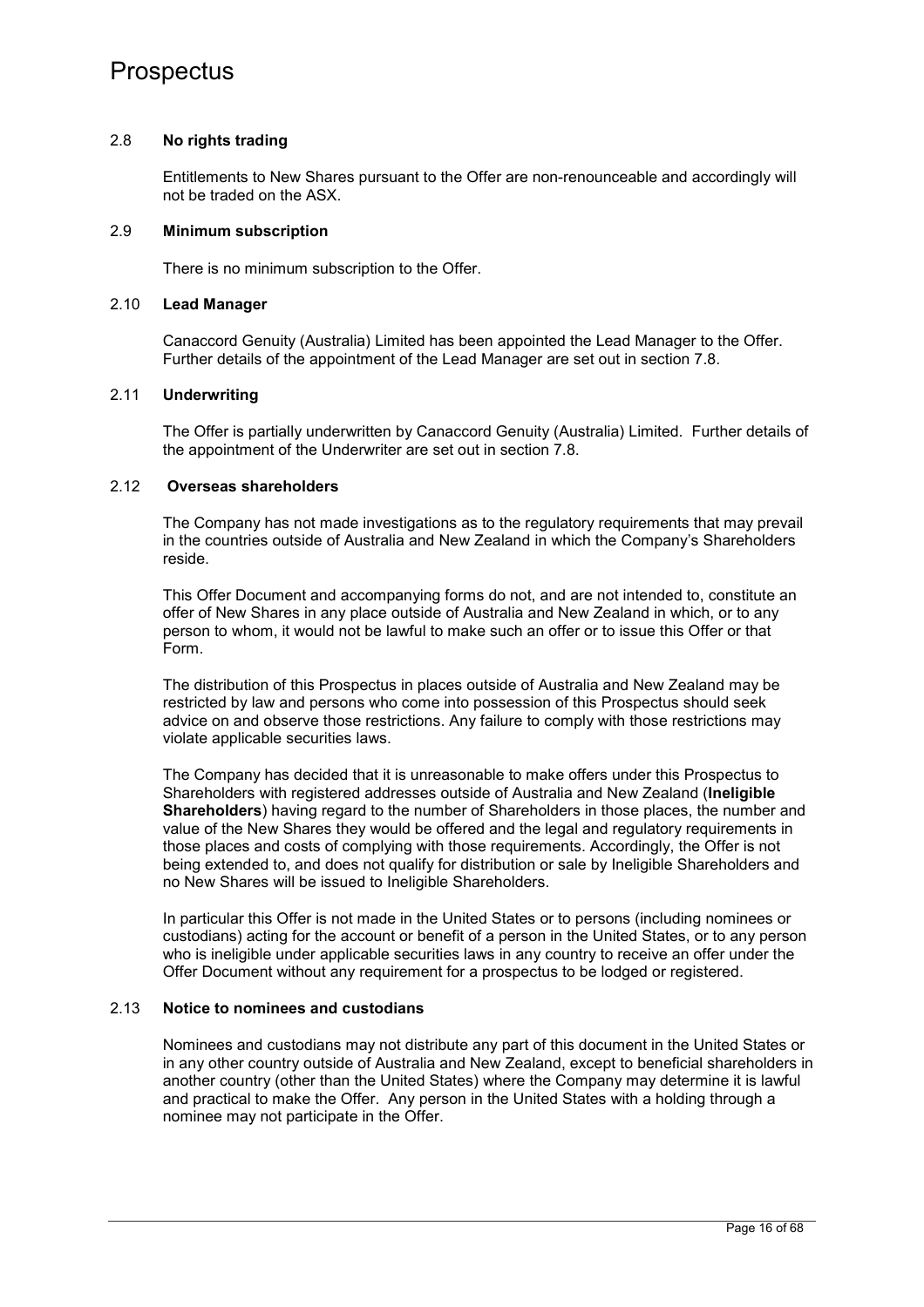### 2.8 **No rights trading**

Entitlements to New Shares pursuant to the Offer are non-renounceable and accordingly will not be traded on the ASX.

### 2.9 **Minimum subscription**

There is no minimum subscription to the Offer.

### 2.10 **Lead Manager**

Canaccord Genuity (Australia) Limited has been appointed the Lead Manager to the Offer. Further details of the appointment of the Lead Manager are set out in section 7.8.

### 2.11 **Underwriting**

The Offer is partially underwritten by Canaccord Genuity (Australia) Limited. Further details of the appointment of the Underwriter are set out in section 7.8.

### 2.12 **Overseas shareholders**

The Company has not made investigations as to the regulatory requirements that may prevail in the countries outside of Australia and New Zealand in which the Company's Shareholders reside.

This Offer Document and accompanying forms do not, and are not intended to, constitute an offer of New Shares in any place outside of Australia and New Zealand in which, or to any person to whom, it would not be lawful to make such an offer or to issue this Offer or that Form.

The distribution of this Prospectus in places outside of Australia and New Zealand may be restricted by law and persons who come into possession of this Prospectus should seek advice on and observe those restrictions. Any failure to comply with those restrictions may violate applicable securities laws.

The Company has decided that it is unreasonable to make offers under this Prospectus to Shareholders with registered addresses outside of Australia and New Zealand (**Ineligible Shareholders**) having regard to the number of Shareholders in those places, the number and value of the New Shares they would be offered and the legal and regulatory requirements in those places and costs of complying with those requirements. Accordingly, the Offer is not being extended to, and does not qualify for distribution or sale by Ineligible Shareholders and no New Shares will be issued to Ineligible Shareholders.

In particular this Offer is not made in the United States or to persons (including nominees or custodians) acting for the account or benefit of a person in the United States, or to any person who is ineligible under applicable securities laws in any country to receive an offer under the Offer Document without any requirement for a prospectus to be lodged or registered.

### 2.13 **Notice to nominees and custodians**

Nominees and custodians may not distribute any part of this document in the United States or in any other country outside of Australia and New Zealand, except to beneficial shareholders in another country (other than the United States) where the Company may determine it is lawful and practical to make the Offer. Any person in the United States with a holding through a nominee may not participate in the Offer.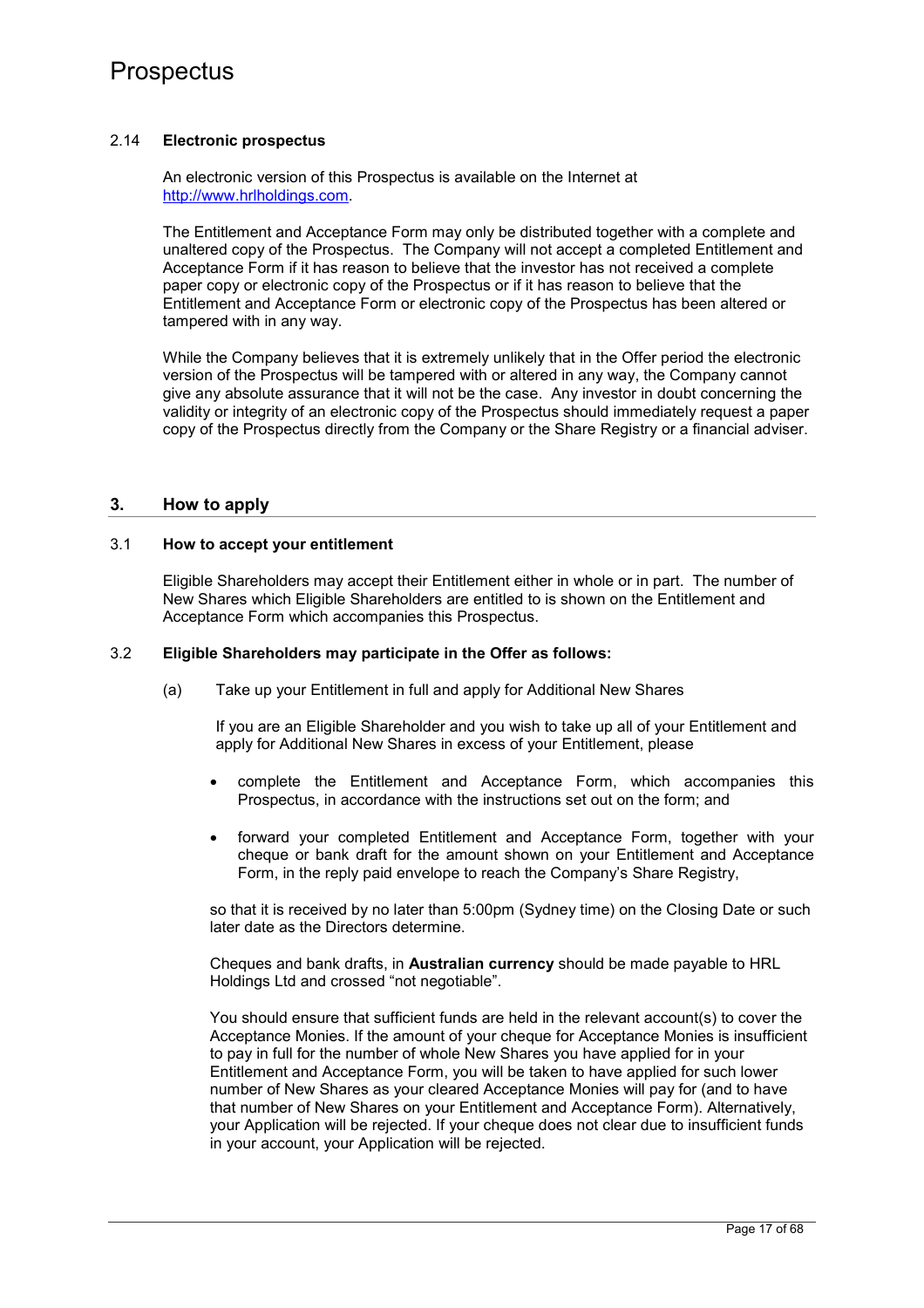### 2.14 Electronic prospectus

An electronic version of this Prospectus is available on the Internet at http://www.hrlholdings.com.

The Entitlement and Acceptance Form may only be distributed together with a complete and unaltered copy of the Prospectus. The Company will not accept a completed Entitlement and Acceptance Form if it has reason to believe that the investor has not received a complete paper copy or electronic copy of the Prospectus or if it has reason to believe that the Entitlement and Acceptance Form or electronic copy of the Prospectus has been altered or tampered with in any way.

While the Company believes that it is extremely unlikely that in the Offer period the electronic version of the Prospectus will be tampered with or altered in any way, the Company cannot give any absolute assurance that it will not be the case. Any investor in doubt concerning the validity or integrity of an electronic copy of the Prospectus should immediately request a paper copy of the Prospectus directly from the Company or the Share Registry or a financial adviser.

## 3. How to apply

### 3.1 How to accept your entitlement

Eligible Shareholders may accept their Entitlement either in whole or in part. The number of New Shares which Eligible Shareholders are entitled to is shown on the Entitlement and Acceptance Form which accompanies this Prospectus.

### 3.2 Eligible Shareholders may participate in the Offer as follows:

(a) Take up your Entitlement in full and apply for Additional New Shares

If you are an Eligible Shareholder and you wish to take up all of your Entitlement and apply for Additional New Shares in excess of your Entitlement, please

- complete the Entitlement and Acceptance Form, which accompanies this Prospectus, in accordance with the instructions set out on the form; and
- forward your completed Entitlement and Acceptance Form, together with your cheque or bank draft for the amount shown on your Entitlement and Acceptance Form, in the reply paid envelope to reach the Company's Share Registry,

so that it is received by no later than 5:00pm (Sydney time) on the Closing Date or such later date as the Directors determine.

Cheques and bank drafts, in **Australian currency** should be made payable to HRL Holdings Ltd and crossed "not negotiable".

You should ensure that sufficient funds are held in the relevant account(s) to cover the Acceptance Monies. If the amount of your cheque for Acceptance Monies is insufficient to pay in full for the number of whole New Shares you have applied for in your Entitlement and Acceptance Form, you will be taken to have applied for such lower number of New Shares as your cleared Acceptance Monies will pay for (and to have that number of New Shares on your Entitlement and Acceptance Form). Alternatively, your Application will be rejected. If your cheque does not clear due to insufficient funds in your account, your Application will be rejected.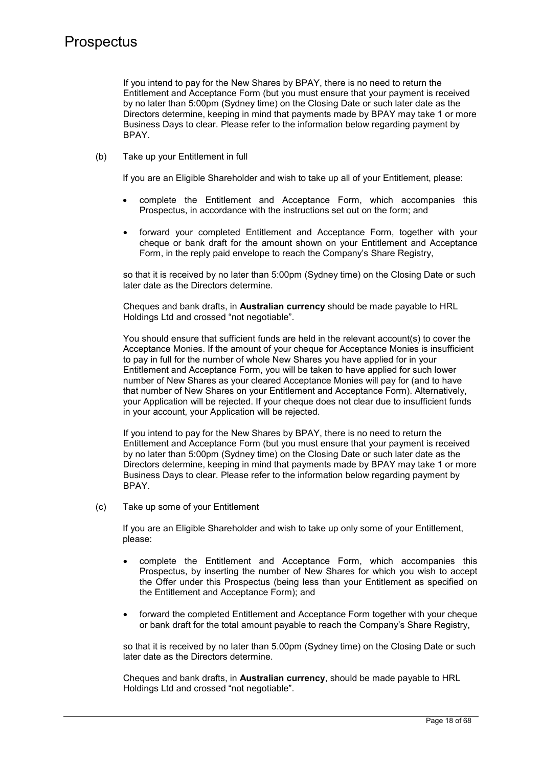If you intend to pay for the New Shares by BPAY, there is no need to return the Entitlement and Acceptance Form (but you must ensure that your payment is received by no later than 5:00pm (Sydney time) on the Closing Date or such later date as the Directors determine, keeping in mind that payments made by BPAY may take 1 or more Business Days to clear. Please refer to the information below regarding payment by BPAY.

(b) Take up your Entitlement in full

If you are an Eligible Shareholder and wish to take up all of your Entitlement, please:

- complete the Entitlement and Acceptance Form, which accompanies this Prospectus, in accordance with the instructions set out on the form; and
- forward your completed Entitlement and Acceptance Form, together with your cheque or bank draft for the amount shown on your Entitlement and Acceptance Form, in the reply paid envelope to reach the Company's Share Registry,

so that it is received by no later than 5:00pm (Sydney time) on the Closing Date or such later date as the Directors determine.

Cheques and bank drafts, in **Australian currency** should be made payable to HRL Holdings Ltd and crossed "not negotiable".

You should ensure that sufficient funds are held in the relevant account(s) to cover the Acceptance Monies. If the amount of your cheque for Acceptance Monies is insufficient to pay in full for the number of whole New Shares you have applied for in your Entitlement and Acceptance Form, you will be taken to have applied for such lower number of New Shares as your cleared Acceptance Monies will pay for (and to have that number of New Shares on your Entitlement and Acceptance Form). Alternatively, your Application will be rejected. If your cheque does not clear due to insufficient funds in your account, your Application will be rejected.

If you intend to pay for the New Shares by BPAY, there is no need to return the Entitlement and Acceptance Form (but you must ensure that your payment is received by no later than 5:00pm (Sydney time) on the Closing Date or such later date as the Directors determine, keeping in mind that payments made by BPAY may take 1 or more Business Days to clear. Please refer to the information below regarding payment by BPAY.

(c) Take up some of your Entitlement

If you are an Eligible Shareholder and wish to take up only some of your Entitlement, please:

- complete the Entitlement and Acceptance Form, which accompanies this Prospectus, by inserting the number of New Shares for which you wish to accept the Offer under this Prospectus (being less than your Entitlement as specified on the Entitlement and Acceptance Form); and
- forward the completed Entitlement and Acceptance Form together with your cheque or bank draft for the total amount payable to reach the Company's Share Registry,

so that it is received by no later than 5.00pm (Sydney time) on the Closing Date or such later date as the Directors determine.

Cheques and bank drafts, in **Australian currency**, should be made payable to HRL Holdings Ltd and crossed "not negotiable".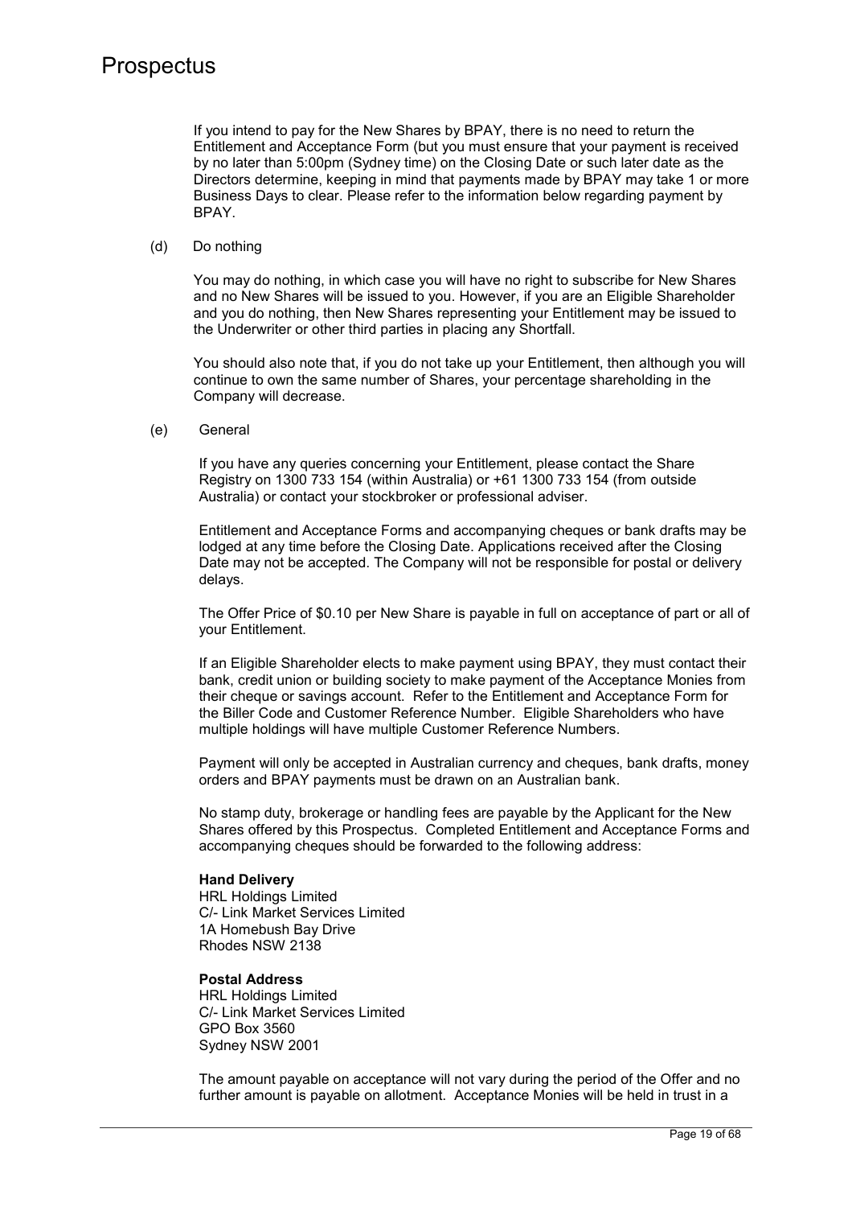If you intend to pay for the New Shares by BPAY, there is no need to return the Entitlement and Acceptance Form (but you must ensure that your payment is received by no later than 5:00pm (Sydney time) on the Closing Date or such later date as the Directors determine, keeping in mind that payments made by BPAY may take 1 or more Business Days to clear. Please refer to the information below regarding payment by BPAY.

(d) Do nothing

You may do nothing, in which case you will have no right to subscribe for New Shares and no New Shares will be issued to you. However, if you are an Eligible Shareholder and you do nothing, then New Shares representing your Entitlement may be issued to the Underwriter or other third parties in placing any Shortfall.

You should also note that, if you do not take up your Entitlement, then although you will continue to own the same number of Shares, your percentage shareholding in the Company will decrease.

(e) General

If you have any queries concerning your Entitlement, please contact the Share Registry on 1300 733 154 (within Australia) or +61 1300 733 154 (from outside Australia) or contact your stockbroker or professional adviser.

Entitlement and Acceptance Forms and accompanying cheques or bank drafts may be lodged at any time before the Closing Date. Applications received after the Closing Date may not be accepted. The Company will not be responsible for postal or delivery delays.

The Offer Price of $0.10 per New Share is payable in full on acceptance of part or all of your Entitlement.

If an Eligible Shareholder elects to make payment using BPAY, they must contact their bank, credit union or building society to make payment of the Acceptance Monies from their cheque or savings account. Refer to the Entitlement and Acceptance Form for the Biller Code and Customer Reference Number. Eligible Shareholders who have multiple holdings will have multiple Customer Reference Numbers.

Payment will only be accepted in Australian currency and cheques, bank drafts, money orders and BPAY payments must be drawn on an Australian bank.

No stamp duty, brokerage or handling fees are payable by the Applicant for the New Shares offered by this Prospectus. Completed Entitlement and Acceptance Forms and accompanying cheques should be forwarded to the following address:

**Hand Delivery**
HRL Holdings Limited
C/- Link Market Services Limited
1A Homebush Bay Drive
Rhodes NSW 2138

**Postal Address**
HRL Holdings Limited
C/- Link Market Services Limited
GPO Box 3560
Sydney NSW 2001

The amount payable on acceptance will not vary during the period of the Offer and no further amount is payable on allotment. Acceptance Monies will be held in trust in a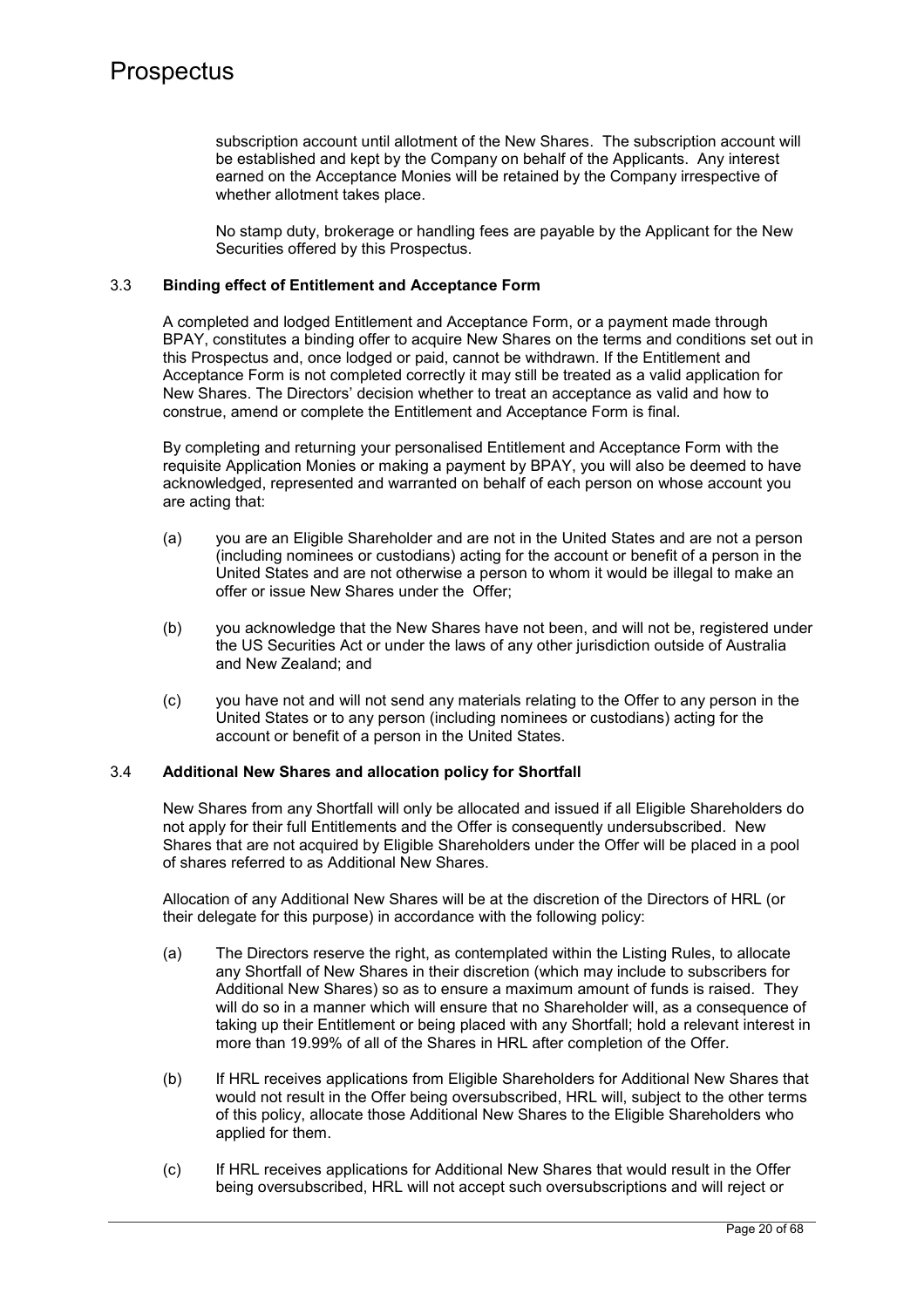subscription account until allotment of the New Shares. The subscription account will be established and kept by the Company on behalf of the Applicants. Any interest earned on the Acceptance Monies will be retained by the Company irrespective of whether allotment takes place.

No stamp duty, brokerage or handling fees are payable by the Applicant for the New Securities offered by this Prospectus.

### 3.3 Binding effect of Entitlement and Acceptance Form

A completed and lodged Entitlement and Acceptance Form, or a payment made through BPAY, constitutes a binding offer to acquire New Shares on the terms and conditions set out in this Prospectus and, once lodged or paid, cannot be withdrawn. If the Entitlement and Acceptance Form is not completed correctly it may still be treated as a valid application for New Shares. The Directors' decision whether to treat an acceptance as valid and how to construe, amend or complete the Entitlement and Acceptance Form is final.

By completing and returning your personalised Entitlement and Acceptance Form with the requisite Application Monies or making a payment by BPAY, you will also be deemed to have acknowledged, represented and warranted on behalf of each person on whose account you are acting that:

(a) you are an Eligible Shareholder and are not in the United States and are not a person (including nominees or custodians) acting for the account or benefit of a person in the United States and are not otherwise a person to whom it would be illegal to make an offer or issue New Shares under the Offer;

(b) you acknowledge that the New Shares have not been, and will not be, registered under the US Securities Act or under the laws of any other jurisdiction outside of Australia and New Zealand; and

(c) you have not and will not send any materials relating to the Offer to any person in the United States or to any person (including nominees or custodians) acting for the account or benefit of a person in the United States.

### 3.4 Additional New Shares and allocation policy for Shortfall

New Shares from any Shortfall will only be allocated and issued if all Eligible Shareholders do not apply for their full Entitlements and the Offer is consequently undersubscribed. New Shares that are not acquired by Eligible Shareholders under the Offer will be placed in a pool of shares referred to as Additional New Shares.

Allocation of any Additional New Shares will be at the discretion of the Directors of HRL (or their delegate for this purpose) in accordance with the following policy:

(a) The Directors reserve the right, as contemplated within the Listing Rules, to allocate any Shortfall of New Shares in their discretion (which may include to subscribers for Additional New Shares) so as to ensure a maximum amount of funds is raised. They will do so in a manner which will ensure that no Shareholder will, as a consequence of taking up their Entitlement or being placed with any Shortfall; hold a relevant interest in more than 19.99% of all of the Shares in HRL after completion of the Offer.

(b) If HRL receives applications from Eligible Shareholders for Additional New Shares that would not result in the Offer being oversubscribed, HRL will, subject to the other terms of this policy, allocate those Additional New Shares to the Eligible Shareholders who applied for them.

(c) If HRL receives applications for Additional New Shares that would result in the Offer being oversubscribed, HRL will not accept such oversubscriptions and will reject or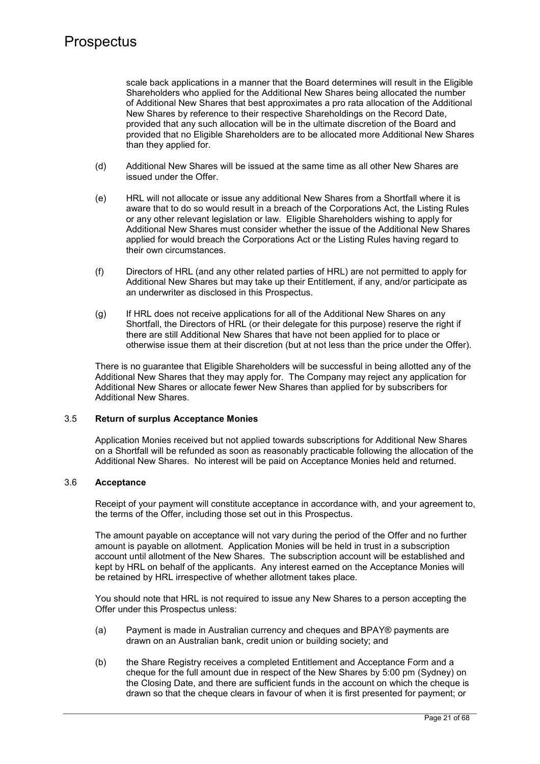scale back applications in a manner that the Board determines will result in the Eligible Shareholders who applied for the Additional New Shares being allocated the number of Additional New Shares that best approximates a pro rata allocation of the Additional New Shares by reference to their respective Shareholdings on the Record Date, provided that any such allocation will be in the ultimate discretion of the Board and provided that no Eligible Shareholders are to be allocated more Additional New Shares than they applied for.

(d) Additional New Shares will be issued at the same time as all other New Shares are issued under the Offer.

(e) HRL will not allocate or issue any additional New Shares from a Shortfall where it is aware that to do so would result in a breach of the Corporations Act, the Listing Rules or any other relevant legislation or law. Eligible Shareholders wishing to apply for Additional New Shares must consider whether the issue of the Additional New Shares applied for would breach the Corporations Act or the Listing Rules having regard to their own circumstances.

(f) Directors of HRL (and any other related parties of HRL) are not permitted to apply for Additional New Shares but may take up their Entitlement, if any, and/or participate as an underwriter as disclosed in this Prospectus.

(g) If HRL does not receive applications for all of the Additional New Shares on any Shortfall, the Directors of HRL (or their delegate for this purpose) reserve the right if there are still Additional New Shares that have not been applied for to place or otherwise issue them at their discretion (but at not less than the price under the Offer).

There is no guarantee that Eligible Shareholders will be successful in being allotted any of the Additional New Shares that they may apply for. The Company may reject any application for Additional New Shares or allocate fewer New Shares than applied for by subscribers for Additional New Shares.

### 3.5 Return of surplus Acceptance Monies

Application Monies received but not applied towards subscriptions for Additional New Shares on a Shortfall will be refunded as soon as reasonably practicable following the allocation of the Additional New Shares. No interest will be paid on Acceptance Monies held and returned.

### 3.6 Acceptance

Receipt of your payment will constitute acceptance in accordance with, and your agreement to, the terms of the Offer, including those set out in this Prospectus.

The amount payable on acceptance will not vary during the period of the Offer and no further amount is payable on allotment. Application Monies will be held in trust in a subscription account until allotment of the New Shares. The subscription account will be established and kept by HRL on behalf of the applicants. Any interest earned on the Acceptance Monies will be retained by HRL irrespective of whether allotment takes place.

You should note that HRL is not required to issue any New Shares to a person accepting the Offer under this Prospectus unless:

(a) Payment is made in Australian currency and cheques and BPAY® payments are drawn on an Australian bank, credit union or building society; and

(b) the Share Registry receives a completed Entitlement and Acceptance Form and a cheque for the full amount due in respect of the New Shares by 5:00 pm (Sydney) on the Closing Date, and there are sufficient funds in the account on which the cheque is drawn so that the cheque clears in favour of when it is first presented for payment; or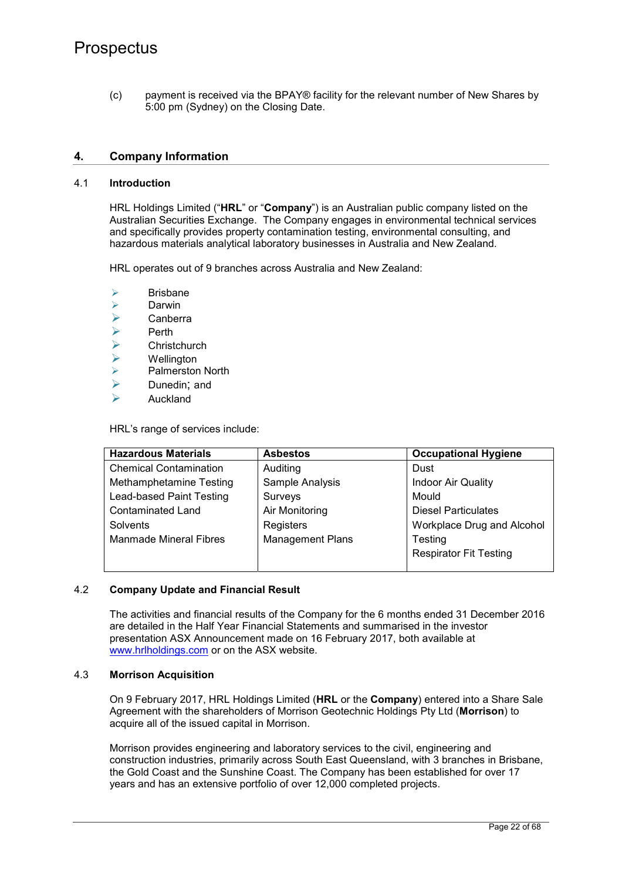(c) payment is received via the BPAY® facility for the relevant number of New Shares by 5:00 pm (Sydney) on the Closing Date.

## 4. Company Information

### 4.1 Introduction

HRL Holdings Limited ("**HRL**" or "**Company**") is an Australian public company listed on the Australian Securities Exchange. The Company engages in environmental technical services and specifically provides property contamination testing, environmental consulting, and hazardous materials analytical laboratory businesses in Australia and New Zealand.

HRL operates out of 9 branches across Australia and New Zealand:

- Brisbane
- Darwin
- Canberra
- Perth
- Christchurch
- Wellington
- Palmerston North
- Dunedin; and
- Auckland

HRL's range of services include:

| Hazardous Materials | Asbestos | Occupational Hygiene |
|---|---|---|
| Chemical Contamination | Auditing | Dust |
| Methamphetamine Testing | Sample Analysis | Indoor Air Quality |
| Lead-based Paint Testing | Surveys | Mould |
| Contaminated Land | Air Monitoring | Diesel Particulates |
| Solvents | Registers | Workplace Drug and Alcohol Testing |
| Manmade Mineral Fibres | Management Plans | Respirator Fit Testing |

### 4.2 Company Update and Financial Result

The activities and financial results of the Company for the 6 months ended 31 December 2016 are detailed in the Half Year Financial Statements and summarised in the investor presentation ASX Announcement made on 16 February 2017, both available at www.hrlholdings.com or on the ASX website.

### 4.3 Morrison Acquisition

On 9 February 2017, HRL Holdings Limited (**HRL** or the **Company**) entered into a Share Sale Agreement with the shareholders of Morrison Geotechnic Holdings Pty Ltd (**Morrison**) to acquire all of the issued capital in Morrison.

Morrison provides engineering and laboratory services to the civil, engineering and construction industries, primarily across South East Queensland, with 3 branches in Brisbane, the Gold Coast and the Sunshine Coast. The Company has been established for over 17 years and has an extensive portfolio of over 12,000 completed projects.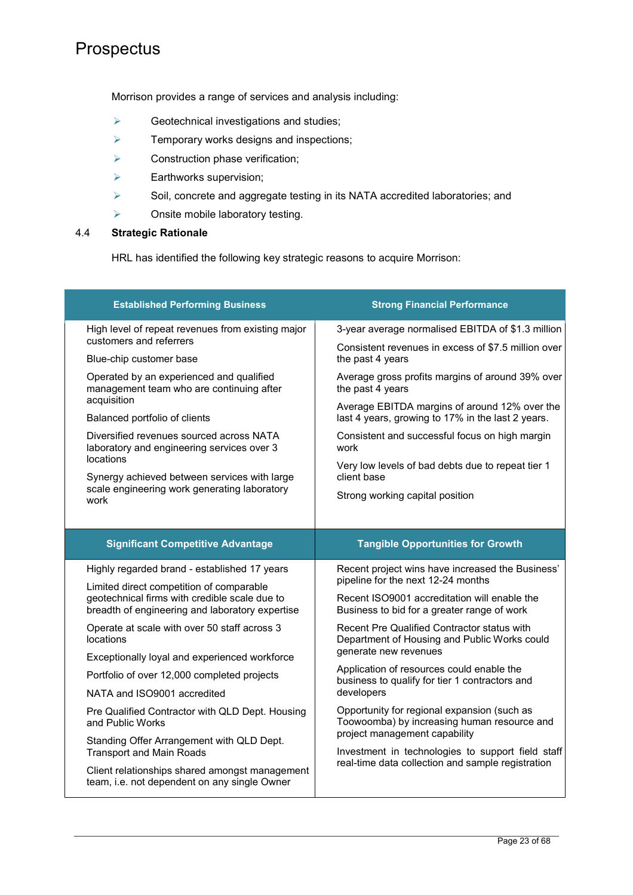Morrison provides a range of services and analysis including:

- Geotechnical investigations and studies;
- Temporary works designs and inspections;
- Construction phase verification;
- Earthworks supervision;
- Soil, concrete and aggregate testing in its NATA accredited laboratories; and
- Onsite mobile laboratory testing.

## 4.4 Strategic Rationale

HRL has identified the following key strategic reasons to acquire Morrison:

| Established Performing Business | Strong Financial Performance |
|---|---|
| High level of repeat revenues from existing major customers and referrers<br><br>Blue-chip customer base<br><br>Operated by an experienced and qualified management team who are continuing after acquisition<br><br>Balanced portfolio of clients<br><br>Diversified revenues sourced across NATA laboratory and engineering services over 3 locations<br><br>Synergy achieved between services with large scale engineering work generating laboratory work | 3-year average normalised EBITDA of $1.3 million<br><br>Consistent revenues in excess of $7.5 million over the past 4 years<br><br>Average gross profits margins of around 39% over the past 4 years<br><br>Average EBITDA margins of around 12% over the last 4 years, growing to 17% in the last 2 years.<br><br>Consistent and successful focus on high margin work<br><br>Very low levels of bad debts due to repeat tier 1 client base<br><br>Strong working capital position |
| **Significant Competitive Advantage** | **Tangible Opportunities for Growth** |
| Highly regarded brand - established 17 years<br><br>Limited direct competition of comparable geotechnical firms with credible scale due to breadth of engineering and laboratory expertise<br><br>Operate at scale with over 50 staff across 3 locations<br><br>Exceptionally loyal and experienced workforce<br><br>Portfolio of over 12,000 completed projects<br><br>NATA and ISO9001 accredited<br><br>Pre Qualified Contractor with QLD Dept. Housing and Public Works<br><br>Standing Offer Arrangement with QLD Dept. Transport and Main Roads<br><br>Client relationships shared amongst management team, i.e. not dependent on any single Owner | Recent project wins have increased the Business' pipeline for the next 12-24 months<br><br>Recent ISO9001 accreditation will enable the Business to bid for a greater range of work<br><br>Recent Pre Qualified Contractor status with Department of Housing and Public Works could generate new revenues<br><br>Application of resources could enable the business to qualify for tier 1 contractors and developers<br><br>Opportunity for regional expansion (such as Toowoomba) by increasing human resource and project management capability<br><br>Investment in technologies to support field staff real-time data collection and sample registration |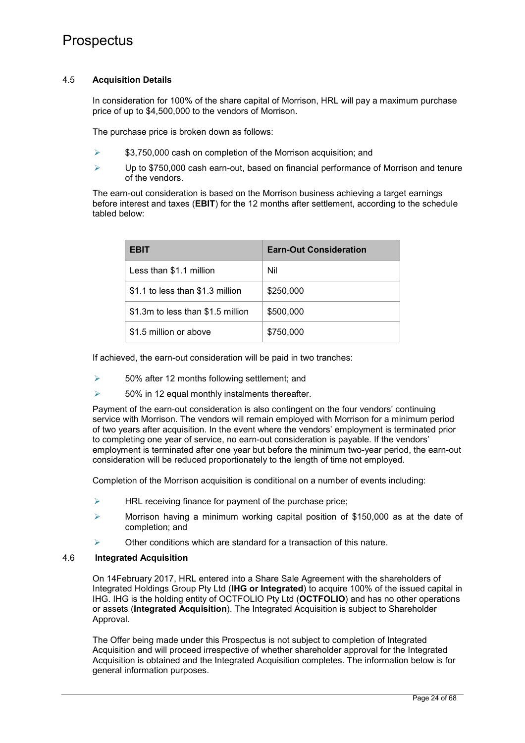### 4.5 Acquisition Details

In consideration for 100% of the share capital of Morrison, HRL will pay a maximum purchase price of up to $4,500,000 to the vendors of Morrison.

The purchase price is broken down as follows:

- $3,750,000 cash on completion of the Morrison acquisition; and
- Up to $750,000 cash earn-out, based on financial performance of Morrison and tenure of the vendors.

The earn-out consideration is based on the Morrison business achieving a target earnings before interest and taxes (**EBIT**) for the 12 months after settlement, according to the schedule tabled below:

| EBIT | Earn-Out Consideration |
| --- | --- |
| Less than $1.1 million | Nil |
| $1.1 to less than $1.3 million | $250,000 |
| $1.3m to less than $1.5 million | $500,000 |
| $1.5 million or above | $750,000 |

If achieved, the earn-out consideration will be paid in two tranches:

- 50% after 12 months following settlement; and
- 50% in 12 equal monthly instalments thereafter.

Payment of the earn-out consideration is also contingent on the four vendors' continuing service with Morrison. The vendors will remain employed with Morrison for a minimum period of two years after acquisition. In the event where the vendors' employment is terminated prior to completing one year of service, no earn-out consideration is payable. If the vendors' employment is terminated after one year but before the minimum two-year period, the earn-out consideration will be reduced proportionately to the length of time not employed.

Completion of the Morrison acquisition is conditional on a number of events including:

- HRL receiving finance for payment of the purchase price;
- Morrison having a minimum working capital position of $150,000 as at the date of completion; and
- Other conditions which are standard for a transaction of this nature.

### 4.6 Integrated Acquisition

On 14February 2017, HRL entered into a Share Sale Agreement with the shareholders of Integrated Holdings Group Pty Ltd (**IHG or Integrated**) to acquire 100% of the issued capital in IHG. IHG is the holding entity of OCTFOLIO Pty Ltd (**OCTFOLIO**) and has no other operations or assets (**Integrated Acquisition**). The Integrated Acquisition is subject to Shareholder Approval.

The Offer being made under this Prospectus is not subject to completion of Integrated Acquisition and will proceed irrespective of whether shareholder approval for the Integrated Acquisition is obtained and the Integrated Acquisition completes. The information below is for general information purposes.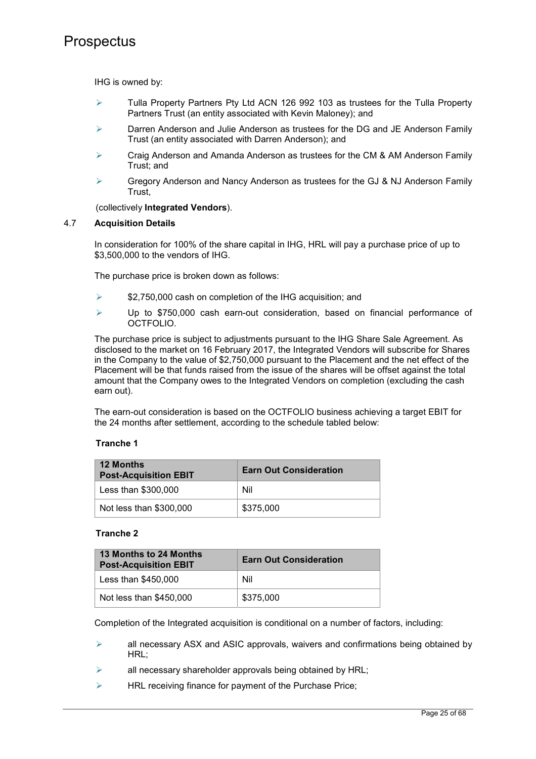IHG is owned by:

- Tulla Property Partners Pty Ltd ACN 126 992 103 as trustees for the Tulla Property Partners Trust (an entity associated with Kevin Maloney); and
- Darren Anderson and Julie Anderson as trustees for the DG and JE Anderson Family Trust (an entity associated with Darren Anderson); and
- Craig Anderson and Amanda Anderson as trustees for the CM & AM Anderson Family Trust; and
- Gregory Anderson and Nancy Anderson as trustees for the GJ & NJ Anderson Family Trust,

(collectively **Integrated Vendors**).

### 4.7 Acquisition Details

In consideration for 100% of the share capital in IHG, HRL will pay a purchase price of up to $3,500,000 to the vendors of IHG.

The purchase price is broken down as follows:

- $2,750,000 cash on completion of the IHG acquisition; and
- Up to $750,000 cash earn-out consideration, based on financial performance of OCTFOLIO.

The purchase price is subject to adjustments pursuant to the IHG Share Sale Agreement. As disclosed to the market on 16 February 2017, the Integrated Vendors will subscribe for Shares in the Company to the value of $2,750,000 pursuant to the Placement and the net effect of the Placement will be that funds raised from the issue of the shares will be offset against the total amount that the Company owes to the Integrated Vendors on completion (excluding the cash earn out).

The earn-out consideration is based on the OCTFOLIO business achieving a target EBIT for the 24 months after settlement, according to the schedule tabled below:

**Tranche 1**

| 12 Months Post-Acquisition EBIT | Earn Out Consideration |
|---|---|
| Less than $300,000 | Nil |
| Not less than $300,000 | $375,000 |

**Tranche 2**

| 13 Months to 24 Months Post-Acquisition EBIT | Earn Out Consideration |
|---|---|
| Less than $450,000 | Nil |
| Not less than $450,000 | $375,000 |

Completion of the Integrated acquisition is conditional on a number of factors, including:

- all necessary ASX and ASIC approvals, waivers and confirmations being obtained by HRL;
- all necessary shareholder approvals being obtained by HRL;
- HRL receiving finance for payment of the Purchase Price;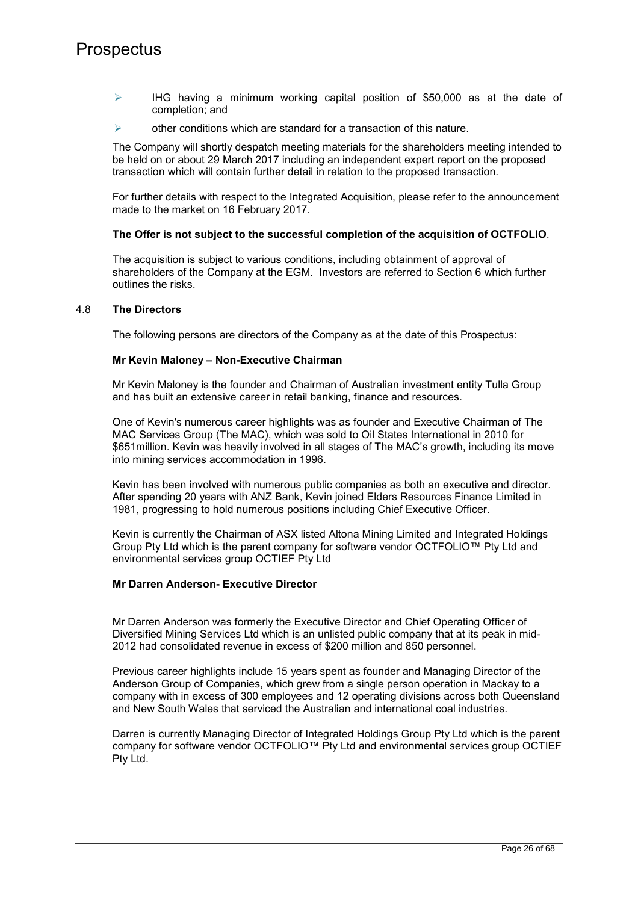- IHG having a minimum working capital position of $50,000 as at the date of completion; and
- other conditions which are standard for a transaction of this nature.

The Company will shortly despatch meeting materials for the shareholders meeting intended to be held on or about 29 March 2017 including an independent expert report on the proposed transaction which will contain further detail in relation to the proposed transaction.

For further details with respect to the Integrated Acquisition, please refer to the announcement made to the market on 16 February 2017.

**The Offer is not subject to the successful completion of the acquisition of OCTFOLIO**.

The acquisition is subject to various conditions, including obtainment of approval of shareholders of the Company at the EGM. Investors are referred to Section 6 which further outlines the risks.

## 4.8 The Directors

The following persons are directors of the Company as at the date of this Prospectus:

**Mr Kevin Maloney – Non-Executive Chairman**

Mr Kevin Maloney is the founder and Chairman of Australian investment entity Tulla Group and has built an extensive career in retail banking, finance and resources.

One of Kevin's numerous career highlights was as founder and Executive Chairman of The MAC Services Group (The MAC), which was sold to Oil States International in 2010 for $651million. Kevin was heavily involved in all stages of The MAC's growth, including its move into mining services accommodation in 1996.

Kevin has been involved with numerous public companies as both an executive and director. After spending 20 years with ANZ Bank, Kevin joined Elders Resources Finance Limited in 1981, progressing to hold numerous positions including Chief Executive Officer.

Kevin is currently the Chairman of ASX listed Altona Mining Limited and Integrated Holdings Group Pty Ltd which is the parent company for software vendor OCTFOLIO™ Pty Ltd and environmental services group OCTIEF Pty Ltd

**Mr Darren Anderson- Executive Director**

Mr Darren Anderson was formerly the Executive Director and Chief Operating Officer of Diversified Mining Services Ltd which is an unlisted public company that at its peak in mid-2012 had consolidated revenue in excess of $200 million and 850 personnel.

Previous career highlights include 15 years spent as founder and Managing Director of the Anderson Group of Companies, which grew from a single person operation in Mackay to a company with in excess of 300 employees and 12 operating divisions across both Queensland and New South Wales that serviced the Australian and international coal industries.

Darren is currently Managing Director of Integrated Holdings Group Pty Ltd which is the parent company for software vendor OCTFOLIO™ Pty Ltd and environmental services group OCTIEF Pty Ltd.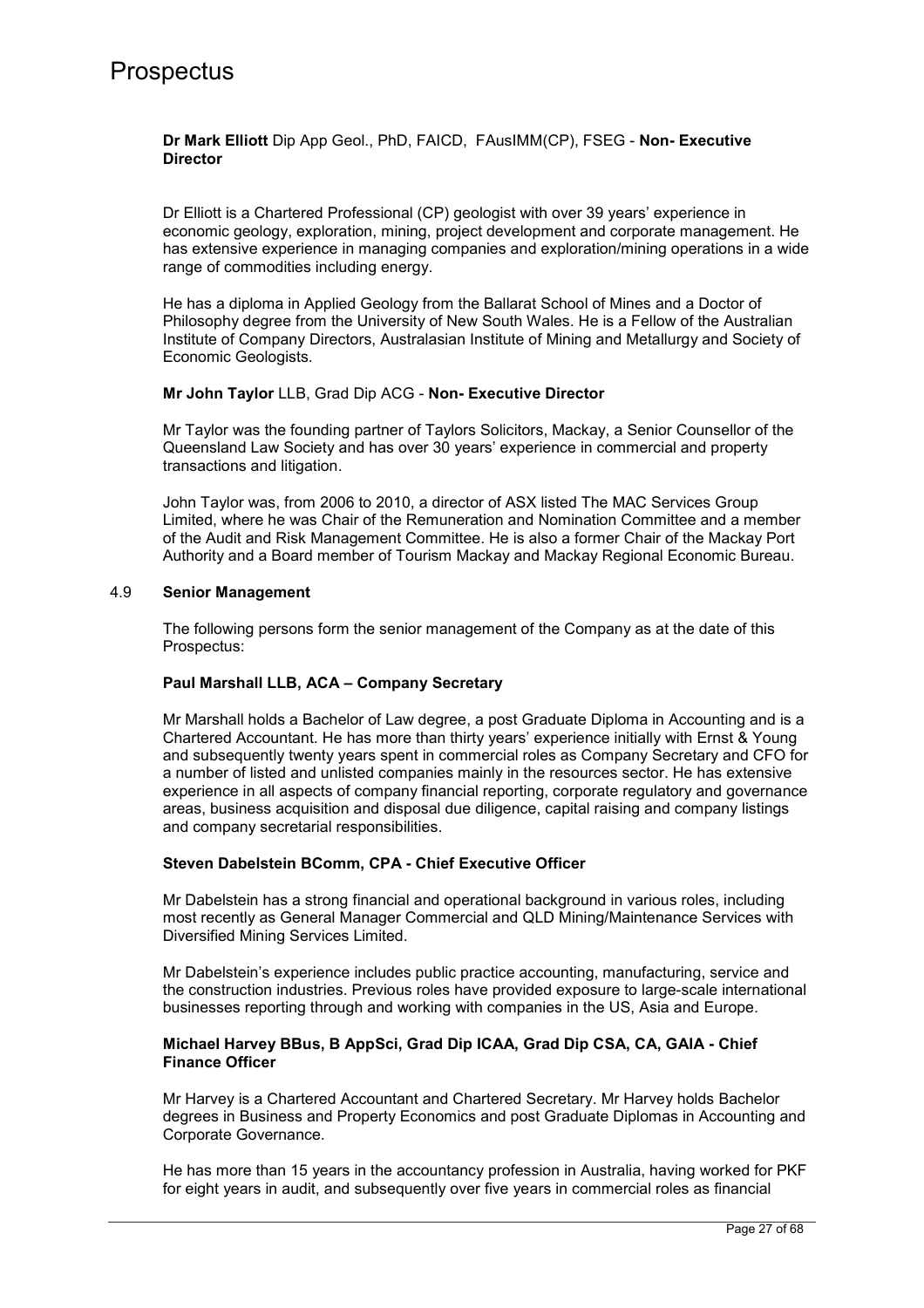**Dr Mark Elliott** Dip App Geol., PhD, FAICD, FAusIMM(CP), FSEG - **Non- Executive Director**

Dr Elliott is a Chartered Professional (CP) geologist with over 39 years' experience in economic geology, exploration, mining, project development and corporate management. He has extensive experience in managing companies and exploration/mining operations in a wide range of commodities including energy.

He has a diploma in Applied Geology from the Ballarat School of Mines and a Doctor of Philosophy degree from the University of New South Wales. He is a Fellow of the Australian Institute of Company Directors, Australasian Institute of Mining and Metallurgy and Society of Economic Geologists.

**Mr John Taylor** LLB, Grad Dip ACG - **Non- Executive Director**

Mr Taylor was the founding partner of Taylors Solicitors, Mackay, a Senior Counsellor of the Queensland Law Society and has over 30 years' experience in commercial and property transactions and litigation.

John Taylor was, from 2006 to 2010, a director of ASX listed The MAC Services Group Limited, where he was Chair of the Remuneration and Nomination Committee and a member of the Audit and Risk Management Committee. He is also a former Chair of the Mackay Port Authority and a Board member of Tourism Mackay and Mackay Regional Economic Bureau.

## 4.9 Senior Management

The following persons form the senior management of the Company as at the date of this Prospectus:

**Paul Marshall LLB, ACA – Company Secretary**

Mr Marshall holds a Bachelor of Law degree, a post Graduate Diploma in Accounting and is a Chartered Accountant. He has more than thirty years' experience initially with Ernst & Young and subsequently twenty years spent in commercial roles as Company Secretary and CFO for a number of listed and unlisted companies mainly in the resources sector. He has extensive experience in all aspects of company financial reporting, corporate regulatory and governance areas, business acquisition and disposal due diligence, capital raising and company listings and company secretarial responsibilities.

**Steven Dabelstein BComm, CPA - Chief Executive Officer**

Mr Dabelstein has a strong financial and operational background in various roles, including most recently as General Manager Commercial and QLD Mining/Maintenance Services with Diversified Mining Services Limited.

Mr Dabelstein's experience includes public practice accounting, manufacturing, service and the construction industries. Previous roles have provided exposure to large-scale international businesses reporting through and working with companies in the US, Asia and Europe.

**Michael Harvey BBus, B AppSci, Grad Dip ICAA, Grad Dip CSA, CA, GAIA - Chief Finance Officer**

Mr Harvey is a Chartered Accountant and Chartered Secretary. Mr Harvey holds Bachelor degrees in Business and Property Economics and post Graduate Diplomas in Accounting and Corporate Governance.

He has more than 15 years in the accountancy profession in Australia, having worked for PKF for eight years in audit, and subsequently over five years in commercial roles as financial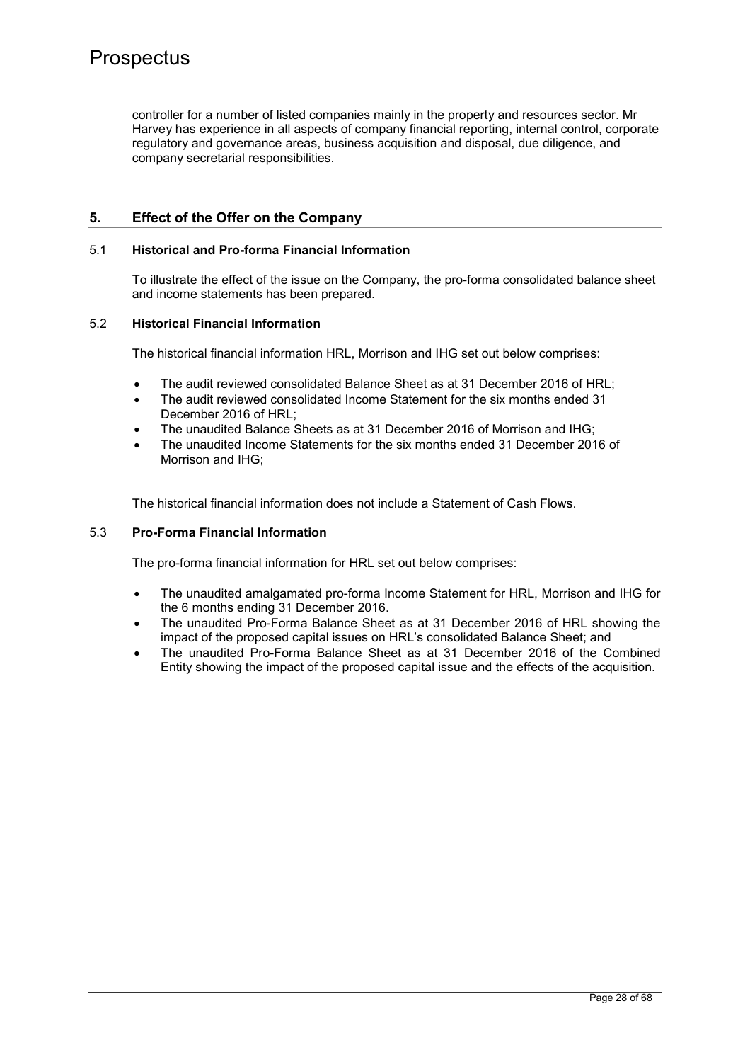controller for a number of listed companies mainly in the property and resources sector. Mr Harvey has experience in all aspects of company financial reporting, internal control, corporate regulatory and governance areas, business acquisition and disposal, due diligence, and company secretarial responsibilities.

## 5. Effect of the Offer on the Company

### 5.1 Historical and Pro-forma Financial Information

To illustrate the effect of the issue on the Company, the pro-forma consolidated balance sheet and income statements has been prepared.

### 5.2 Historical Financial Information

The historical financial information HRL, Morrison and IHG set out below comprises:

- The audit reviewed consolidated Balance Sheet as at 31 December 2016 of HRL;
- The audit reviewed consolidated Income Statement for the six months ended 31 December 2016 of HRL;
- The unaudited Balance Sheets as at 31 December 2016 of Morrison and IHG;
- The unaudited Income Statements for the six months ended 31 December 2016 of Morrison and IHG;

The historical financial information does not include a Statement of Cash Flows.

### 5.3 Pro-Forma Financial Information

The pro-forma financial information for HRL set out below comprises:

- The unaudited amalgamated pro-forma Income Statement for HRL, Morrison and IHG for the 6 months ending 31 December 2016.
- The unaudited Pro-Forma Balance Sheet as at 31 December 2016 of HRL showing the impact of the proposed capital issues on HRL's consolidated Balance Sheet; and
- The unaudited Pro-Forma Balance Sheet as at 31 December 2016 of the Combined Entity showing the impact of the proposed capital issue and the effects of the acquisition.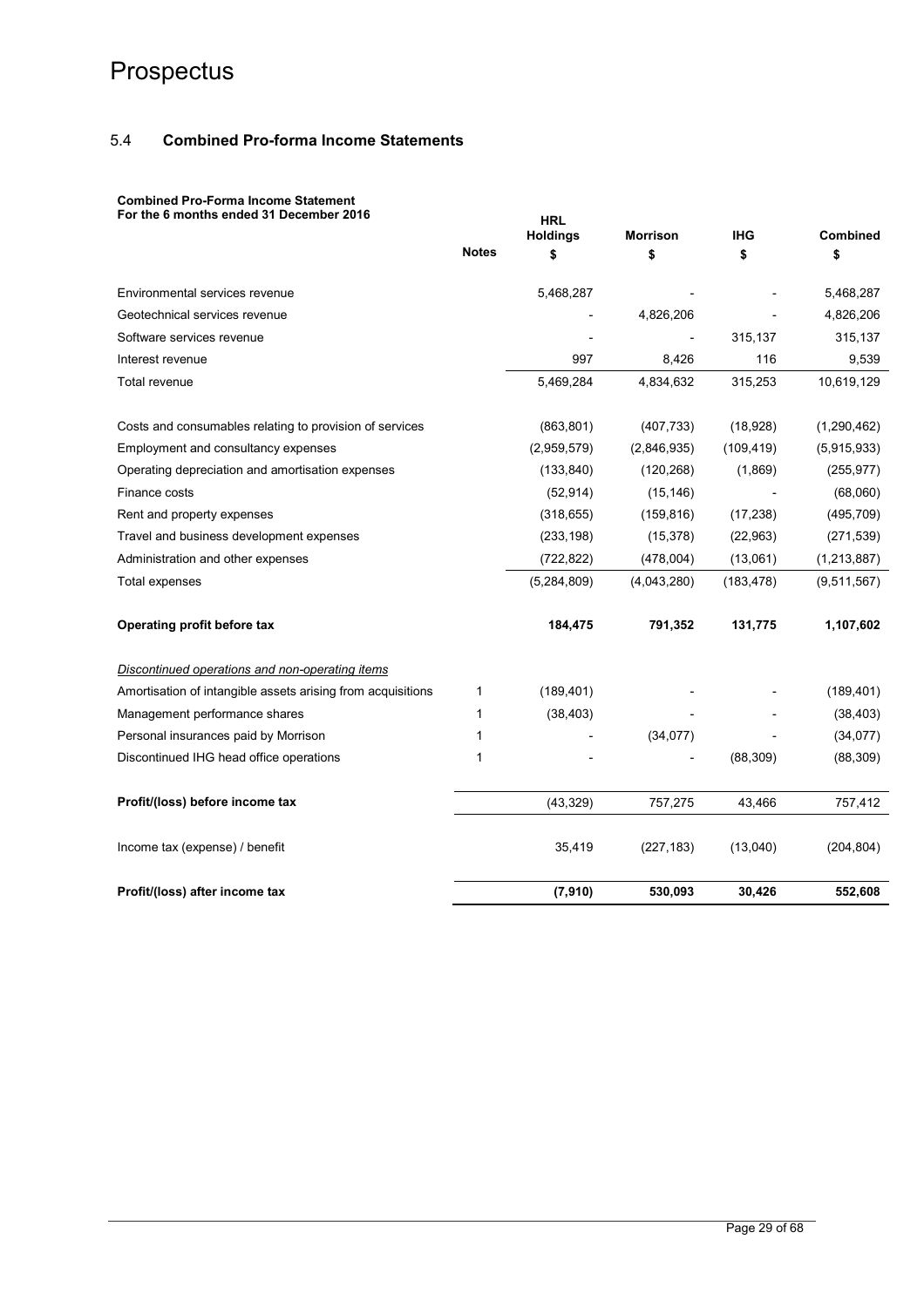## 5.4 Combined Pro-forma Income Statements

**Combined Pro-Forma Income Statement**
**For the 6 months ended 31 December 2016**

| | Notes | HRL Holdings $ | Morrison $ | IHG $ | Combined $ |
|---|---|---|---|---|---|
| Environmental services revenue | | 5,468,287 | - | - | 5,468,287 |
| Geotechnical services revenue | | - | 4,826,206 | - | 4,826,206 |
| Software services revenue | | - | - | 315,137 | 315,137 |
| Interest revenue | | 997 | 8,426 | 116 | 9,539 |
| Total revenue | | 5,469,284 | 4,834,632 | 315,253 | 10,619,129 |
| Costs and consumables relating to provision of services | | (863,801) | (407,733) | (18,928) | (1,290,462) |
| Employment and consultancy expenses | | (2,959,579) | (2,846,935) | (109,419) | (5,915,933) |
| Operating depreciation and amortisation expenses | | (133,840) | (120,268) | (1,869) | (255,977) |
| Finance costs | | (52,914) | (15,146) | - | (68,060) |
| Rent and property expenses | | (318,655) | (159,816) | (17,238) | (495,709) |
| Travel and business development expenses | | (233,198) | (15,378) | (22,963) | (271,539) |
| Administration and other expenses | | (722,822) | (478,004) | (13,061) | (1,213,887) |
| Total expenses | | (5,284,809) | (4,043,280) | (183,478) | (9,511,567) |
| **Operating profit before tax** | | **184,475** | **791,352** | **131,775** | **1,107,602** |
| *Discontinued operations and non-operating items* | | | | | |
| Amortisation of intangible assets arising from acquisitions | 1 | (189,401) | - | - | (189,401) |
| Management performance shares | 1 | (38,403) | - | - | (38,403) |
| Personal insurances paid by Morrison | 1 | - | (34,077) | - | (34,077) |
| Discontinued IHG head office operations | 1 | - | - | (88,309) | (88,309) |
| **Profit/(loss) before income tax** | | (43,329) | 757,275 | 43,466 | 757,412 |
| Income tax (expense) / benefit | | 35,419 | (227,183) | (13,040) | (204,804) |
| **Profit/(loss) after income tax** | | **(7,910)** | **530,093** | **30,426** | **552,608** |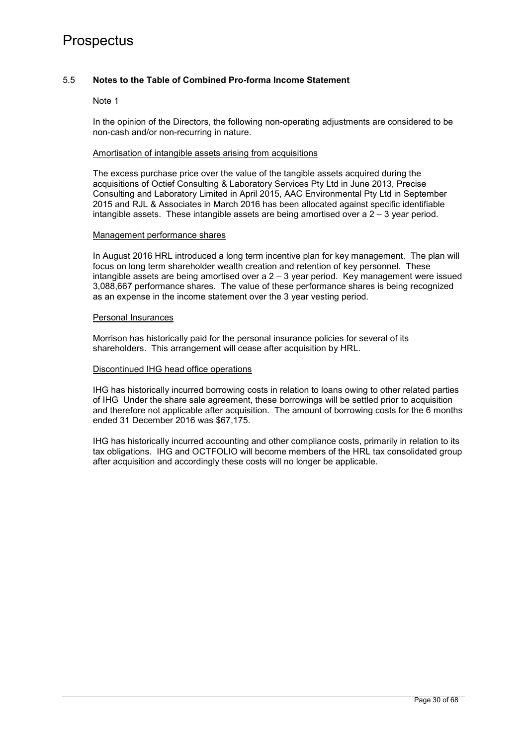## 5.5 Notes to the Table of Combined Pro-forma Income Statement

Note 1

In the opinion of the Directors, the following non-operating adjustments are considered to be non-cash and/or non-recurring in nature.

Amortisation of intangible assets arising from acquisitions

The excess purchase price over the value of the tangible assets acquired during the acquisitions of Octief Consulting & Laboratory Services Pty Ltd in June 2013, Precise Consulting and Laboratory Limited in April 2015, AAC Environmental Pty Ltd in September 2015 and RJL & Associates in March 2016 has been allocated against specific identifiable intangible assets. These intangible assets are being amortised over a 2 – 3 year period.

Management performance shares

In August 2016 HRL introduced a long term incentive plan for key management. The plan will focus on long term shareholder wealth creation and retention of key personnel. These intangible assets are being amortised over a 2 – 3 year period. Key management were issued 3,088,667 performance shares. The value of these performance shares is being recognized as an expense in the income statement over the 3 year vesting period.

Personal Insurances

Morrison has historically paid for the personal insurance policies for several of its shareholders. This arrangement will cease after acquisition by HRL.

Discontinued IHG head office operations

IHG has historically incurred borrowing costs in relation to loans owing to other related parties of IHG Under the share sale agreement, these borrowings will be settled prior to acquisition and therefore not applicable after acquisition. The amount of borrowing costs for the 6 months ended 31 December 2016 was $67,175.

IHG has historically incurred accounting and other compliance costs, primarily in relation to its tax obligations. IHG and OCTFOLIO will become members of the HRL tax consolidated group after acquisition and accordingly these costs will no longer be applicable.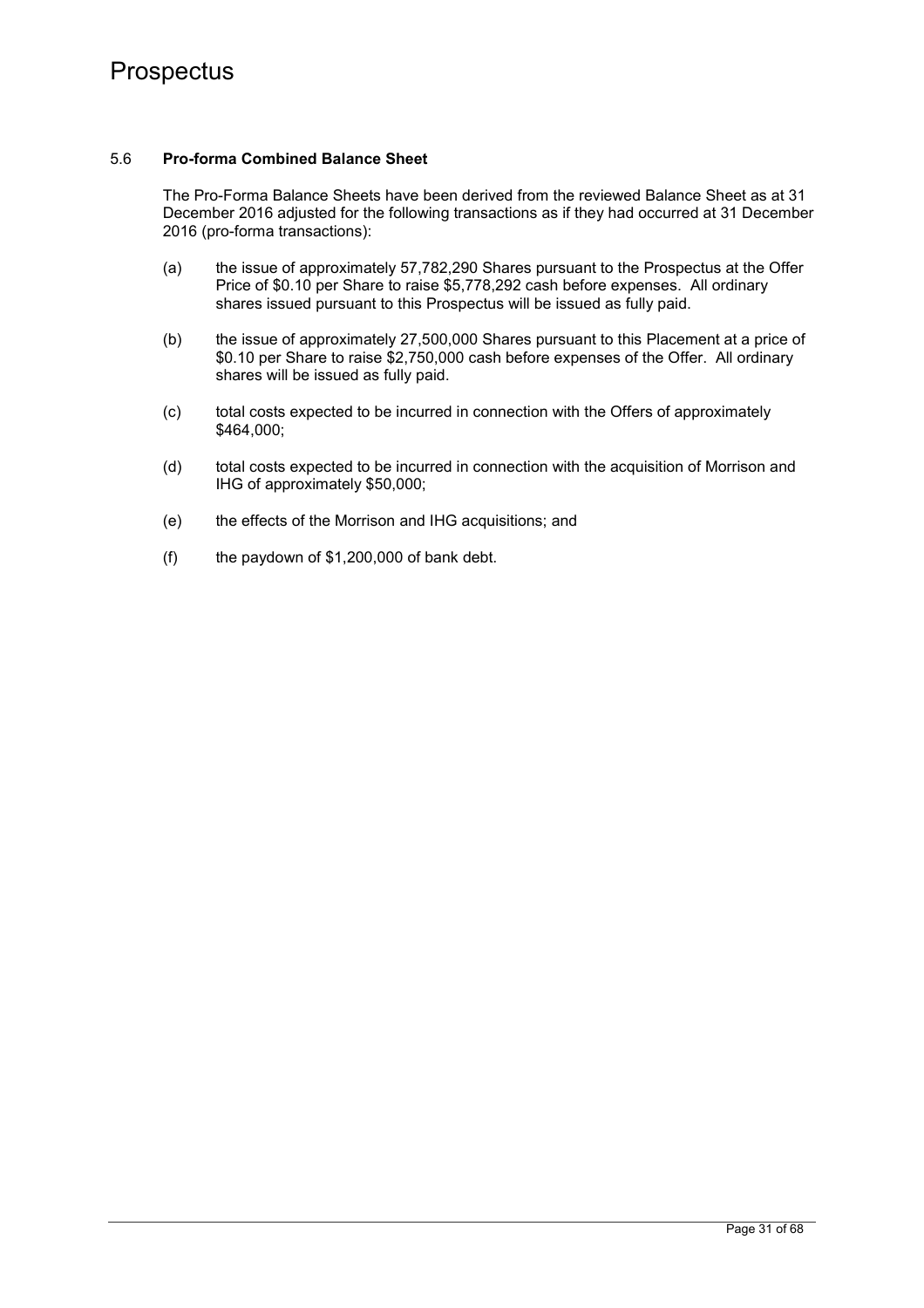### 5.6 **Pro-forma Combined Balance Sheet**

The Pro-Forma Balance Sheets have been derived from the reviewed Balance Sheet as at 31 December 2016 adjusted for the following transactions as if they had occurred at 31 December 2016 (pro-forma transactions):

(a) the issue of approximately 57,782,290 Shares pursuant to the Prospectus at the Offer Price of $0.10 per Share to raise $5,778,292 cash before expenses. All ordinary shares issued pursuant to this Prospectus will be issued as fully paid.

(b) the issue of approximately 27,500,000 Shares pursuant to this Placement at a price of $0.10 per Share to raise $2,750,000 cash before expenses of the Offer. All ordinary shares will be issued as fully paid.

(c) total costs expected to be incurred in connection with the Offers of approximately $464,000;

(d) total costs expected to be incurred in connection with the acquisition of Morrison and IHG of approximately $50,000;

(e) the effects of the Morrison and IHG acquisitions; and

(f) the paydown of $1,200,000 of bank debt.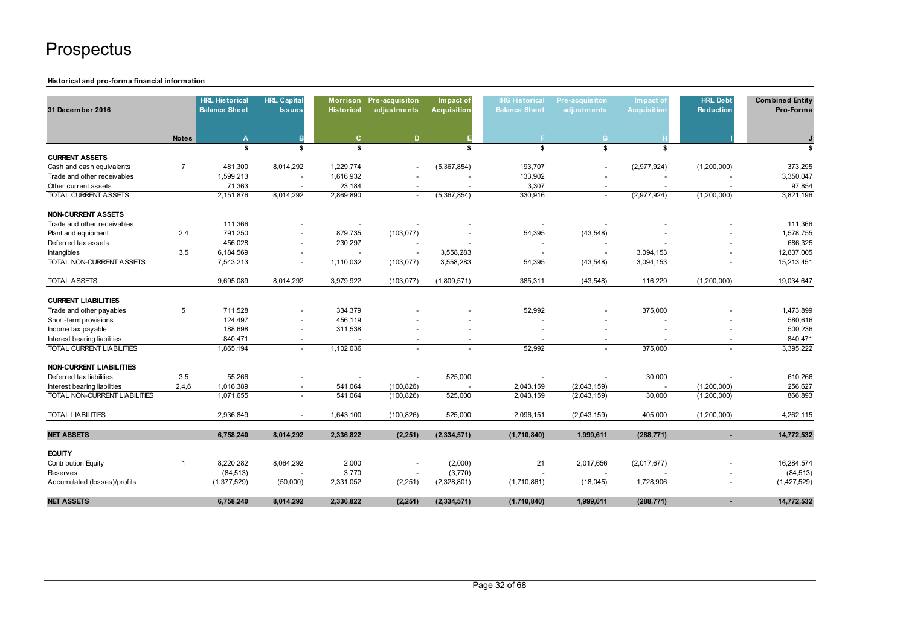# Prospectus

**Historical and pro-forma financial information**

| 31 December 2016 | Notes | HRL Historical Balance Sheet | HRL Capital Issues | Morrison Historical | Pre-acquisiton adjustments | Impact of Acquisition | IHG Historical Balance Sheet | Pre-acquisiton adjustments | Impact of Acquisition | HRL Debt Reduction | Combined Entity Pro-Forma |
|---|---|---|---|---|---|---|---|---|---|---|---|
| | | A | B | C | D | E | F | G | H | I | J |
| | | $ | $ | $ | | $ | $ | $ | $ | | $ |
| **CURRENT ASSETS** | | | | | | | | | | | |
| Cash and cash equivalents | 7 | 481,300 | 8,014,292 | 1,229,774 | - | (5,367,854) | 193,707 | - | (2,977,924) | (1,200,000) | 373,295 |
| Trade and other receivables | | 1,599,213 | - | 1,616,932 | - | - | 133,902 | - | - | - | 3,350,047 |
| Other current assets | | 71,363 | - | 23,184 | - | - | 3,307 | - | - | - | 97,854 |
| TOTAL CURRENT ASSETS | | 2,151,876 | 8,014,292 | 2,869,890 | - | (5,367,854) | 330,916 | - | (2,977,924) | (1,200,000) | 3,821,196 |
| **NON-CURRENT ASSETS** | | | | | | | | | | | |
| Trade and other receivables | | 111,366 | - | - | - | - | - | - | - | - | 111,366 |
| Plant and equipment | 2,4 | 791,250 | - | 879,735 | (103,077) | - | 54,395 | (43,548) | - | - | 1,578,755 |
| Deferred tax assets | | 456,028 | - | 230,297 | - | - | - | - | - | - | 686,325 |
| Intangibles | 3,5 | 6,184,569 | - | - | - | 3,558,283 | - | - | 3,094,153 | - | 12,837,005 |
| TOTAL NON-CURRENT ASSETS | | 7,543,213 | - | 1,110,032 | (103,077) | 3,558,283 | 54,395 | (43,548) | 3,094,153 | - | 15,213,451 |
| TOTAL ASSETS | | 9,695,089 | 8,014,292 | 3,979,922 | (103,077) | (1,809,571) | 385,311 | (43,548) | 116,229 | (1,200,000) | 19,034,647 |
| **CURRENT LIABILITIES** | | | | | | | | | | | |
| Trade and other payables | 5 | 711,528 | - | 334,379 | - | - | 52,992 | - | 375,000 | - | 1,473,899 |
| Short-term provisions | | 124,497 | - | 456,119 | - | - | - | - | - | - | 580,616 |
| Income tax payable | | 188,698 | - | 311,538 | - | - | - | - | - | - | 500,236 |
| Interest bearing liabilities | | 840,471 | - | - | - | - | - | - | - | - | 840,471 |
| TOTAL CURRENT LIABILITIES | | 1,865,194 | - | 1,102,036 | - | - | 52,992 | - | 375,000 | - | 3,395,222 |
| **NON-CURRENT LIABILITIES** | | | | | | | | | | | |
| Deferred tax liabilities | 3,5 | 55,266 | - | - | - | 525,000 | - | - | 30,000 | - | 610,266 |
| Interest bearing liabilities | 2,4,6 | 1,016,389 | - | 541,064 | (100,826) | - | 2,043,159 | (2,043,159) | - | (1,200,000) | 256,627 |
| TOTAL NON-CURRENT LIABILITIES | | 1,071,655 | - | 541,064 | (100,826) | 525,000 | 2,043,159 | (2,043,159) | 30,000 | (1,200,000) | 866,893 |
| TOTAL LIABILITIES | | 2,936,849 | - | 1,643,100 | (100,826) | 525,000 | 2,096,151 | (2,043,159) | 405,000 | (1,200,000) | 4,262,115 |
| **NET ASSETS** | | **6,758,240** | **8,014,292** | **2,336,822** | **(2,251)** | **(2,334,571)** | **(1,710,840)** | **1,999,611** | **(288,771)** | **-** | **14,772,532** |
| **EQUITY** | | | | | | | | | | | |
| Contribution Equity | 1 | 8,220,282 | 8,064,292 | 2,000 | - | (2,000) | 21 | 2,017,656 | (2,017,677) | - | 16,284,574 |
| Reserves | | (84,513) | - | 3,770 | - | (3,770) | - | - | - | - | (84,513) |
| Accumulated (losses)/profits | | (1,377,529) | (50,000) | 2,331,052 | (2,251) | (2,328,801) | (1,710,861) | (18,045) | 1,728,906 | - | (1,427,529) |
| **NET ASSETS** | | **6,758,240** | **8,014,292** | **2,336,822** | **(2,251)** | **(2,334,571)** | **(1,710,840)** | **1,999,611** | **(288,771)** | **-** | **14,772,532** |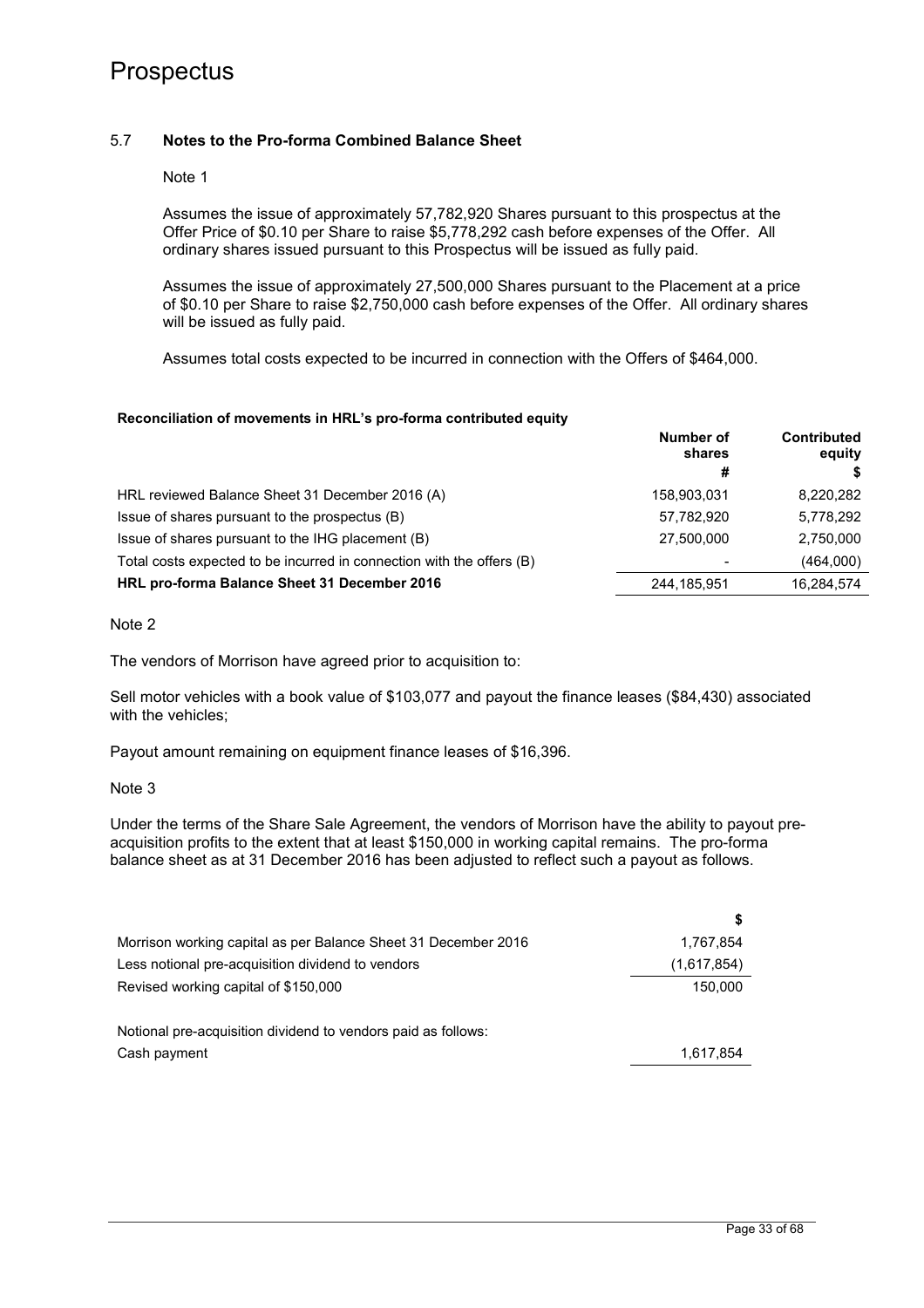### 5.7 **Notes to the Pro-forma Combined Balance Sheet**

Note 1

Assumes the issue of approximately 57,782,920 Shares pursuant to this prospectus at the Offer Price of $0.10 per Share to raise $5,778,292 cash before expenses of the Offer. All ordinary shares issued pursuant to this Prospectus will be issued as fully paid.

Assumes the issue of approximately 27,500,000 Shares pursuant to the Placement at a price of $0.10 per Share to raise $2,750,000 cash before expenses of the Offer. All ordinary shares will be issued as fully paid.

Assumes total costs expected to be incurred in connection with the Offers of $464,000.

**Reconciliation of movements in HRL's pro-forma contributed equity**

| | Number of shares # | Contributed equity $ |
|---|---|---|
| HRL reviewed Balance Sheet 31 December 2016 (A) | 158,903,031 | 8,220,282 |
| Issue of shares pursuant to the prospectus (B) | 57,782,920 | 5,778,292 |
| Issue of shares pursuant to the IHG placement (B) | 27,500,000 | 2,750,000 |
| Total costs expected to be incurred in connection with the offers (B) | - | (464,000) |
| **HRL pro-forma Balance Sheet 31 December 2016** | 244,185,951 | 16,284,574 |

Note 2

The vendors of Morrison have agreed prior to acquisition to:

Sell motor vehicles with a book value of $103,077 and payout the finance leases ($84,430) associated with the vehicles;

Payout amount remaining on equipment finance leases of $16,396.

Note 3

Under the terms of the Share Sale Agreement, the vendors of Morrison have the ability to payout pre-acquisition profits to the extent that at least $150,000 in working capital remains. The pro-forma balance sheet as at 31 December 2016 has been adjusted to reflect such a payout as follows.

| | $ |
|---|---|
| Morrison working capital as per Balance Sheet 31 December 2016 | 1,767,854 |
| Less notional pre-acquisition dividend to vendors | (1,617,854) |
| Revised working capital of $150,000 | 150,000 |
| | |
| Notional pre-acquisition dividend to vendors paid as follows: | |
| Cash payment | 1,617,854 |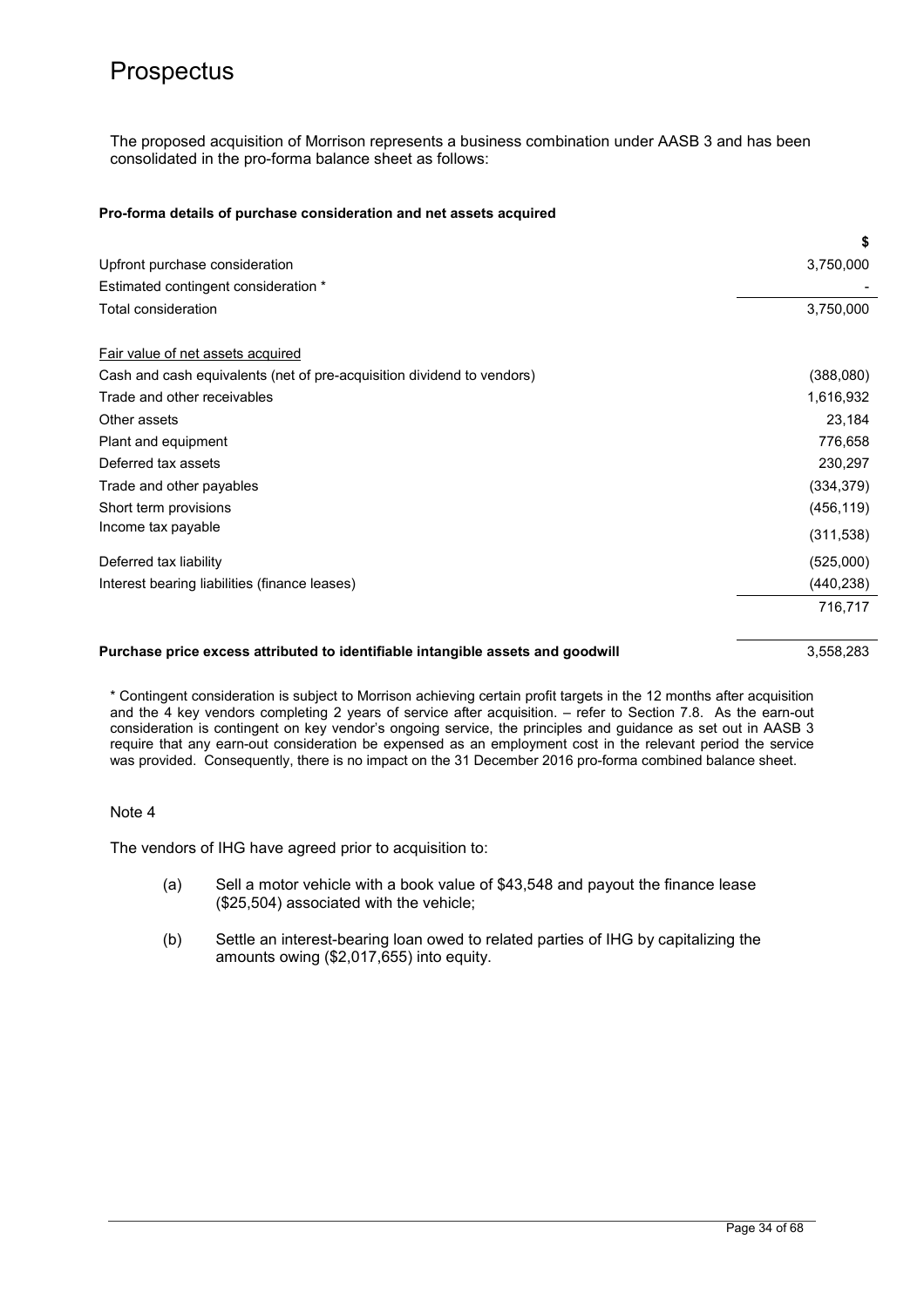# Prospectus

The proposed acquisition of Morrison represents a business combination under AASB 3 and has been consolidated in the pro-forma balance sheet as follows:

**Pro-forma details of purchase consideration and net assets acquired**

| | $ |
|---|---:|
| Upfront purchase consideration | 3,750,000 |
| Estimated contingent consideration * | - |
| Total consideration | 3,750,000 |
| | |
| Fair value of net assets acquired | |
| Cash and cash equivalents (net of pre-acquisition dividend to vendors) | (388,080) |
| Trade and other receivables | 1,616,932 |
| Other assets | 23,184 |
| Plant and equipment | 776,658 |
| Deferred tax assets | 230,297 |
| Trade and other payables | (334,379) |
| Short term provisions | (456,119) |
| Income tax payable | (311,538) |
| Deferred tax liability | (525,000) |
| Interest bearing liabilities (finance leases) | (440,238) |
| | 716,717 |
| | |
| **Purchase price excess attributed to identifiable intangible assets and goodwill** | 3,558,283 |

\* Contingent consideration is subject to Morrison achieving certain profit targets in the 12 months after acquisition and the 4 key vendors completing 2 years of service after acquisition. – refer to Section 7.8. As the earn-out consideration is contingent on key vendor's ongoing service, the principles and guidance as set out in AASB 3 require that any earn-out consideration be expensed as an employment cost in the relevant period the service was provided. Consequently, there is no impact on the 31 December 2016 pro-forma combined balance sheet.

Note 4

The vendors of IHG have agreed prior to acquisition to:

(a) Sell a motor vehicle with a book value of $43,548 and payout the finance lease ($25,504) associated with the vehicle;

(b) Settle an interest-bearing loan owed to related parties of IHG by capitalizing the amounts owing ($2,017,655) into equity.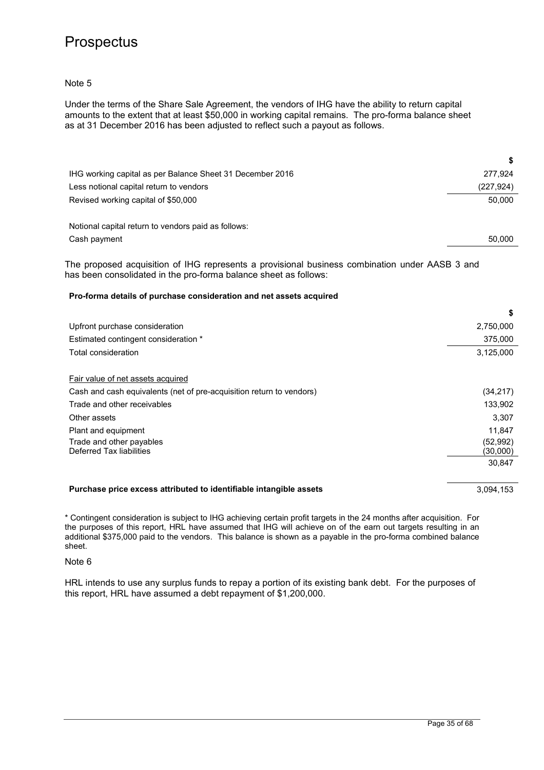Note 5

Under the terms of the Share Sale Agreement, the vendors of IHG have the ability to return capital amounts to the extent that at least $50,000 in working capital remains. The pro-forma balance sheet as at 31 December 2016 has been adjusted to reflect such a payout as follows.

| | $ |
|---|---|
| IHG working capital as per Balance Sheet 31 December 2016 | 277,924 |
| Less notional capital return to vendors | (227,924) |
| Revised working capital of $50,000 | 50,000 |
| | |
| Notional capital return to vendors paid as follows: | |
| Cash payment | 50,000 |

The proposed acquisition of IHG represents a provisional business combination under AASB 3 and has been consolidated in the pro-forma balance sheet as follows:

**Pro-forma details of purchase consideration and net assets acquired**

| | $ |
|---|---|
| Upfront purchase consideration | 2,750,000 |
| Estimated contingent consideration * | 375,000 |
| Total consideration | 3,125,000 |
| | |
| Fair value of net assets acquired | |
| Cash and cash equivalents (net of pre-acquisition return to vendors) | (34,217) |
| Trade and other receivables | 133,902 |
| Other assets | 3,307 |
| Plant and equipment | 11,847 |
| Trade and other payables | (52,992) |
| Deferred Tax liabilities | (30,000) |
| | 30,847 |
| | |
| **Purchase price excess attributed to identifiable intangible assets** | 3,094,153 |

* Contingent consideration is subject to IHG achieving certain profit targets in the 24 months after acquisition. For the purposes of this report, HRL have assumed that IHG will achieve on of the earn out targets resulting in an additional $375,000 paid to the vendors. This balance is shown as a payable in the pro-forma combined balance sheet.

Note 6

HRL intends to use any surplus funds to repay a portion of its existing bank debt. For the purposes of this report, HRL have assumed a debt repayment of $1,200,000.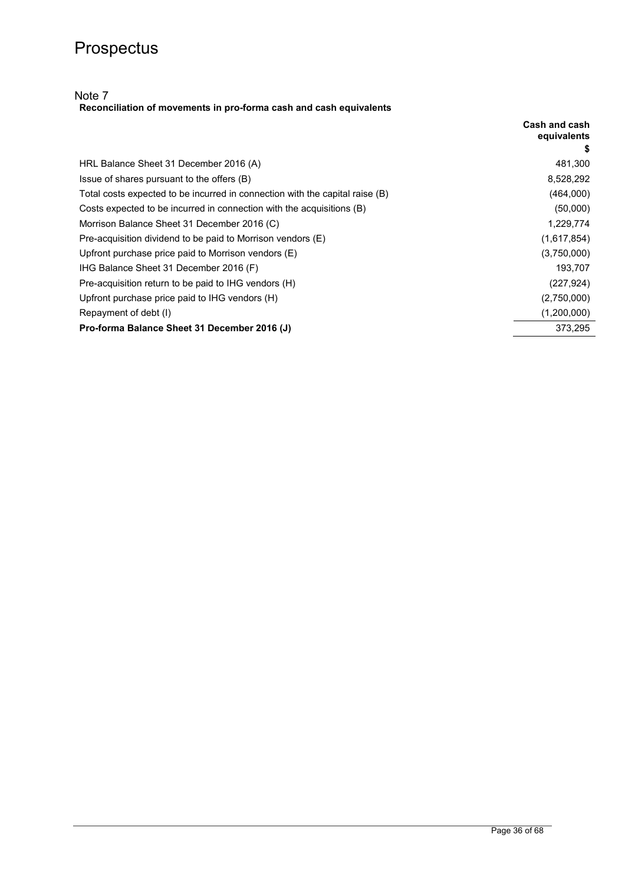Note 7

**Reconciliation of movements in pro-forma cash and cash equivalents**

| | Cash and cash equivalents<br>$ |
|---|---|
| HRL Balance Sheet 31 December 2016 (A) | 481,300 |
| Issue of shares pursuant to the offers (B) | 8,528,292 |
| Total costs expected to be incurred in connection with the capital raise (B) | (464,000) |
| Costs expected to be incurred in connection with the acquisitions (B) | (50,000) |
| Morrison Balance Sheet 31 December 2016 (C) | 1,229,774 |
| Pre-acquisition dividend to be paid to Morrison vendors (E) | (1,617,854) |
| Upfront purchase price paid to Morrison vendors (E) | (3,750,000) |
| IHG Balance Sheet 31 December 2016 (F) | 193,707 |
| Pre-acquisition return to be paid to IHG vendors (H) | (227,924) |
| Upfront purchase price paid to IHG vendors (H) | (2,750,000) |
| Repayment of debt (I) | (1,200,000) |
| **Pro-forma Balance Sheet 31 December 2016 (J)** | 373,295 |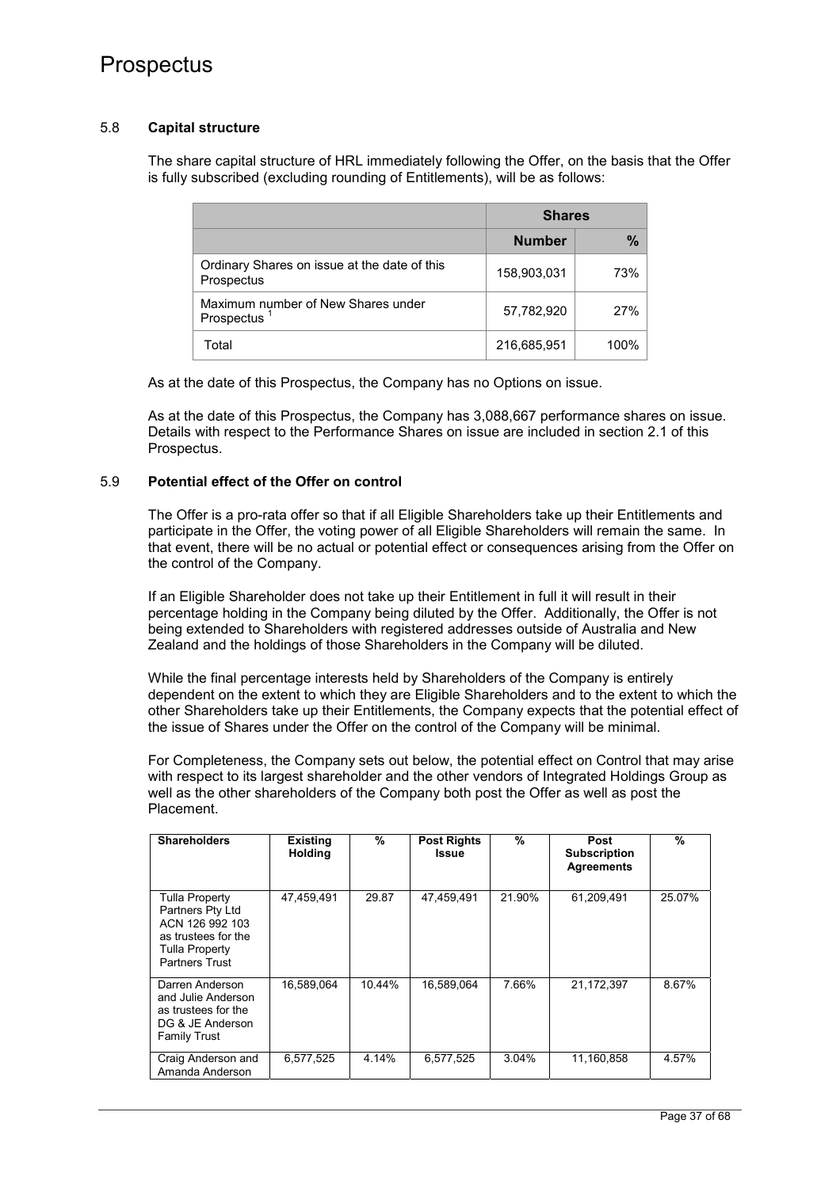### 5.8 **Capital structure**

The share capital structure of HRL immediately following the Offer, on the basis that the Offer is fully subscribed (excluding rounding of Entitlements), will be as follows:

| | **Shares** | |
|---|---|---|
| | **Number** | **%** |
| Ordinary Shares on issue at the date of this Prospectus | 158,903,031 | 73% |
| Maximum number of New Shares under Prospectus [1] | 57,782,920 | 27% |
| Total | 216,685,951 | 100% |

As at the date of this Prospectus, the Company has no Options on issue.

As at the date of this Prospectus, the Company has 3,088,667 performance shares on issue. Details with respect to the Performance Shares on issue are included in section 2.1 of this Prospectus.

### 5.9 **Potential effect of the Offer on control**

The Offer is a pro-rata offer so that if all Eligible Shareholders take up their Entitlements and participate in the Offer, the voting power of all Eligible Shareholders will remain the same. In that event, there will be no actual or potential effect or consequences arising from the Offer on the control of the Company.

If an Eligible Shareholder does not take up their Entitlement in full it will result in their percentage holding in the Company being diluted by the Offer. Additionally, the Offer is not being extended to Shareholders with registered addresses outside of Australia and New Zealand and the holdings of those Shareholders in the Company will be diluted.

While the final percentage interests held by Shareholders of the Company is entirely dependent on the extent to which they are Eligible Shareholders and to the extent to which the other Shareholders take up their Entitlements, the Company expects that the potential effect of the issue of Shares under the Offer on the control of the Company will be minimal.

For Completeness, the Company sets out below, the potential effect on Control that may arise with respect to its largest shareholder and the other vendors of Integrated Holdings Group as well as the other shareholders of the Company both post the Offer as well as post the Placement.

| **Shareholders** | **Existing Holding** | **%** | **Post Rights Issue** | **%** | **Post Subscription Agreements** | **%** |
|---|---|---|---|---|---|---|
| Tulla Property Partners Pty Ltd ACN 126 992 103 as trustees for the Tulla Property Partners Trust | 47,459,491 | 29.87 | 47,459,491 | 21.90% | 61,209,491 | 25.07% |
| Darren Anderson and Julie Anderson as trustees for the DG & JE Anderson Family Trust | 16,589,064 | 10.44% | 16,589,064 | 7.66% | 21,172,397 | 8.67% |
| Craig Anderson and Amanda Anderson | 6,577,525 | 4.14% | 6,577,525 | 3.04% | 11,160,858 | 4.57% |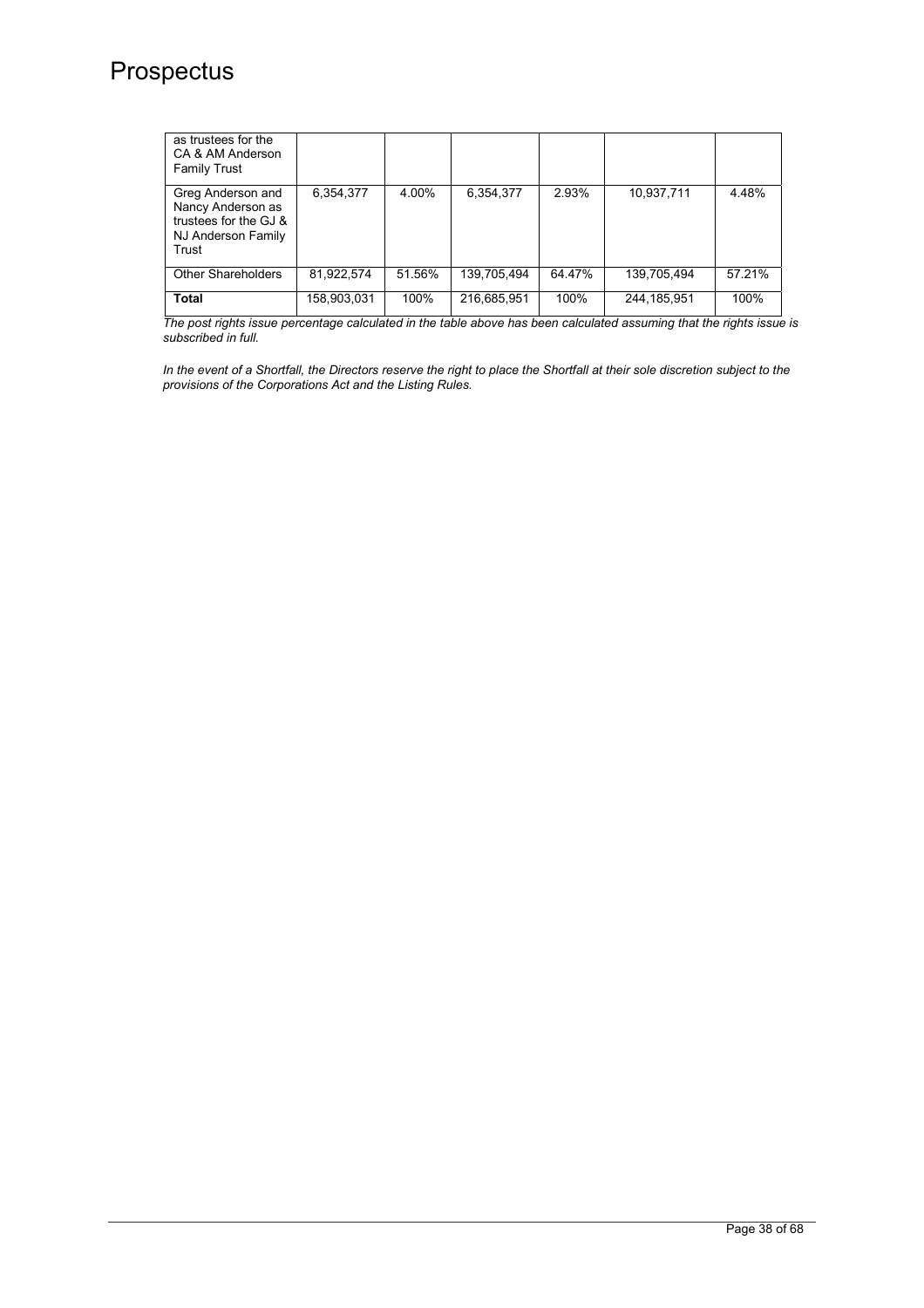| | | | | | | |
|---|---|---|---|---|---|---|
| as trustees for the CA & AM Anderson Family Trust | | | | | | |
| Greg Anderson and Nancy Anderson as trustees for the GJ & NJ Anderson Family Trust | 6,354,377 | 4.00% | 6,354,377 | 2.93% | 10,937,711 | 4.48% |
| Other Shareholders | 81,922,574 | 51.56% | 139,705,494 | 64.47% | 139,705,494 | 57.21% |
| **Total** | 158,903,031 | 100% | 216,685,951 | 100% | 244,185,951 | 100% |

*The post rights issue percentage calculated in the table above has been calculated assuming that the rights issue is subscribed in full.*

*In the event of a Shortfall, the Directors reserve the right to place the Shortfall at their sole discretion subject to the provisions of the Corporations Act and the Listing Rules.*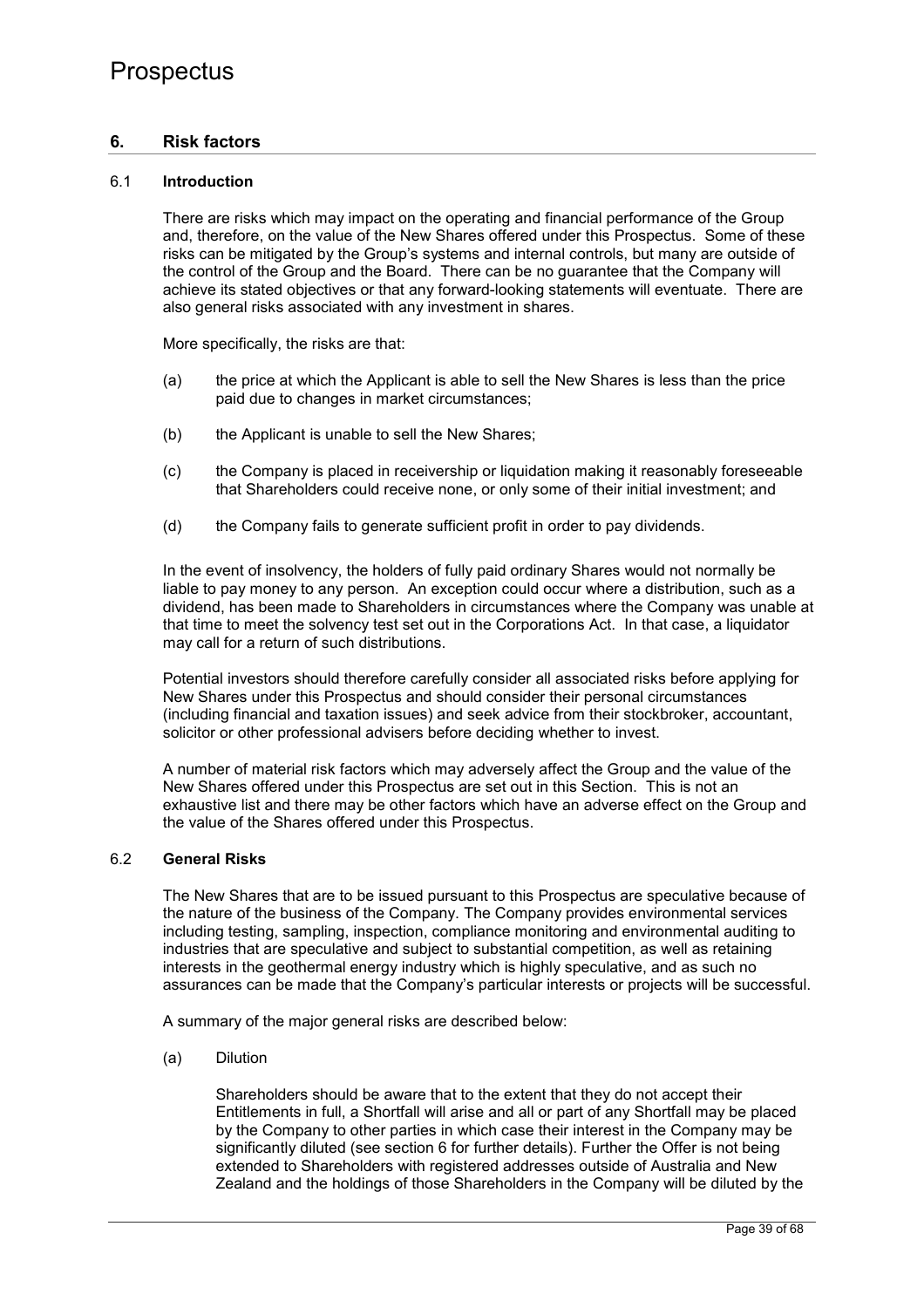## 6. Risk factors

### 6.1 Introduction

There are risks which may impact on the operating and financial performance of the Group and, therefore, on the value of the New Shares offered under this Prospectus. Some of these risks can be mitigated by the Group's systems and internal controls, but many are outside of the control of the Group and the Board. There can be no guarantee that the Company will achieve its stated objectives or that any forward-looking statements will eventuate. There are also general risks associated with any investment in shares.

More specifically, the risks are that:

(a) the price at which the Applicant is able to sell the New Shares is less than the price paid due to changes in market circumstances;

(b) the Applicant is unable to sell the New Shares;

(c) the Company is placed in receivership or liquidation making it reasonably foreseeable that Shareholders could receive none, or only some of their initial investment; and

(d) the Company fails to generate sufficient profit in order to pay dividends.

In the event of insolvency, the holders of fully paid ordinary Shares would not normally be liable to pay money to any person. An exception could occur where a distribution, such as a dividend, has been made to Shareholders in circumstances where the Company was unable at that time to meet the solvency test set out in the Corporations Act. In that case, a liquidator may call for a return of such distributions.

Potential investors should therefore carefully consider all associated risks before applying for New Shares under this Prospectus and should consider their personal circumstances (including financial and taxation issues) and seek advice from their stockbroker, accountant, solicitor or other professional advisers before deciding whether to invest.

A number of material risk factors which may adversely affect the Group and the value of the New Shares offered under this Prospectus are set out in this Section. This is not an exhaustive list and there may be other factors which have an adverse effect on the Group and the value of the Shares offered under this Prospectus.

### 6.2 General Risks

The New Shares that are to be issued pursuant to this Prospectus are speculative because of the nature of the business of the Company. The Company provides environmental services including testing, sampling, inspection, compliance monitoring and environmental auditing to industries that are speculative and subject to substantial competition, as well as retaining interests in the geothermal energy industry which is highly speculative, and as such no assurances can be made that the Company's particular interests or projects will be successful.

A summary of the major general risks are described below:

(a) Dilution

Shareholders should be aware that to the extent that they do not accept their Entitlements in full, a Shortfall will arise and all or part of any Shortfall may be placed by the Company to other parties in which case their interest in the Company may be significantly diluted (see section 6 for further details). Further the Offer is not being extended to Shareholders with registered addresses outside of Australia and New Zealand and the holdings of those Shareholders in the Company will be diluted by the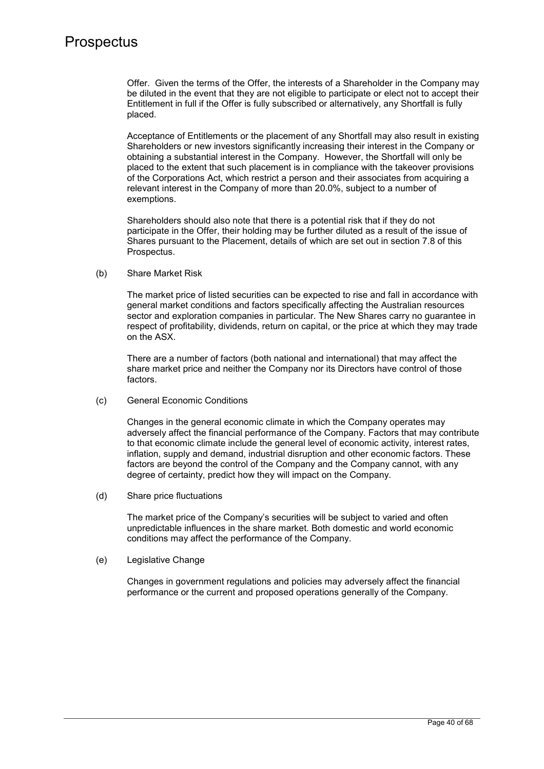Offer. Given the terms of the Offer, the interests of a Shareholder in the Company may be diluted in the event that they are not eligible to participate or elect not to accept their Entitlement in full if the Offer is fully subscribed or alternatively, any Shortfall is fully placed.

Acceptance of Entitlements or the placement of any Shortfall may also result in existing Shareholders or new investors significantly increasing their interest in the Company or obtaining a substantial interest in the Company. However, the Shortfall will only be placed to the extent that such placement is in compliance with the takeover provisions of the Corporations Act, which restrict a person and their associates from acquiring a relevant interest in the Company of more than 20.0%, subject to a number of exemptions.

Shareholders should also note that there is a potential risk that if they do not participate in the Offer, their holding may be further diluted as a result of the issue of Shares pursuant to the Placement, details of which are set out in section 7.8 of this Prospectus.

(b) Share Market Risk

The market price of listed securities can be expected to rise and fall in accordance with general market conditions and factors specifically affecting the Australian resources sector and exploration companies in particular. The New Shares carry no guarantee in respect of profitability, dividends, return on capital, or the price at which they may trade on the ASX.

There are a number of factors (both national and international) that may affect the share market price and neither the Company nor its Directors have control of those factors.

(c) General Economic Conditions

Changes in the general economic climate in which the Company operates may adversely affect the financial performance of the Company. Factors that may contribute to that economic climate include the general level of economic activity, interest rates, inflation, supply and demand, industrial disruption and other economic factors. These factors are beyond the control of the Company and the Company cannot, with any degree of certainty, predict how they will impact on the Company.

(d) Share price fluctuations

The market price of the Company's securities will be subject to varied and often unpredictable influences in the share market. Both domestic and world economic conditions may affect the performance of the Company.

(e) Legislative Change

Changes in government regulations and policies may adversely affect the financial performance or the current and proposed operations generally of the Company.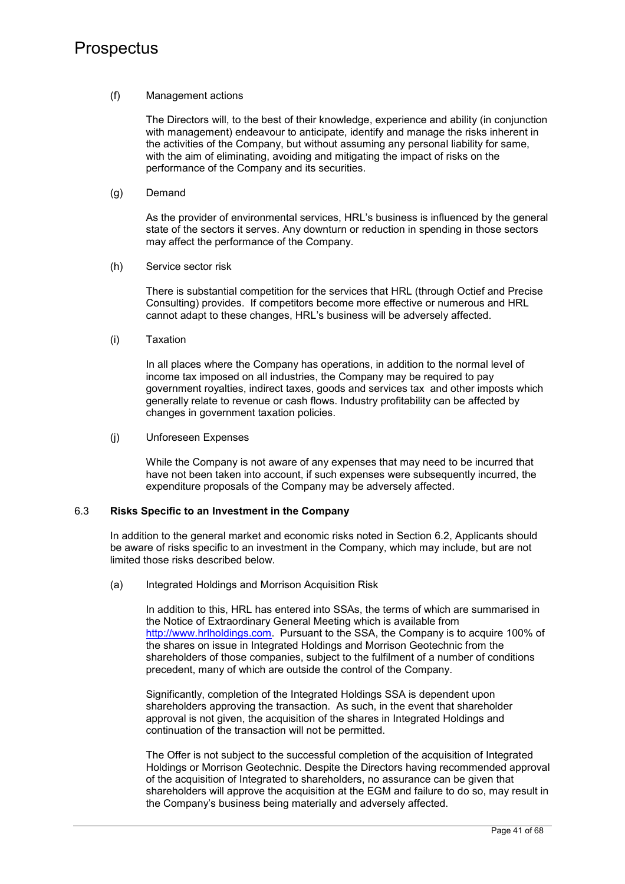(f) Management actions

The Directors will, to the best of their knowledge, experience and ability (in conjunction with management) endeavour to anticipate, identify and manage the risks inherent in the activities of the Company, but without assuming any personal liability for same, with the aim of eliminating, avoiding and mitigating the impact of risks on the performance of the Company and its securities.

(g) Demand

As the provider of environmental services, HRL's business is influenced by the general state of the sectors it serves. Any downturn or reduction in spending in those sectors may affect the performance of the Company.

(h) Service sector risk

There is substantial competition for the services that HRL (through Octief and Precise Consulting) provides. If competitors become more effective or numerous and HRL cannot adapt to these changes, HRL's business will be adversely affected.

(i) Taxation

In all places where the Company has operations, in addition to the normal level of income tax imposed on all industries, the Company may be required to pay government royalties, indirect taxes, goods and services tax and other imposts which generally relate to revenue or cash flows. Industry profitability can be affected by changes in government taxation policies.

(j) Unforeseen Expenses

While the Company is not aware of any expenses that may need to be incurred that have not been taken into account, if such expenses were subsequently incurred, the expenditure proposals of the Company may be adversely affected.

## 6.3 Risks Specific to an Investment in the Company

In addition to the general market and economic risks noted in Section 6.2, Applicants should be aware of risks specific to an investment in the Company, which may include, but are not limited those risks described below.

(a) Integrated Holdings and Morrison Acquisition Risk

In addition to this, HRL has entered into SSAs, the terms of which are summarised in the Notice of Extraordinary General Meeting which is available from http://www.hrlholdings.com. Pursuant to the SSA, the Company is to acquire 100% of the shares on issue in Integrated Holdings and Morrison Geotechnic from the shareholders of those companies, subject to the fulfilment of a number of conditions precedent, many of which are outside the control of the Company.

Significantly, completion of the Integrated Holdings SSA is dependent upon shareholders approving the transaction. As such, in the event that shareholder approval is not given, the acquisition of the shares in Integrated Holdings and continuation of the transaction will not be permitted.

The Offer is not subject to the successful completion of the acquisition of Integrated Holdings or Morrison Geotechnic. Despite the Directors having recommended approval of the acquisition of Integrated to shareholders, no assurance can be given that shareholders will approve the acquisition at the EGM and failure to do so, may result in the Company's business being materially and adversely affected.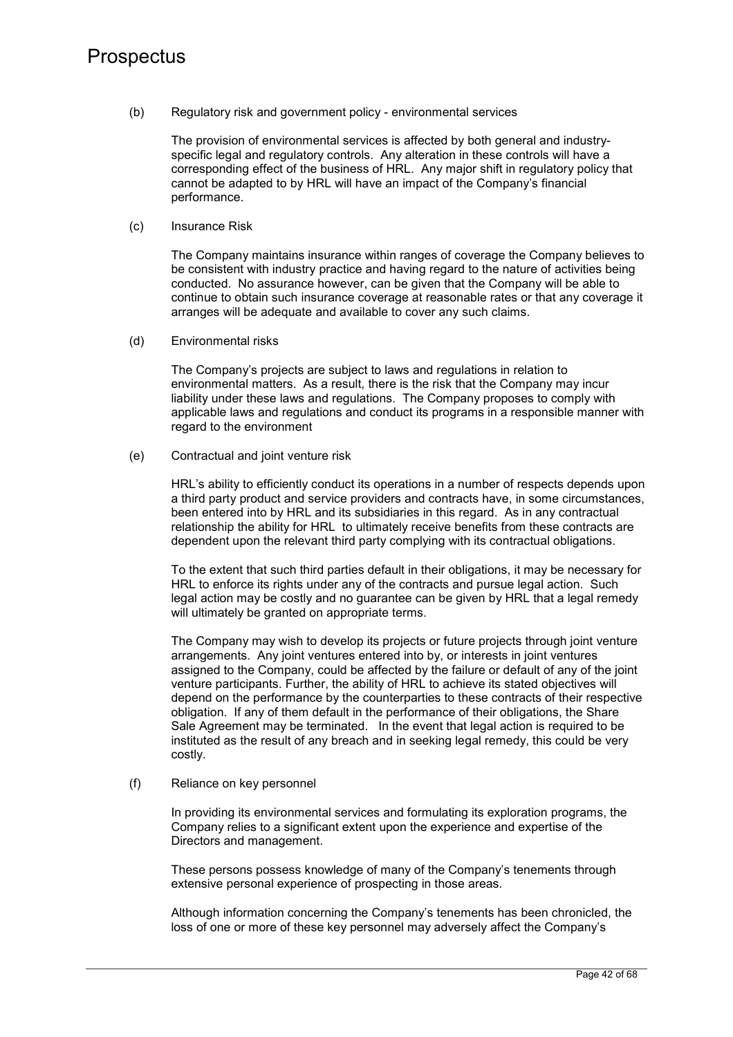(b) Regulatory risk and government policy - environmental services

The provision of environmental services is affected by both general and industry-specific legal and regulatory controls. Any alteration in these controls will have a corresponding effect of the business of HRL. Any major shift in regulatory policy that cannot be adapted to by HRL will have an impact of the Company's financial performance.

(c) Insurance Risk

The Company maintains insurance within ranges of coverage the Company believes to be consistent with industry practice and having regard to the nature of activities being conducted. No assurance however, can be given that the Company will be able to continue to obtain such insurance coverage at reasonable rates or that any coverage it arranges will be adequate and available to cover any such claims.

(d) Environmental risks

The Company's projects are subject to laws and regulations in relation to environmental matters. As a result, there is the risk that the Company may incur liability under these laws and regulations. The Company proposes to comply with applicable laws and regulations and conduct its programs in a responsible manner with regard to the environment

(e) Contractual and joint venture risk

HRL's ability to efficiently conduct its operations in a number of respects depends upon a third party product and service providers and contracts have, in some circumstances, been entered into by HRL and its subsidiaries in this regard. As in any contractual relationship the ability for HRL to ultimately receive benefits from these contracts are dependent upon the relevant third party complying with its contractual obligations.

To the extent that such third parties default in their obligations, it may be necessary for HRL to enforce its rights under any of the contracts and pursue legal action. Such legal action may be costly and no guarantee can be given by HRL that a legal remedy will ultimately be granted on appropriate terms.

The Company may wish to develop its projects or future projects through joint venture arrangements. Any joint ventures entered into by, or interests in joint ventures assigned to the Company, could be affected by the failure or default of any of the joint venture participants. Further, the ability of HRL to achieve its stated objectives will depend on the performance by the counterparties to these contracts of their respective obligation. If any of them default in the performance of their obligations, the Share Sale Agreement may be terminated. In the event that legal action is required to be instituted as the result of any breach and in seeking legal remedy, this could be very costly.

(f) Reliance on key personnel

In providing its environmental services and formulating its exploration programs, the Company relies to a significant extent upon the experience and expertise of the Directors and management.

These persons possess knowledge of many of the Company's tenements through extensive personal experience of prospecting in those areas.

Although information concerning the Company's tenements has been chronicled, the loss of one or more of these key personnel may adversely affect the Company's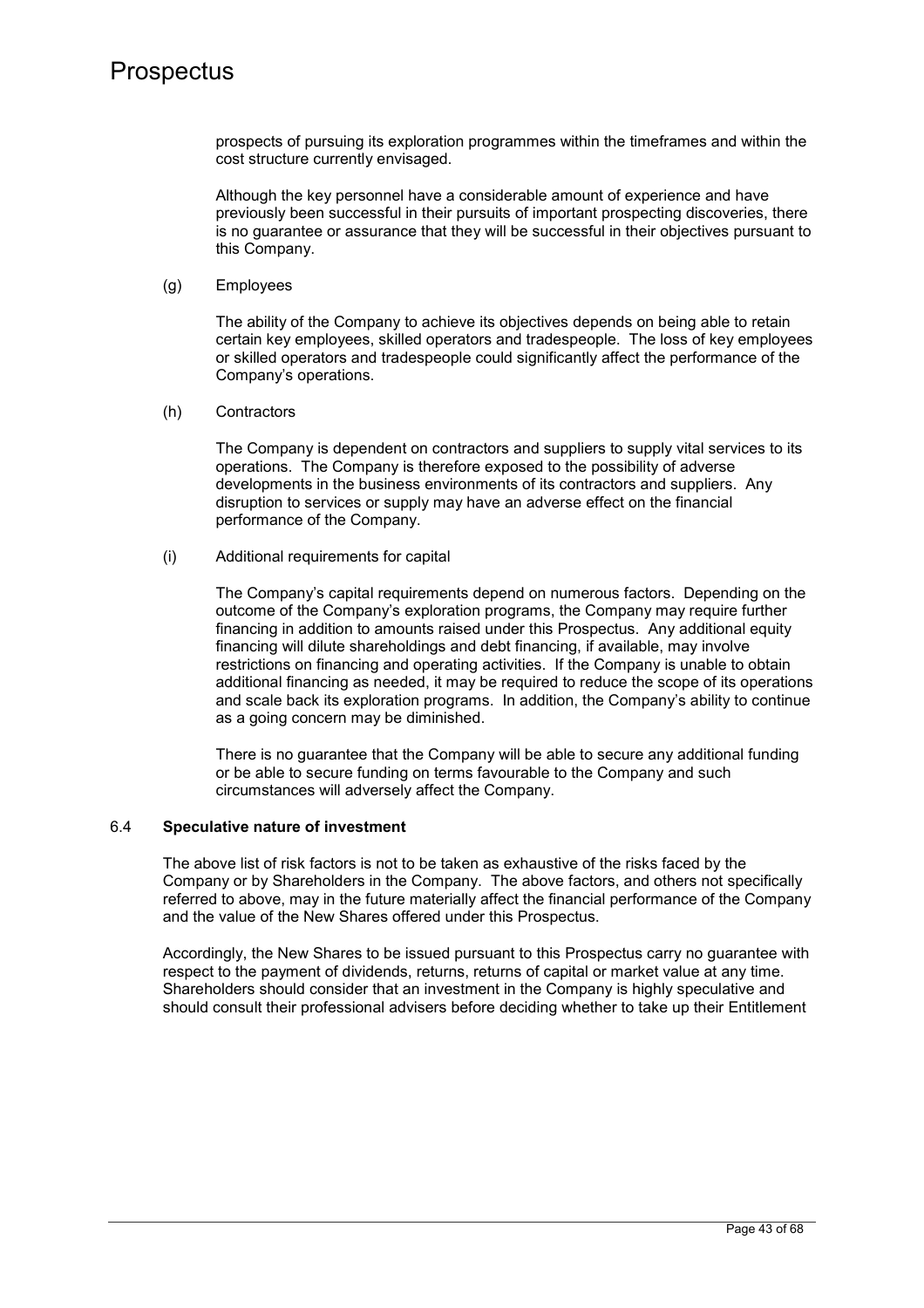prospects of pursuing its exploration programmes within the timeframes and within the cost structure currently envisaged.

Although the key personnel have a considerable amount of experience and have previously been successful in their pursuits of important prospecting discoveries, there is no guarantee or assurance that they will be successful in their objectives pursuant to this Company.

(g) Employees

The ability of the Company to achieve its objectives depends on being able to retain certain key employees, skilled operators and tradespeople. The loss of key employees or skilled operators and tradespeople could significantly affect the performance of the Company's operations.

(h) Contractors

The Company is dependent on contractors and suppliers to supply vital services to its operations. The Company is therefore exposed to the possibility of adverse developments in the business environments of its contractors and suppliers. Any disruption to services or supply may have an adverse effect on the financial performance of the Company.

(i) Additional requirements for capital

The Company's capital requirements depend on numerous factors. Depending on the outcome of the Company's exploration programs, the Company may require further financing in addition to amounts raised under this Prospectus. Any additional equity financing will dilute shareholdings and debt financing, if available, may involve restrictions on financing and operating activities. If the Company is unable to obtain additional financing as needed, it may be required to reduce the scope of its operations and scale back its exploration programs. In addition, the Company's ability to continue as a going concern may be diminished.

There is no guarantee that the Company will be able to secure any additional funding or be able to secure funding on terms favourable to the Company and such circumstances will adversely affect the Company.

### 6.4 Speculative nature of investment

The above list of risk factors is not to be taken as exhaustive of the risks faced by the Company or by Shareholders in the Company. The above factors, and others not specifically referred to above, may in the future materially affect the financial performance of the Company and the value of the New Shares offered under this Prospectus.

Accordingly, the New Shares to be issued pursuant to this Prospectus carry no guarantee with respect to the payment of dividends, returns, returns of capital or market value at any time. Shareholders should consider that an investment in the Company is highly speculative and should consult their professional advisers before deciding whether to take up their Entitlement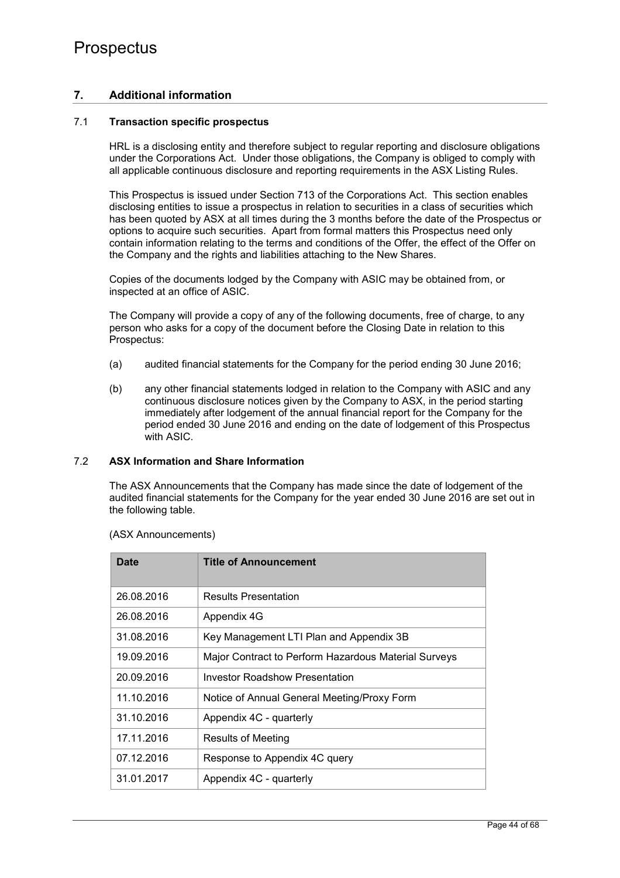## 7. Additional information

### 7.1 Transaction specific prospectus

HRL is a disclosing entity and therefore subject to regular reporting and disclosure obligations under the Corporations Act. Under those obligations, the Company is obliged to comply with all applicable continuous disclosure and reporting requirements in the ASX Listing Rules.

This Prospectus is issued under Section 713 of the Corporations Act. This section enables disclosing entities to issue a prospectus in relation to securities in a class of securities which has been quoted by ASX at all times during the 3 months before the date of the Prospectus or options to acquire such securities. Apart from formal matters this Prospectus need only contain information relating to the terms and conditions of the Offer, the effect of the Offer on the Company and the rights and liabilities attaching to the New Shares.

Copies of the documents lodged by the Company with ASIC may be obtained from, or inspected at an office of ASIC.

The Company will provide a copy of any of the following documents, free of charge, to any person who asks for a copy of the document before the Closing Date in relation to this Prospectus:

(a) audited financial statements for the Company for the period ending 30 June 2016;

(b) any other financial statements lodged in relation to the Company with ASIC and any continuous disclosure notices given by the Company to ASX, in the period starting immediately after lodgement of the annual financial report for the Company for the period ended 30 June 2016 and ending on the date of lodgement of this Prospectus with ASIC.

### 7.2 ASX Information and Share Information

The ASX Announcements that the Company has made since the date of lodgement of the audited financial statements for the Company for the year ended 30 June 2016 are set out in the following table.

(ASX Announcements)

| Date | Title of Announcement |
|---|---|
| 26.08.2016 | Results Presentation |
| 26.08.2016 | Appendix 4G |
| 31.08.2016 | Key Management LTI Plan and Appendix 3B |
| 19.09.2016 | Major Contract to Perform Hazardous Material Surveys |
| 20.09.2016 | Investor Roadshow Presentation |
| 11.10.2016 | Notice of Annual General Meeting/Proxy Form |
| 31.10.2016 | Appendix 4C - quarterly |
| 17.11.2016 | Results of Meeting |
| 07.12.2016 | Response to Appendix 4C query |
| 31.01.2017 | Appendix 4C - quarterly |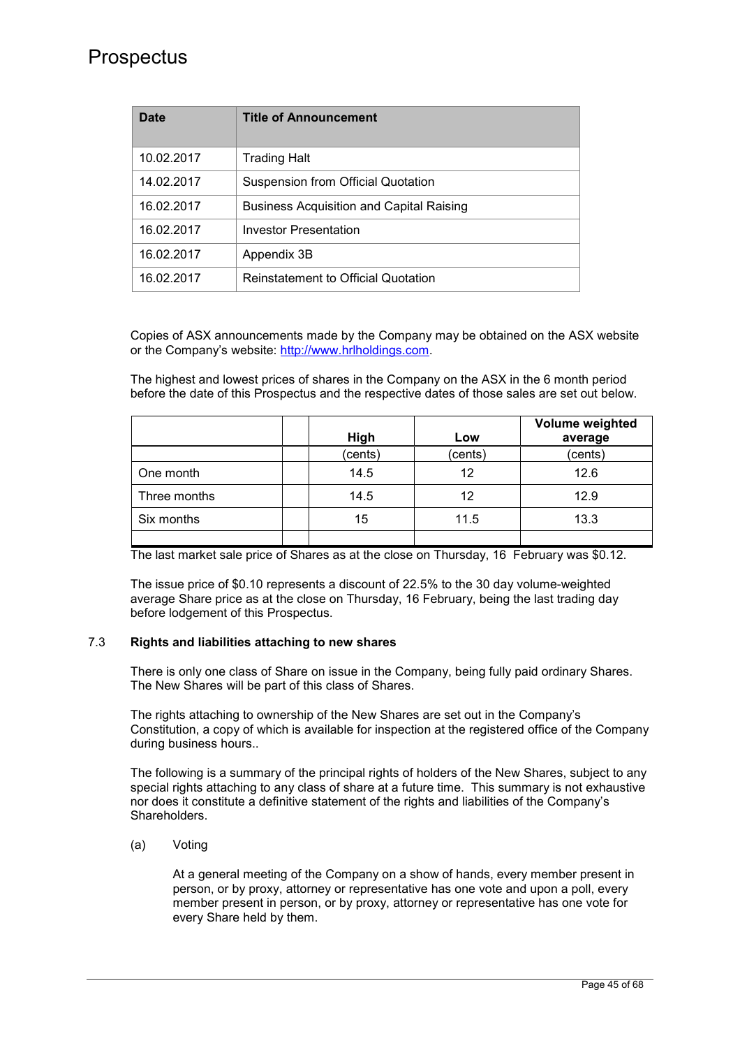| Date | Title of Announcement |
|---|---|
| 10.02.2017 | Trading Halt |
| 14.02.2017 | Suspension from Official Quotation |
| 16.02.2017 | Business Acquisition and Capital Raising |
| 16.02.2017 | Investor Presentation |
| 16.02.2017 | Appendix 3B |
| 16.02.2017 | Reinstatement to Official Quotation |

Copies of ASX announcements made by the Company may be obtained on the ASX website or the Company's website: http://www.hrlholdings.com.

The highest and lowest prices of shares in the Company on the ASX in the 6 month period before the date of this Prospectus and the respective dates of those sales are set out below.

| | | High | Low | Volume weighted average |
|---|---|---|---|---|
| | | (cents) | (cents) | (cents) |
| One month | | 14.5 | 12 | 12.6 |
| Three months | | 14.5 | 12 | 12.9 |
| Six months | | 15 | 11.5 | 13.3 |
| | | | | |

The last market sale price of Shares as at the close on Thursday, 16 February was $0.12.

The issue price of $0.10 represents a discount of 22.5% to the 30 day volume-weighted average Share price as at the close on Thursday, 16 February, being the last trading day before lodgement of this Prospectus.

### 7.3 Rights and liabilities attaching to new shares

There is only one class of Share on issue in the Company, being fully paid ordinary Shares. The New Shares will be part of this class of Shares.

The rights attaching to ownership of the New Shares are set out in the Company's Constitution, a copy of which is available for inspection at the registered office of the Company during business hours..

The following is a summary of the principal rights of holders of the New Shares, subject to any special rights attaching to any class of share at a future time. This summary is not exhaustive nor does it constitute a definitive statement of the rights and liabilities of the Company's Shareholders.

(a) Voting

At a general meeting of the Company on a show of hands, every member present in person, or by proxy, attorney or representative has one vote and upon a poll, every member present in person, or by proxy, attorney or representative has one vote for every Share held by them.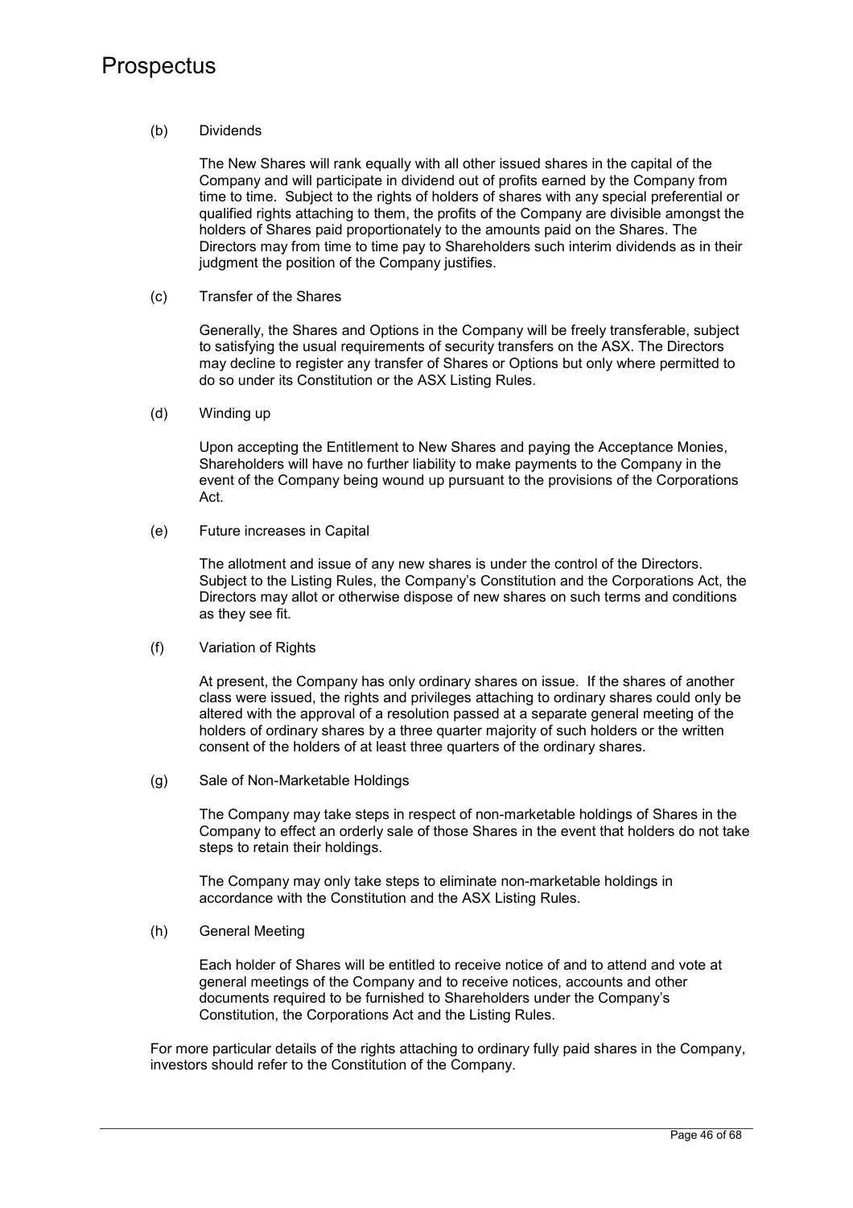(b) Dividends

The New Shares will rank equally with all other issued shares in the capital of the Company and will participate in dividend out of profits earned by the Company from time to time. Subject to the rights of holders of shares with any special preferential or qualified rights attaching to them, the profits of the Company are divisible amongst the holders of Shares paid proportionately to the amounts paid on the Shares. The Directors may from time to time pay to Shareholders such interim dividends as in their judgment the position of the Company justifies.

(c) Transfer of the Shares

Generally, the Shares and Options in the Company will be freely transferable, subject to satisfying the usual requirements of security transfers on the ASX. The Directors may decline to register any transfer of Shares or Options but only where permitted to do so under its Constitution or the ASX Listing Rules.

(d) Winding up

Upon accepting the Entitlement to New Shares and paying the Acceptance Monies, Shareholders will have no further liability to make payments to the Company in the event of the Company being wound up pursuant to the provisions of the Corporations Act.

(e) Future increases in Capital

The allotment and issue of any new shares is under the control of the Directors. Subject to the Listing Rules, the Company's Constitution and the Corporations Act, the Directors may allot or otherwise dispose of new shares on such terms and conditions as they see fit.

(f) Variation of Rights

At present, the Company has only ordinary shares on issue. If the shares of another class were issued, the rights and privileges attaching to ordinary shares could only be altered with the approval of a resolution passed at a separate general meeting of the holders of ordinary shares by a three quarter majority of such holders or the written consent of the holders of at least three quarters of the ordinary shares.

(g) Sale of Non-Marketable Holdings

The Company may take steps in respect of non-marketable holdings of Shares in the Company to effect an orderly sale of those Shares in the event that holders do not take steps to retain their holdings.

The Company may only take steps to eliminate non-marketable holdings in accordance with the Constitution and the ASX Listing Rules.

(h) General Meeting

Each holder of Shares will be entitled to receive notice of and to attend and vote at general meetings of the Company and to receive notices, accounts and other documents required to be furnished to Shareholders under the Company's Constitution, the Corporations Act and the Listing Rules.

For more particular details of the rights attaching to ordinary fully paid shares in the Company, investors should refer to the Constitution of the Company.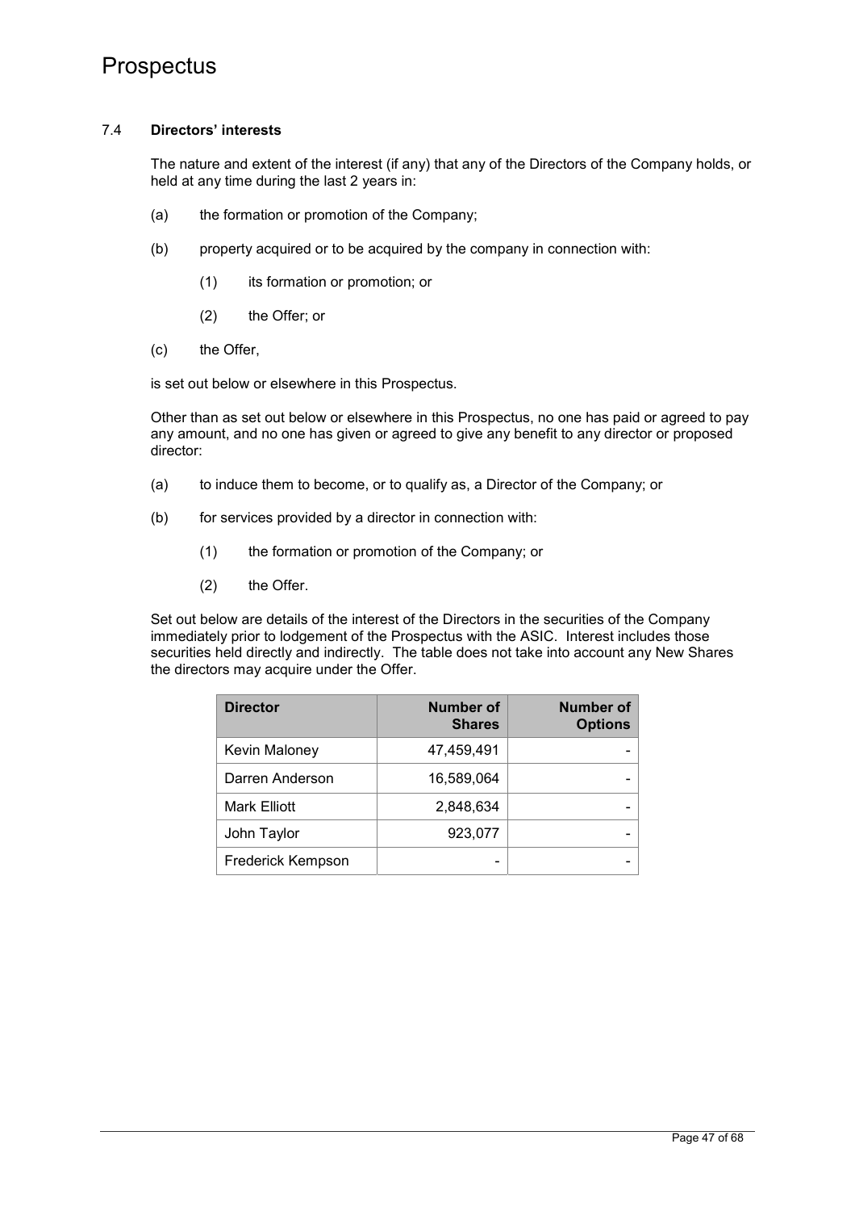### 7.4 Directors' interests

The nature and extent of the interest (if any) that any of the Directors of the Company holds, or held at any time during the last 2 years in:

(a) the formation or promotion of the Company;

(b) property acquired or to be acquired by the company in connection with:

(1) its formation or promotion; or

(2) the Offer; or

(c) the Offer,

is set out below or elsewhere in this Prospectus.

Other than as set out below or elsewhere in this Prospectus, no one has paid or agreed to pay any amount, and no one has given or agreed to give any benefit to any director or proposed director:

(a) to induce them to become, or to qualify as, a Director of the Company; or

(b) for services provided by a director in connection with:

(1) the formation or promotion of the Company; or

(2) the Offer.

Set out below are details of the interest of the Directors in the securities of the Company immediately prior to lodgement of the Prospectus with the ASIC. Interest includes those securities held directly and indirectly. The table does not take into account any New Shares the directors may acquire under the Offer.

| Director | Number of Shares | Number of Options |
|---|---:|---:|
| Kevin Maloney | 47,459,491 | - |
| Darren Anderson | 16,589,064 | - |
| Mark Elliott | 2,848,634 | - |
| John Taylor | 923,077 | - |
| Frederick Kempson | - | - |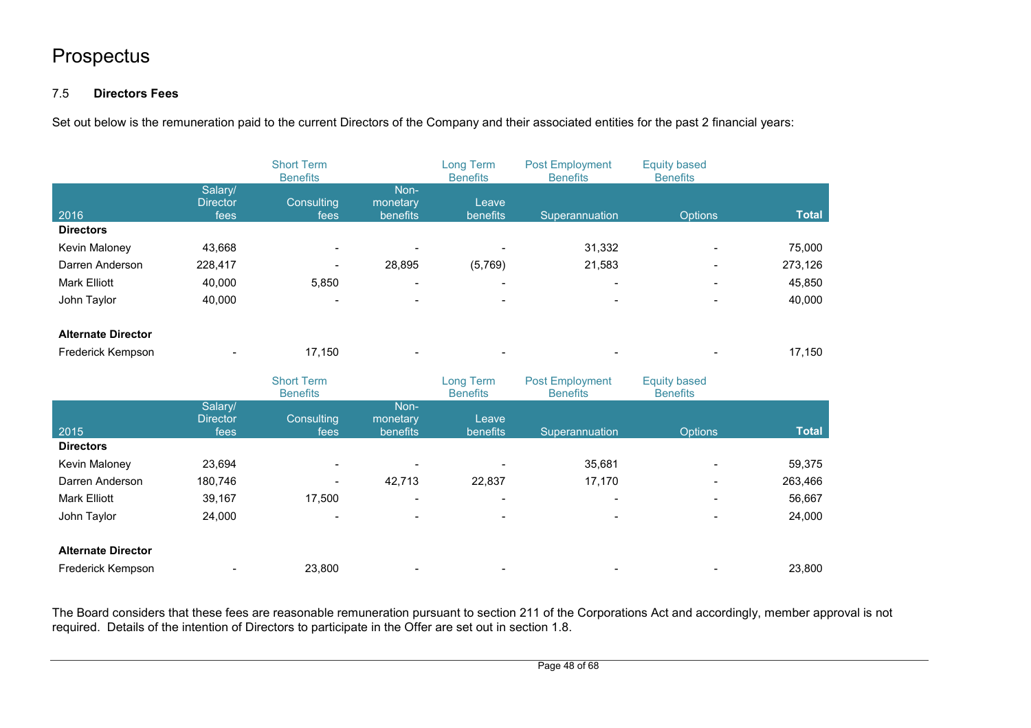# Prospectus

### 7.5 **Directors Fees**

Set out below is the remuneration paid to the current Directors of the Company and their associated entities for the past 2 financial years:

| | Short Term Benefits | | | Long Term Benefits | Post Employment Benefits | Equity based Benefits | |
|---|---|---|---|---|---|---|---|
| **2016** | **Salary/ Director fees** | **Consulting fees** | **Non-monetary benefits** | **Leave benefits** | **Superannuation** | **Options** | **Total** |
| **Directors** | | | | | | | |
| Kevin Maloney | 43,668 | - | - | - | 31,332 | - | 75,000 |
| Darren Anderson | 228,417 | - | 28,895 | (5,769) | 21,583 | - | 273,126 |
| Mark Elliott | 40,000 | 5,850 | - | - | - | - | 45,850 |
| John Taylor | 40,000 | - | - | - | - | - | 40,000 |
| **Alternate Director** | | | | | | | |
| Frederick Kempson | - | 17,150 | - | - | - | - | 17,150 |

| | Short Term Benefits | | | Long Term Benefits | Post Employment Benefits | Equity based Benefits | |
|---|---|---|---|---|---|---|---|
| **2015** | **Salary/ Director fees** | **Consulting fees** | **Non-monetary benefits** | **Leave benefits** | **Superannuation** | **Options** | **Total** |
| **Directors** | | | | | | | |
| Kevin Maloney | 23,694 | - | - | - | 35,681 | - | 59,375 |
| Darren Anderson | 180,746 | - | 42,713 | 22,837 | 17,170 | - | 263,466 |
| Mark Elliott | 39,167 | 17,500 | - | - | - | - | 56,667 |
| John Taylor | 24,000 | - | - | - | - | - | 24,000 |
| **Alternate Director** | | | | | | | |
| Frederick Kempson | - | 23,800 | - | - | - | - | 23,800 |

The Board considers that these fees are reasonable remuneration pursuant to section 211 of the Corporations Act and accordingly, member approval is not required. Details of the intention of Directors to participate in the Offer are set out in section 1.8.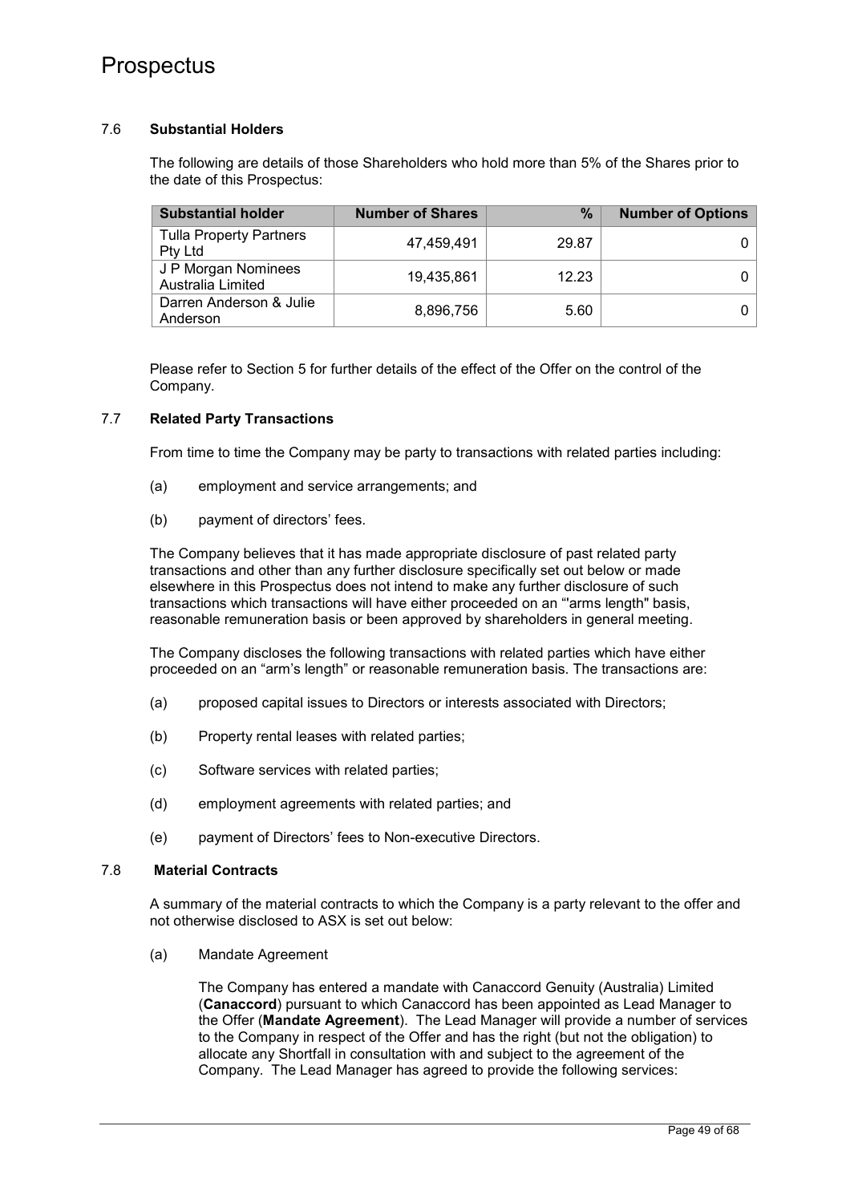### 7.6 Substantial Holders

The following are details of those Shareholders who hold more than 5% of the Shares prior to the date of this Prospectus:

| Substantial holder | Number of Shares | % | Number of Options |
|---|---|---|---|
| Tulla Property Partners Pty Ltd | 47,459,491 | 29.87 | 0 |
| J P Morgan Nominees Australia Limited | 19,435,861 | 12.23 | 0 |
| Darren Anderson & Julie Anderson | 8,896,756 | 5.60 | 0 |

Please refer to Section 5 for further details of the effect of the Offer on the control of the Company.

### 7.7 Related Party Transactions

From time to time the Company may be party to transactions with related parties including:

(a) employment and service arrangements; and

(b) payment of directors' fees.

The Company believes that it has made appropriate disclosure of past related party transactions and other than any further disclosure specifically set out below or made elsewhere in this Prospectus does not intend to make any further disclosure of such transactions which transactions will have either proceeded on an "'arms length" basis, reasonable remuneration basis or been approved by shareholders in general meeting.

The Company discloses the following transactions with related parties which have either proceeded on an "arm's length" or reasonable remuneration basis. The transactions are:

(a) proposed capital issues to Directors or interests associated with Directors;

(b) Property rental leases with related parties;

(c) Software services with related parties;

(d) employment agreements with related parties; and

(e) payment of Directors' fees to Non-executive Directors.

### 7.8 Material Contracts

A summary of the material contracts to which the Company is a party relevant to the offer and not otherwise disclosed to ASX is set out below:

(a) Mandate Agreement

The Company has entered a mandate with Canaccord Genuity (Australia) Limited (**Canaccord**) pursuant to which Canaccord has been appointed as Lead Manager to the Offer (**Mandate Agreement**). The Lead Manager will provide a number of services to the Company in respect of the Offer and has the right (but not the obligation) to allocate any Shortfall in consultation with and subject to the agreement of the Company. The Lead Manager has agreed to provide the following services: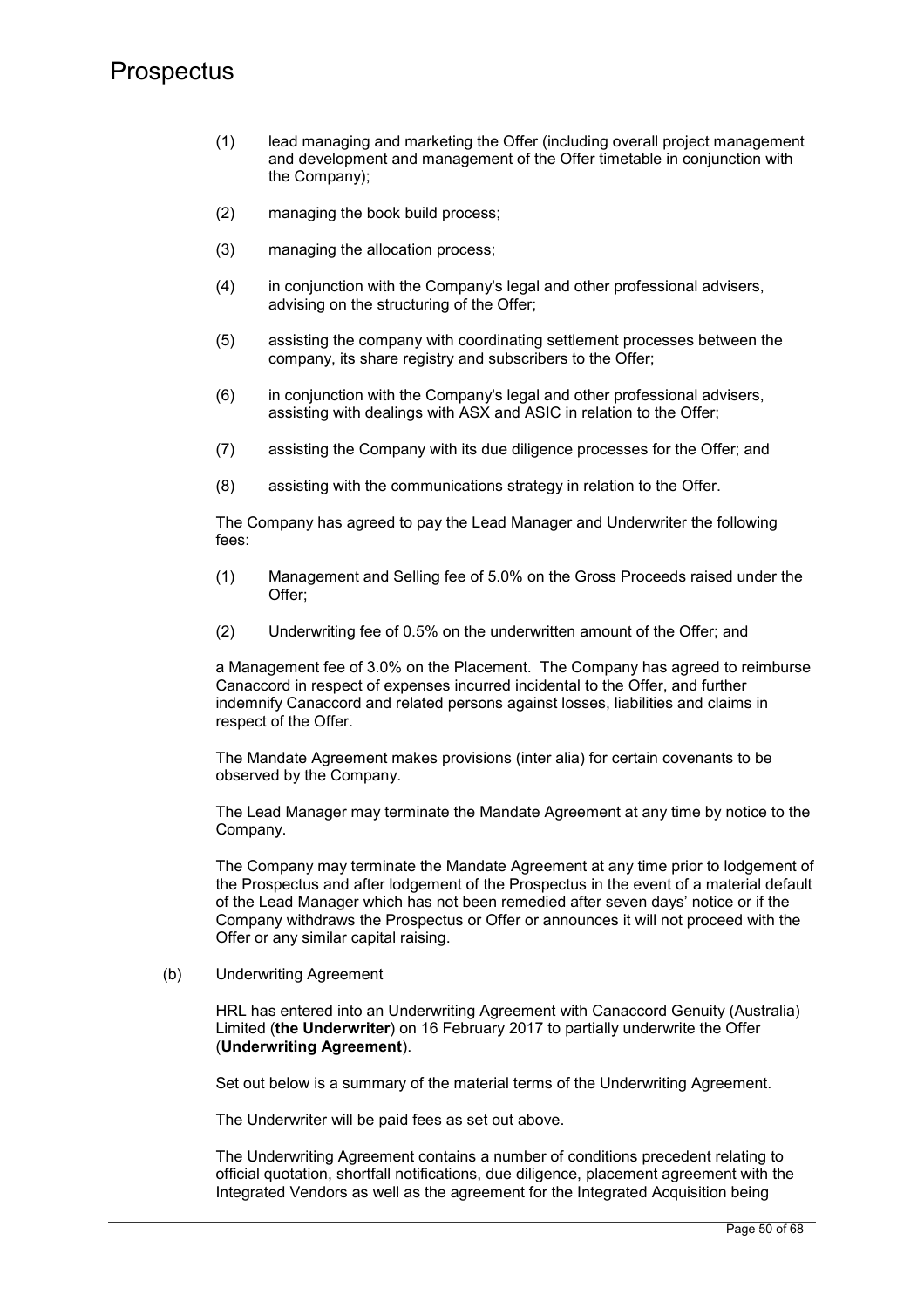(1) lead managing and marketing the Offer (including overall project management and development and management of the Offer timetable in conjunction with the Company);

(2) managing the book build process;

(3) managing the allocation process;

(4) in conjunction with the Company's legal and other professional advisers, advising on the structuring of the Offer;

(5) assisting the company with coordinating settlement processes between the company, its share registry and subscribers to the Offer;

(6) in conjunction with the Company's legal and other professional advisers, assisting with dealings with ASX and ASIC in relation to the Offer;

(7) assisting the Company with its due diligence processes for the Offer; and

(8) assisting with the communications strategy in relation to the Offer.

The Company has agreed to pay the Lead Manager and Underwriter the following fees:

(1) Management and Selling fee of 5.0% on the Gross Proceeds raised under the Offer;

(2) Underwriting fee of 0.5% on the underwritten amount of the Offer; and

a Management fee of 3.0% on the Placement. The Company has agreed to reimburse Canaccord in respect of expenses incurred incidental to the Offer, and further indemnify Canaccord and related persons against losses, liabilities and claims in respect of the Offer.

The Mandate Agreement makes provisions (inter alia) for certain covenants to be observed by the Company.

The Lead Manager may terminate the Mandate Agreement at any time by notice to the Company.

The Company may terminate the Mandate Agreement at any time prior to lodgement of the Prospectus and after lodgement of the Prospectus in the event of a material default of the Lead Manager which has not been remedied after seven days' notice or if the Company withdraws the Prospectus or Offer or announces it will not proceed with the Offer or any similar capital raising.

(b) Underwriting Agreement

HRL has entered into an Underwriting Agreement with Canaccord Genuity (Australia) Limited (**the Underwriter**) on 16 February 2017 to partially underwrite the Offer (**Underwriting Agreement**).

Set out below is a summary of the material terms of the Underwriting Agreement.

The Underwriter will be paid fees as set out above.

The Underwriting Agreement contains a number of conditions precedent relating to official quotation, shortfall notifications, due diligence, placement agreement with the Integrated Vendors as well as the agreement for the Integrated Acquisition being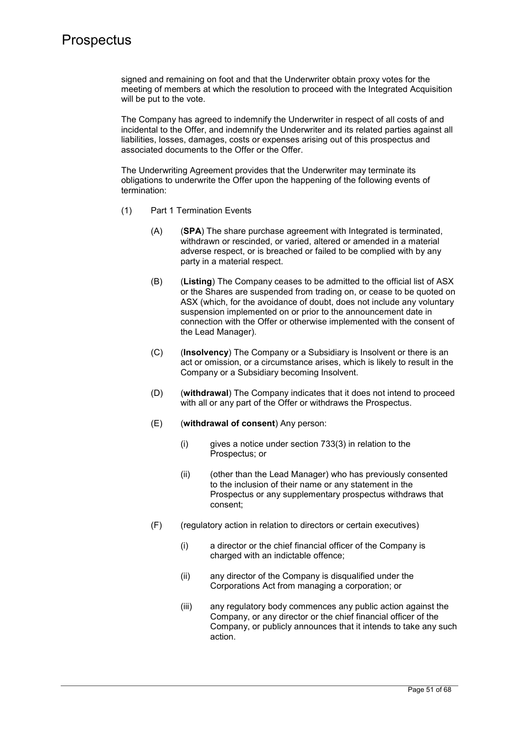signed and remaining on foot and that the Underwriter obtain proxy votes for the meeting of members at which the resolution to proceed with the Integrated Acquisition will be put to the vote.

The Company has agreed to indemnify the Underwriter in respect of all costs of and incidental to the Offer, and indemnify the Underwriter and its related parties against all liabilities, losses, damages, costs or expenses arising out of this prospectus and associated documents to the Offer or the Offer.

The Underwriting Agreement provides that the Underwriter may terminate its obligations to underwrite the Offer upon the happening of the following events of termination:

(1) Part 1 Termination Events

(A) (**SPA**) The share purchase agreement with Integrated is terminated, withdrawn or rescinded, or varied, altered or amended in a material adverse respect, or is breached or failed to be complied with by any party in a material respect.

(B) (**Listing**) The Company ceases to be admitted to the official list of ASX or the Shares are suspended from trading on, or cease to be quoted on ASX (which, for the avoidance of doubt, does not include any voluntary suspension implemented on or prior to the announcement date in connection with the Offer or otherwise implemented with the consent of the Lead Manager).

(C) (**Insolvency**) The Company or a Subsidiary is Insolvent or there is an act or omission, or a circumstance arises, which is likely to result in the Company or a Subsidiary becoming Insolvent.

(D) (**withdrawal**) The Company indicates that it does not intend to proceed with all or any part of the Offer or withdraws the Prospectus.

(E) (**withdrawal of consent**) Any person:

(i) gives a notice under section 733(3) in relation to the Prospectus; or

(ii) (other than the Lead Manager) who has previously consented to the inclusion of their name or any statement in the Prospectus or any supplementary prospectus withdraws that consent;

(F) (regulatory action in relation to directors or certain executives)

(i) a director or the chief financial officer of the Company is charged with an indictable offence;

(ii) any director of the Company is disqualified under the Corporations Act from managing a corporation; or

(iii) any regulatory body commences any public action against the Company, or any director or the chief financial officer of the Company, or publicly announces that it intends to take any such action.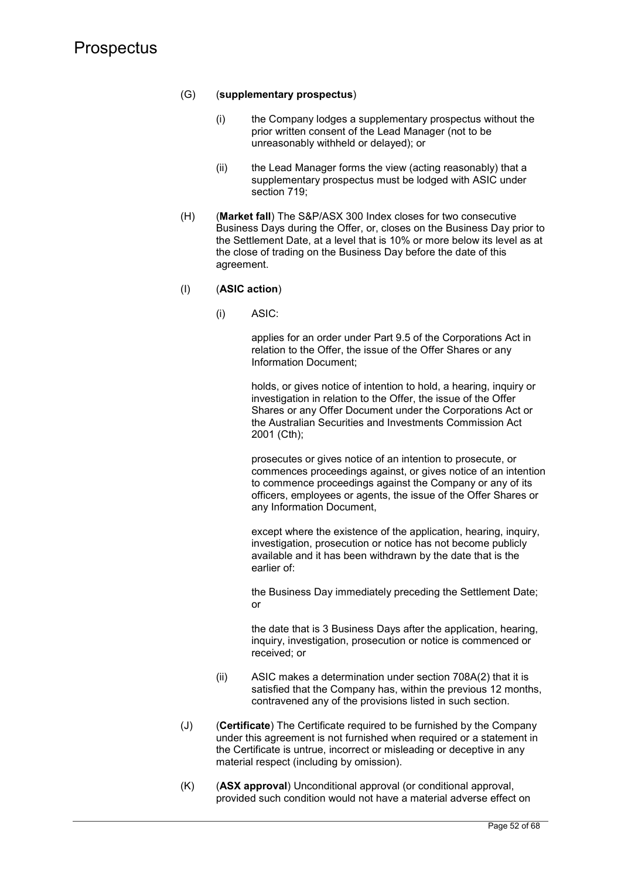(G) (**supplementary prospectus**)

(i) the Company lodges a supplementary prospectus without the prior written consent of the Lead Manager (not to be unreasonably withheld or delayed); or

(ii) the Lead Manager forms the view (acting reasonably) that a supplementary prospectus must be lodged with ASIC under section 719;

(H) (**Market fall**) The S&P/ASX 300 Index closes for two consecutive Business Days during the Offer, or, closes on the Business Day prior to the Settlement Date, at a level that is 10% or more below its level as at the close of trading on the Business Day before the date of this agreement.

(I) (**ASIC action**)

(i) ASIC:

applies for an order under Part 9.5 of the Corporations Act in relation to the Offer, the issue of the Offer Shares or any Information Document;

holds, or gives notice of intention to hold, a hearing, inquiry or investigation in relation to the Offer, the issue of the Offer Shares or any Offer Document under the Corporations Act or the Australian Securities and Investments Commission Act 2001 (Cth);

prosecutes or gives notice of an intention to prosecute, or commences proceedings against, or gives notice of an intention to commence proceedings against the Company or any of its officers, employees or agents, the issue of the Offer Shares or any Information Document,

except where the existence of the application, hearing, inquiry, investigation, prosecution or notice has not become publicly available and it has been withdrawn by the date that is the earlier of:

the Business Day immediately preceding the Settlement Date; or

the date that is 3 Business Days after the application, hearing, inquiry, investigation, prosecution or notice is commenced or received; or

(ii) ASIC makes a determination under section 708A(2) that it is satisfied that the Company has, within the previous 12 months, contravened any of the provisions listed in such section.

(J) (**Certificate**) The Certificate required to be furnished by the Company under this agreement is not furnished when required or a statement in the Certificate is untrue, incorrect or misleading or deceptive in any material respect (including by omission).

(K) (**ASX approval**) Unconditional approval (or conditional approval, provided such condition would not have a material adverse effect on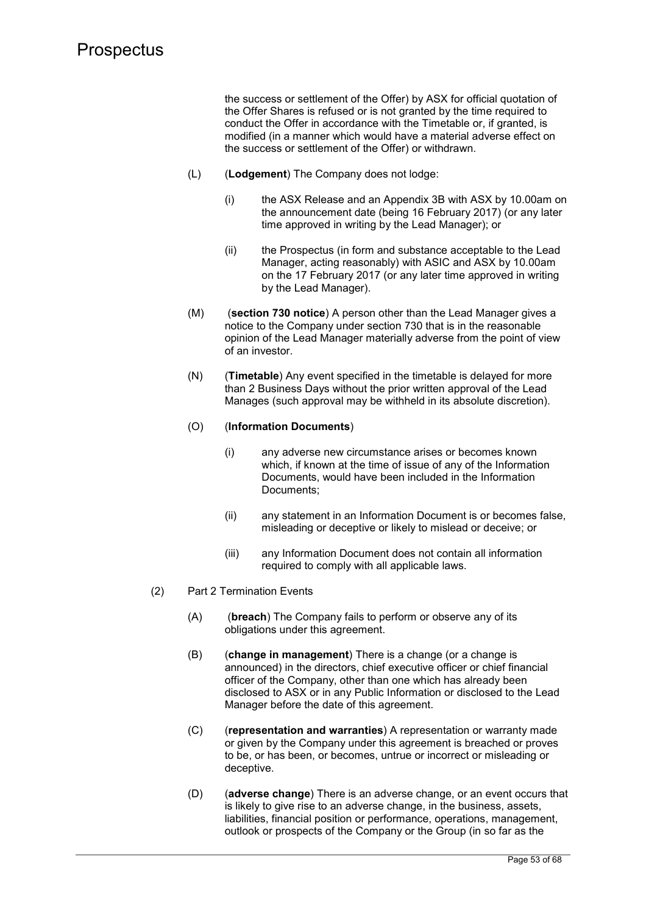the success or settlement of the Offer) by ASX for official quotation of the Offer Shares is refused or is not granted by the time required to conduct the Offer in accordance with the Timetable or, if granted, is modified (in a manner which would have a material adverse effect on the success or settlement of the Offer) or withdrawn.

(L) (**Lodgement**) The Company does not lodge:

(i) the ASX Release and an Appendix 3B with ASX by 10.00am on the announcement date (being 16 February 2017) (or any later time approved in writing by the Lead Manager); or

(ii) the Prospectus (in form and substance acceptable to the Lead Manager, acting reasonably) with ASIC and ASX by 10.00am on the 17 February 2017 (or any later time approved in writing by the Lead Manager).

(M) (**section 730 notice**) A person other than the Lead Manager gives a notice to the Company under section 730 that is in the reasonable opinion of the Lead Manager materially adverse from the point of view of an investor.

(N) (**Timetable**) Any event specified in the timetable is delayed for more than 2 Business Days without the prior written approval of the Lead Manages (such approval may be withheld in its absolute discretion).

(O) (**Information Documents**)

(i) any adverse new circumstance arises or becomes known which, if known at the time of issue of any of the Information Documents, would have been included in the Information Documents;

(ii) any statement in an Information Document is or becomes false, misleading or deceptive or likely to mislead or deceive; or

(iii) any Information Document does not contain all information required to comply with all applicable laws.

(2) Part 2 Termination Events

(A) (**breach**) The Company fails to perform or observe any of its obligations under this agreement.

(B) (**change in management**) There is a change (or a change is announced) in the directors, chief executive officer or chief financial officer of the Company, other than one which has already been disclosed to ASX or in any Public Information or disclosed to the Lead Manager before the date of this agreement.

(C) (**representation and warranties**) A representation or warranty made or given by the Company under this agreement is breached or proves to be, or has been, or becomes, untrue or incorrect or misleading or deceptive.

(D) (**adverse change**) There is an adverse change, or an event occurs that is likely to give rise to an adverse change, in the business, assets, liabilities, financial position or performance, operations, management, outlook or prospects of the Company or the Group (in so far as the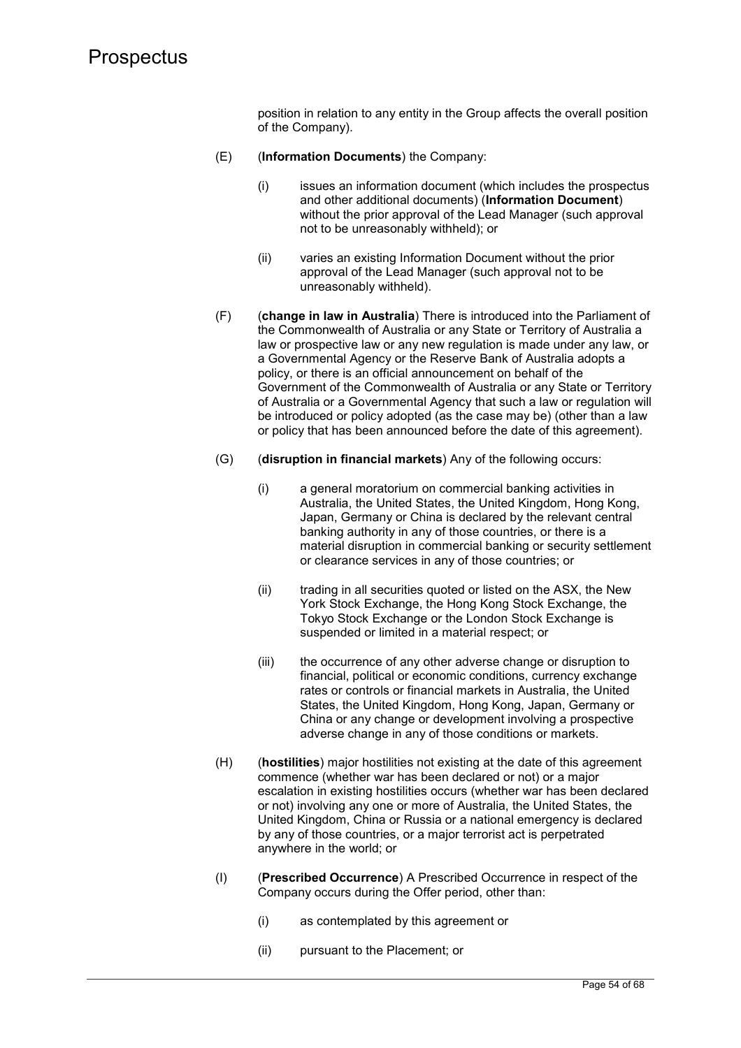position in relation to any entity in the Group affects the overall position of the Company).

(E) (**Information Documents**) the Company:

(i) issues an information document (which includes the prospectus and other additional documents) (**Information Document**) without the prior approval of the Lead Manager (such approval not to be unreasonably withheld); or

(ii) varies an existing Information Document without the prior approval of the Lead Manager (such approval not to be unreasonably withheld).

(F) (**change in law in Australia**) There is introduced into the Parliament of the Commonwealth of Australia or any State or Territory of Australia a law or prospective law or any new regulation is made under any law, or a Governmental Agency or the Reserve Bank of Australia adopts a policy, or there is an official announcement on behalf of the Government of the Commonwealth of Australia or any State or Territory of Australia or a Governmental Agency that such a law or regulation will be introduced or policy adopted (as the case may be) (other than a law or policy that has been announced before the date of this agreement).

(G) (**disruption in financial markets**) Any of the following occurs:

(i) a general moratorium on commercial banking activities in Australia, the United States, the United Kingdom, Hong Kong, Japan, Germany or China is declared by the relevant central banking authority in any of those countries, or there is a material disruption in commercial banking or security settlement or clearance services in any of those countries; or

(ii) trading in all securities quoted or listed on the ASX, the New York Stock Exchange, the Hong Kong Stock Exchange, the Tokyo Stock Exchange or the London Stock Exchange is suspended or limited in a material respect; or

(iii) the occurrence of any other adverse change or disruption to financial, political or economic conditions, currency exchange rates or controls or financial markets in Australia, the United States, the United Kingdom, Hong Kong, Japan, Germany or China or any change or development involving a prospective adverse change in any of those conditions or markets.

(H) (**hostilities**) major hostilities not existing at the date of this agreement commence (whether war has been declared or not) or a major escalation in existing hostilities occurs (whether war has been declared or not) involving any one or more of Australia, the United States, the United Kingdom, China or Russia or a national emergency is declared by any of those countries, or a major terrorist act is perpetrated anywhere in the world; or

(I) (**Prescribed Occurrence**) A Prescribed Occurrence in respect of the Company occurs during the Offer period, other than:

(i) as contemplated by this agreement or

(ii) pursuant to the Placement; or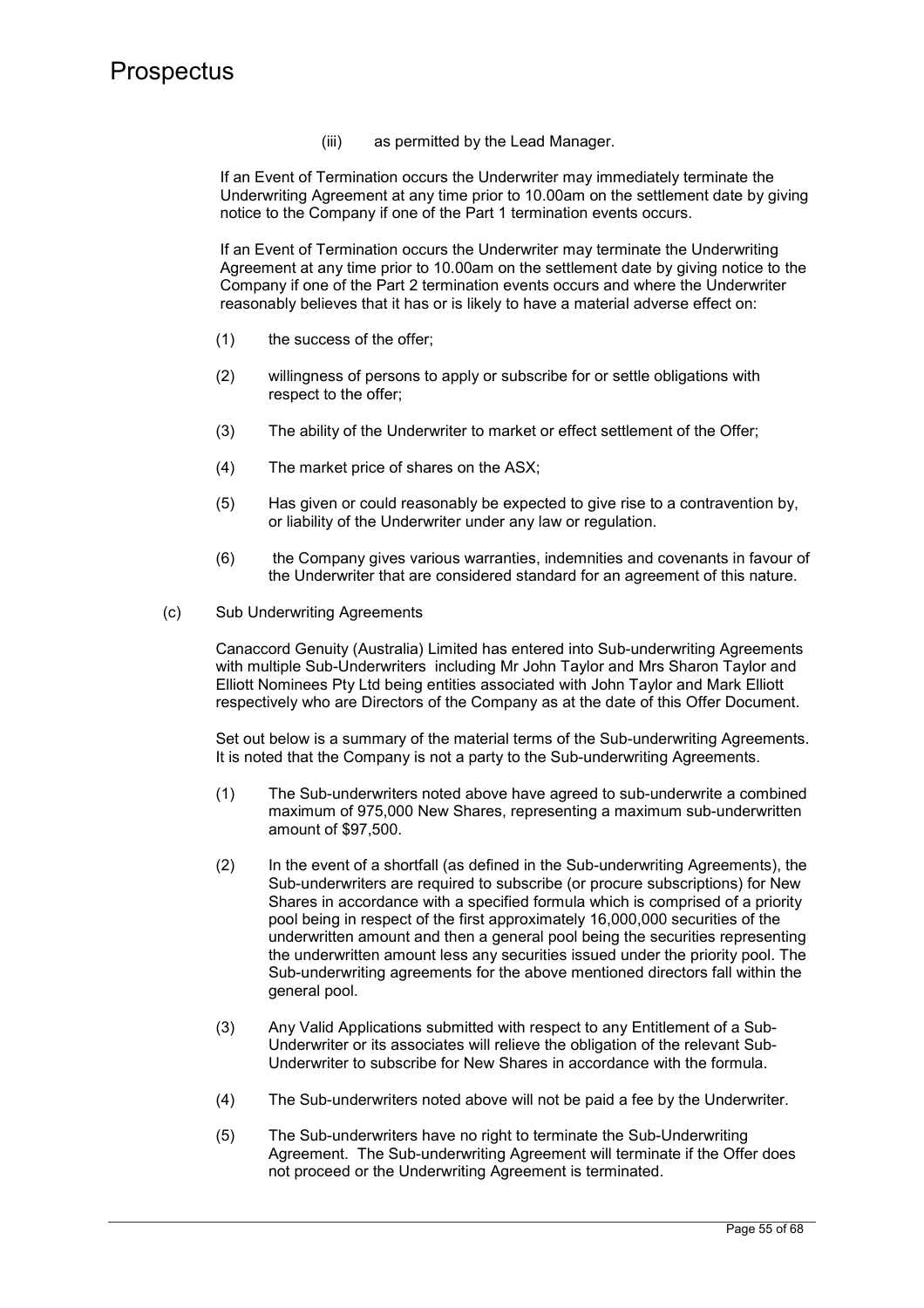(iii) as permitted by the Lead Manager.

If an Event of Termination occurs the Underwriter may immediately terminate the Underwriting Agreement at any time prior to 10.00am on the settlement date by giving notice to the Company if one of the Part 1 termination events occurs.

If an Event of Termination occurs the Underwriter may terminate the Underwriting Agreement at any time prior to 10.00am on the settlement date by giving notice to the Company if one of the Part 2 termination events occurs and where the Underwriter reasonably believes that it has or is likely to have a material adverse effect on:

(1) the success of the offer;

(2) willingness of persons to apply or subscribe for or settle obligations with respect to the offer;

(3) The ability of the Underwriter to market or effect settlement of the Offer;

(4) The market price of shares on the ASX;

(5) Has given or could reasonably be expected to give rise to a contravention by, or liability of the Underwriter under any law or regulation.

(6) the Company gives various warranties, indemnities and covenants in favour of the Underwriter that are considered standard for an agreement of this nature.

(c) Sub Underwriting Agreements

Canaccord Genuity (Australia) Limited has entered into Sub-underwriting Agreements with multiple Sub-Underwriters including Mr John Taylor and Mrs Sharon Taylor and Elliott Nominees Pty Ltd being entities associated with John Taylor and Mark Elliott respectively who are Directors of the Company as at the date of this Offer Document.

Set out below is a summary of the material terms of the Sub-underwriting Agreements. It is noted that the Company is not a party to the Sub-underwriting Agreements.

(1) The Sub-underwriters noted above have agreed to sub-underwrite a combined maximum of 975,000 New Shares, representing a maximum sub-underwritten amount of $97,500.

(2) In the event of a shortfall (as defined in the Sub-underwriting Agreements), the Sub-underwriters are required to subscribe (or procure subscriptions) for New Shares in accordance with a specified formula which is comprised of a priority pool being in respect of the first approximately 16,000,000 securities of the underwritten amount and then a general pool being the securities representing the underwritten amount less any securities issued under the priority pool. The Sub-underwriting agreements for the above mentioned directors fall within the general pool.

(3) Any Valid Applications submitted with respect to any Entitlement of a Sub-Underwriter or its associates will relieve the obligation of the relevant Sub-Underwriter to subscribe for New Shares in accordance with the formula.

(4) The Sub-underwriters noted above will not be paid a fee by the Underwriter.

(5) The Sub-underwriters have no right to terminate the Sub-Underwriting Agreement. The Sub-underwriting Agreement will terminate if the Offer does not proceed or the Underwriting Agreement is terminated.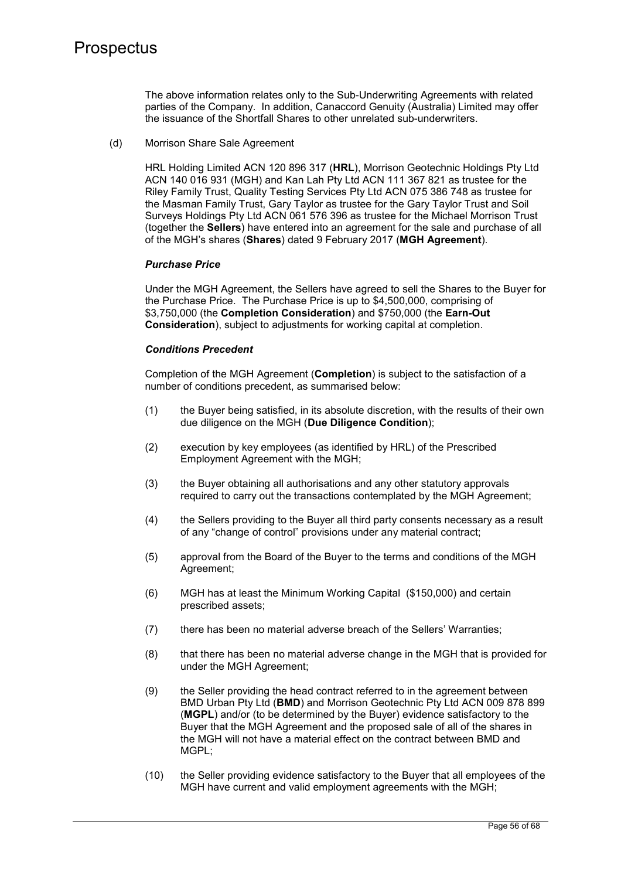The above information relates only to the Sub-Underwriting Agreements with related parties of the Company. In addition, Canaccord Genuity (Australia) Limited may offer the issuance of the Shortfall Shares to other unrelated sub-underwriters.

(d) Morrison Share Sale Agreement

HRL Holding Limited ACN 120 896 317 (**HRL**), Morrison Geotechnic Holdings Pty Ltd ACN 140 016 931 (MGH) and Kan Lah Pty Ltd ACN 111 367 821 as trustee for the Riley Family Trust, Quality Testing Services Pty Ltd ACN 075 386 748 as trustee for the Masman Family Trust, Gary Taylor as trustee for the Gary Taylor Trust and Soil Surveys Holdings Pty Ltd ACN 061 576 396 as trustee for the Michael Morrison Trust (together the **Sellers**) have entered into an agreement for the sale and purchase of all of the MGH's shares (**Shares**) dated 9 February 2017 (**MGH Agreement**).

***Purchase Price***

Under the MGH Agreement, the Sellers have agreed to sell the Shares to the Buyer for the Purchase Price. The Purchase Price is up to $4,500,000, comprising of $3,750,000 (the **Completion Consideration**) and $750,000 (the **Earn-Out Consideration**), subject to adjustments for working capital at completion.

***Conditions Precedent***

Completion of the MGH Agreement (**Completion**) is subject to the satisfaction of a number of conditions precedent, as summarised below:

(1) the Buyer being satisfied, in its absolute discretion, with the results of their own due diligence on the MGH (**Due Diligence Condition**);

(2) execution by key employees (as identified by HRL) of the Prescribed Employment Agreement with the MGH;

(3) the Buyer obtaining all authorisations and any other statutory approvals required to carry out the transactions contemplated by the MGH Agreement;

(4) the Sellers providing to the Buyer all third party consents necessary as a result of any "change of control" provisions under any material contract;

(5) approval from the Board of the Buyer to the terms and conditions of the MGH Agreement;

(6) MGH has at least the Minimum Working Capital ($150,000) and certain prescribed assets;

(7) there has been no material adverse breach of the Sellers' Warranties;

(8) that there has been no material adverse change in the MGH that is provided for under the MGH Agreement;

(9) the Seller providing the head contract referred to in the agreement between BMD Urban Pty Ltd (**BMD**) and Morrison Geotechnic Pty Ltd ACN 009 878 899 (**MGPL**) and/or (to be determined by the Buyer) evidence satisfactory to the Buyer that the MGH Agreement and the proposed sale of all of the shares in the MGH will not have a material effect on the contract between BMD and MGPL;

(10) the Seller providing evidence satisfactory to the Buyer that all employees of the MGH have current and valid employment agreements with the MGH;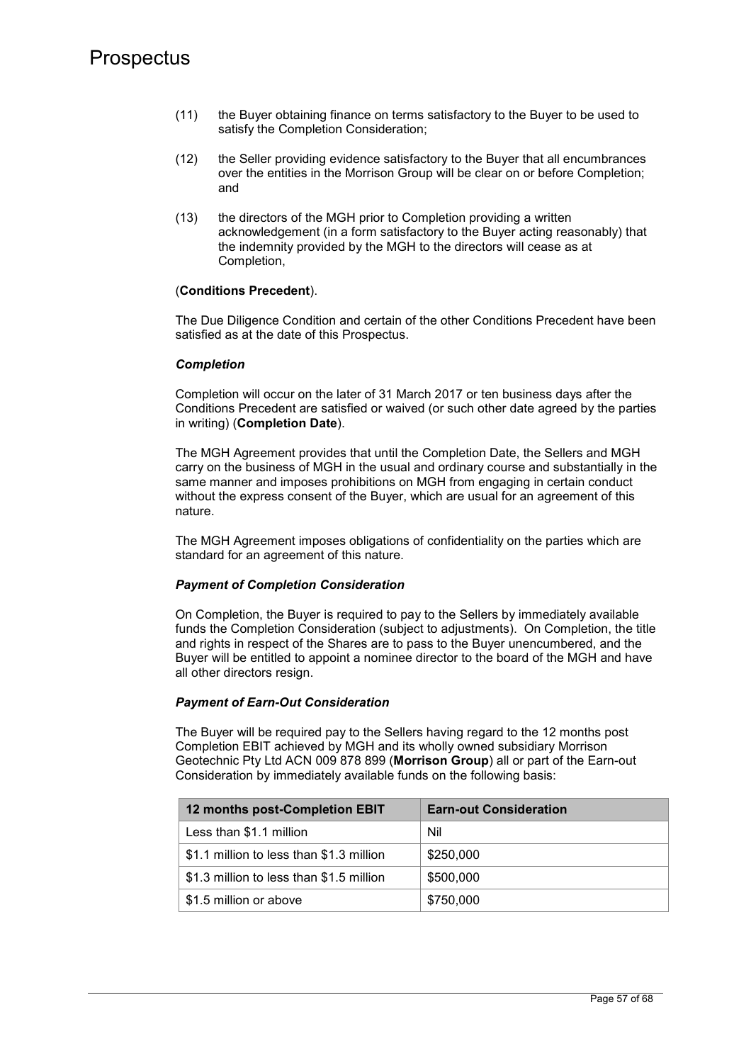(11) the Buyer obtaining finance on terms satisfactory to the Buyer to be used to satisfy the Completion Consideration;

(12) the Seller providing evidence satisfactory to the Buyer that all encumbrances over the entities in the Morrison Group will be clear on or before Completion; and

(13) the directors of the MGH prior to Completion providing a written acknowledgement (in a form satisfactory to the Buyer acting reasonably) that the indemnity provided by the MGH to the directors will cease as at Completion,

(**Conditions Precedent**).

The Due Diligence Condition and certain of the other Conditions Precedent have been satisfied as at the date of this Prospectus.

***Completion***

Completion will occur on the later of 31 March 2017 or ten business days after the Conditions Precedent are satisfied or waived (or such other date agreed by the parties in writing) (**Completion Date**).

The MGH Agreement provides that until the Completion Date, the Sellers and MGH carry on the business of MGH in the usual and ordinary course and substantially in the same manner and imposes prohibitions on MGH from engaging in certain conduct without the express consent of the Buyer, which are usual for an agreement of this nature.

The MGH Agreement imposes obligations of confidentiality on the parties which are standard for an agreement of this nature.

***Payment of Completion Consideration***

On Completion, the Buyer is required to pay to the Sellers by immediately available funds the Completion Consideration (subject to adjustments). On Completion, the title and rights in respect of the Shares are to pass to the Buyer unencumbered, and the Buyer will be entitled to appoint a nominee director to the board of the MGH and have all other directors resign.

***Payment of Earn-Out Consideration***

The Buyer will be required pay to the Sellers having regard to the 12 months post Completion EBIT achieved by MGH and its wholly owned subsidiary Morrison Geotechnic Pty Ltd ACN 009 878 899 (**Morrison Group**) all or part of the Earn-out Consideration by immediately available funds on the following basis:

| 12 months post-Completion EBIT | Earn-out Consideration |
|---|---|
| Less than $1.1 million | Nil |
| $1.1 million to less than $1.3 million | $250,000 |
| $1.3 million to less than $1.5 million | $500,000 |
| $1.5 million or above | $750,000 |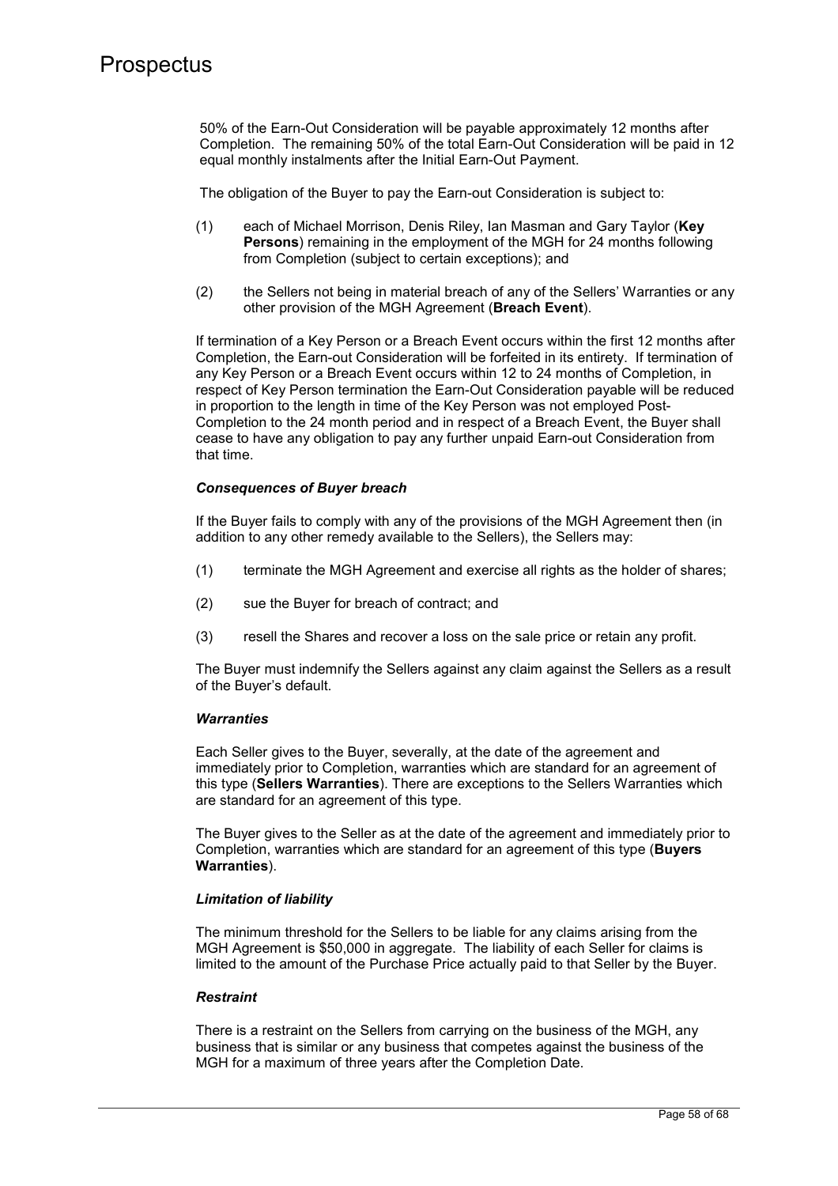50% of the Earn-Out Consideration will be payable approximately 12 months after Completion. The remaining 50% of the total Earn-Out Consideration will be paid in 12 equal monthly instalments after the Initial Earn-Out Payment.

The obligation of the Buyer to pay the Earn-out Consideration is subject to:

(1) each of Michael Morrison, Denis Riley, Ian Masman and Gary Taylor (**Key Persons**) remaining in the employment of the MGH for 24 months following from Completion (subject to certain exceptions); and

(2) the Sellers not being in material breach of any of the Sellers' Warranties or any other provision of the MGH Agreement (**Breach Event**).

If termination of a Key Person or a Breach Event occurs within the first 12 months after Completion, the Earn-out Consideration will be forfeited in its entirety. If termination of any Key Person or a Breach Event occurs within 12 to 24 months of Completion, in respect of Key Person termination the Earn-Out Consideration payable will be reduced in proportion to the length in time of the Key Person was not employed Post-Completion to the 24 month period and in respect of a Breach Event, the Buyer shall cease to have any obligation to pay any further unpaid Earn-out Consideration from that time.

***Consequences of Buyer breach***

If the Buyer fails to comply with any of the provisions of the MGH Agreement then (in addition to any other remedy available to the Sellers), the Sellers may:

(1) terminate the MGH Agreement and exercise all rights as the holder of shares;

(2) sue the Buyer for breach of contract; and

(3) resell the Shares and recover a loss on the sale price or retain any profit.

The Buyer must indemnify the Sellers against any claim against the Sellers as a result of the Buyer's default.

***Warranties***

Each Seller gives to the Buyer, severally, at the date of the agreement and immediately prior to Completion, warranties which are standard for an agreement of this type (**Sellers Warranties**). There are exceptions to the Sellers Warranties which are standard for an agreement of this type.

The Buyer gives to the Seller as at the date of the agreement and immediately prior to Completion, warranties which are standard for an agreement of this type (**Buyers Warranties**).

***Limitation of liability***

The minimum threshold for the Sellers to be liable for any claims arising from the MGH Agreement is $50,000 in aggregate. The liability of each Seller for claims is limited to the amount of the Purchase Price actually paid to that Seller by the Buyer.

***Restraint***

There is a restraint on the Sellers from carrying on the business of the MGH, any business that is similar or any business that competes against the business of the MGH for a maximum of three years after the Completion Date.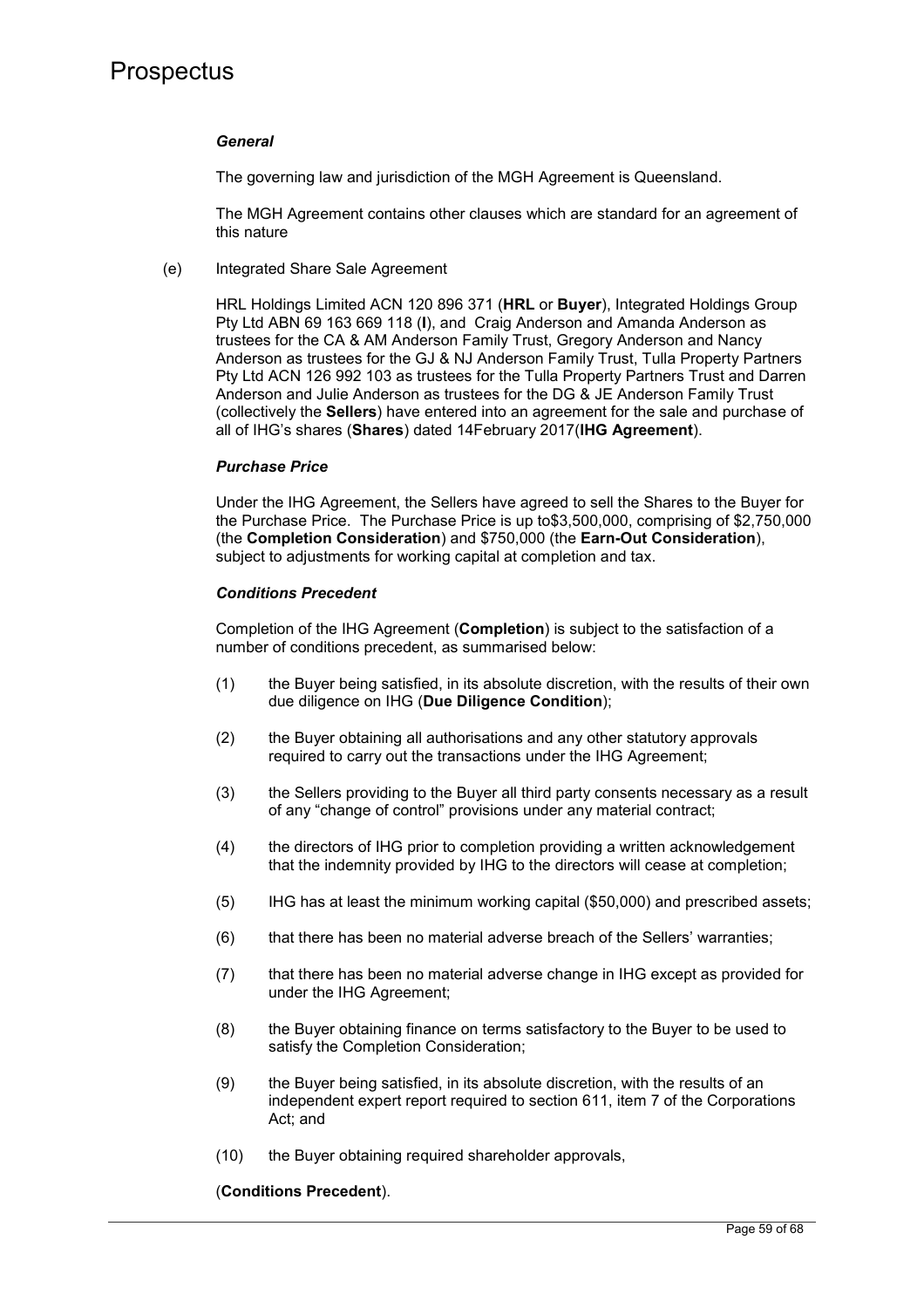***General***

The governing law and jurisdiction of the MGH Agreement is Queensland.

The MGH Agreement contains other clauses which are standard for an agreement of this nature

(e) Integrated Share Sale Agreement

HRL Holdings Limited ACN 120 896 371 (**HRL** or **Buyer**), Integrated Holdings Group Pty Ltd ABN 69 163 669 118 (**I**), and Craig Anderson and Amanda Anderson as trustees for the CA & AM Anderson Family Trust, Gregory Anderson and Nancy Anderson as trustees for the GJ & NJ Anderson Family Trust, Tulla Property Partners Pty Ltd ACN 126 992 103 as trustees for the Tulla Property Partners Trust and Darren Anderson and Julie Anderson as trustees for the DG & JE Anderson Family Trust (collectively the **Sellers**) have entered into an agreement for the sale and purchase of all of IHG's shares (**Shares**) dated 14February 2017(**IHG Agreement**).

***Purchase Price***

Under the IHG Agreement, the Sellers have agreed to sell the Shares to the Buyer for the Purchase Price. The Purchase Price is up to$3,500,000, comprising of $2,750,000 (the **Completion Consideration**) and $750,000 (the **Earn-Out Consideration**), subject to adjustments for working capital at completion and tax.

***Conditions Precedent***

Completion of the IHG Agreement (**Completion**) is subject to the satisfaction of a number of conditions precedent, as summarised below:

(1) the Buyer being satisfied, in its absolute discretion, with the results of their own due diligence on IHG (**Due Diligence Condition**);

(2) the Buyer obtaining all authorisations and any other statutory approvals required to carry out the transactions under the IHG Agreement;

(3) the Sellers providing to the Buyer all third party consents necessary as a result of any "change of control" provisions under any material contract;

(4) the directors of IHG prior to completion providing a written acknowledgement that the indemnity provided by IHG to the directors will cease at completion;

(5) IHG has at least the minimum working capital ($50,000) and prescribed assets;

(6) that there has been no material adverse breach of the Sellers' warranties;

(7) that there has been no material adverse change in IHG except as provided for under the IHG Agreement;

(8) the Buyer obtaining finance on terms satisfactory to the Buyer to be used to satisfy the Completion Consideration;

(9) the Buyer being satisfied, in its absolute discretion, with the results of an independent expert report required to section 611, item 7 of the Corporations Act; and

(10) the Buyer obtaining required shareholder approvals,

(**Conditions Precedent**).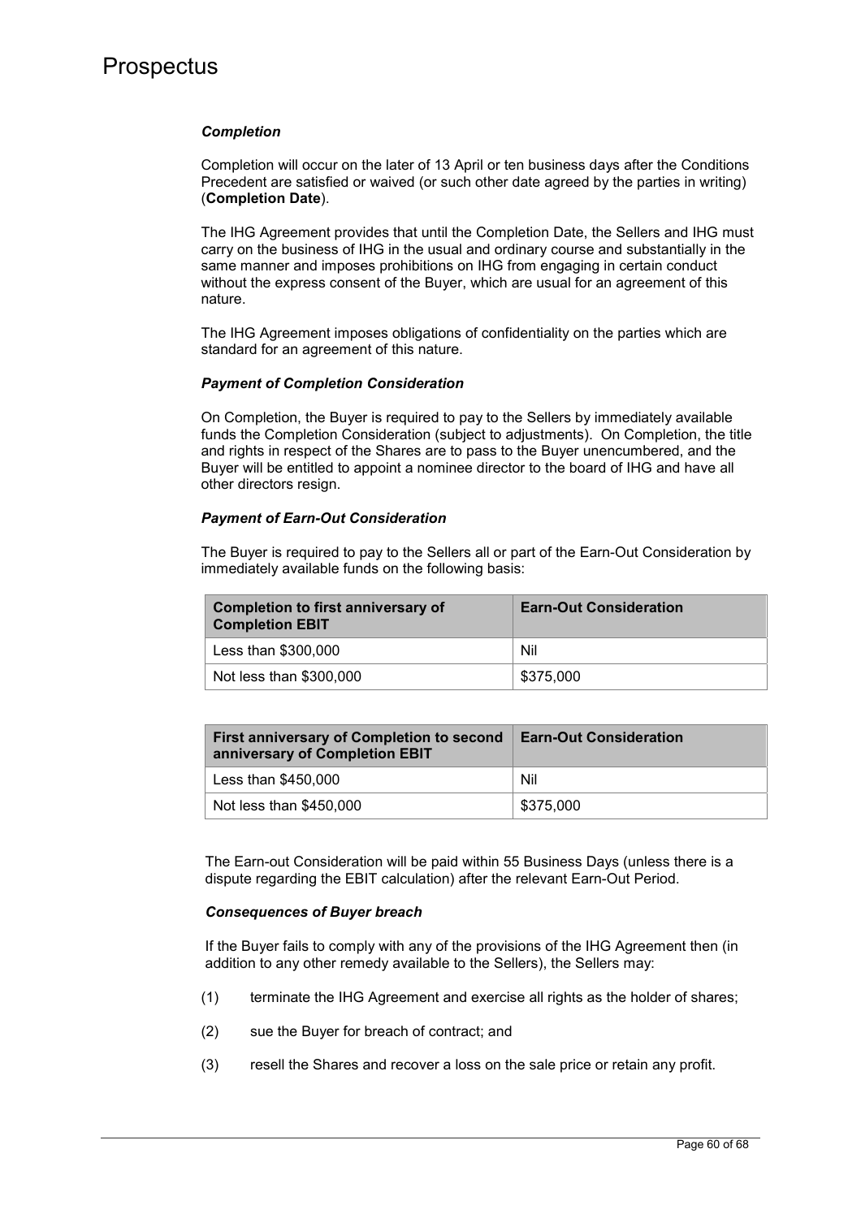### *Completion*

Completion will occur on the later of 13 April or ten business days after the Conditions Precedent are satisfied or waived (or such other date agreed by the parties in writing) (**Completion Date**).

The IHG Agreement provides that until the Completion Date, the Sellers and IHG must carry on the business of IHG in the usual and ordinary course and substantially in the same manner and imposes prohibitions on IHG from engaging in certain conduct without the express consent of the Buyer, which are usual for an agreement of this nature.

The IHG Agreement imposes obligations of confidentiality on the parties which are standard for an agreement of this nature.

### *Payment of Completion Consideration*

On Completion, the Buyer is required to pay to the Sellers by immediately available funds the Completion Consideration (subject to adjustments). On Completion, the title and rights in respect of the Shares are to pass to the Buyer unencumbered, and the Buyer will be entitled to appoint a nominee director to the board of IHG and have all other directors resign.

### *Payment of Earn-Out Consideration*

The Buyer is required to pay to the Sellers all or part of the Earn-Out Consideration by immediately available funds on the following basis:

| Completion to first anniversary of Completion EBIT | Earn-Out Consideration |
|---|---|
| Less than \$300,000 | Nil |
| Not less than \$300,000 | \$375,000 |

| First anniversary of Completion to second anniversary of Completion EBIT | Earn-Out Consideration |
|---|---|
| Less than \$450,000 | Nil |
| Not less than \$450,000 | \$375,000 |

The Earn-out Consideration will be paid within 55 Business Days (unless there is a dispute regarding the EBIT calculation) after the relevant Earn-Out Period.

### *Consequences of Buyer breach*

If the Buyer fails to comply with any of the provisions of the IHG Agreement then (in addition to any other remedy available to the Sellers), the Sellers may:

(1) terminate the IHG Agreement and exercise all rights as the holder of shares;

(2) sue the Buyer for breach of contract; and

(3) resell the Shares and recover a loss on the sale price or retain any profit.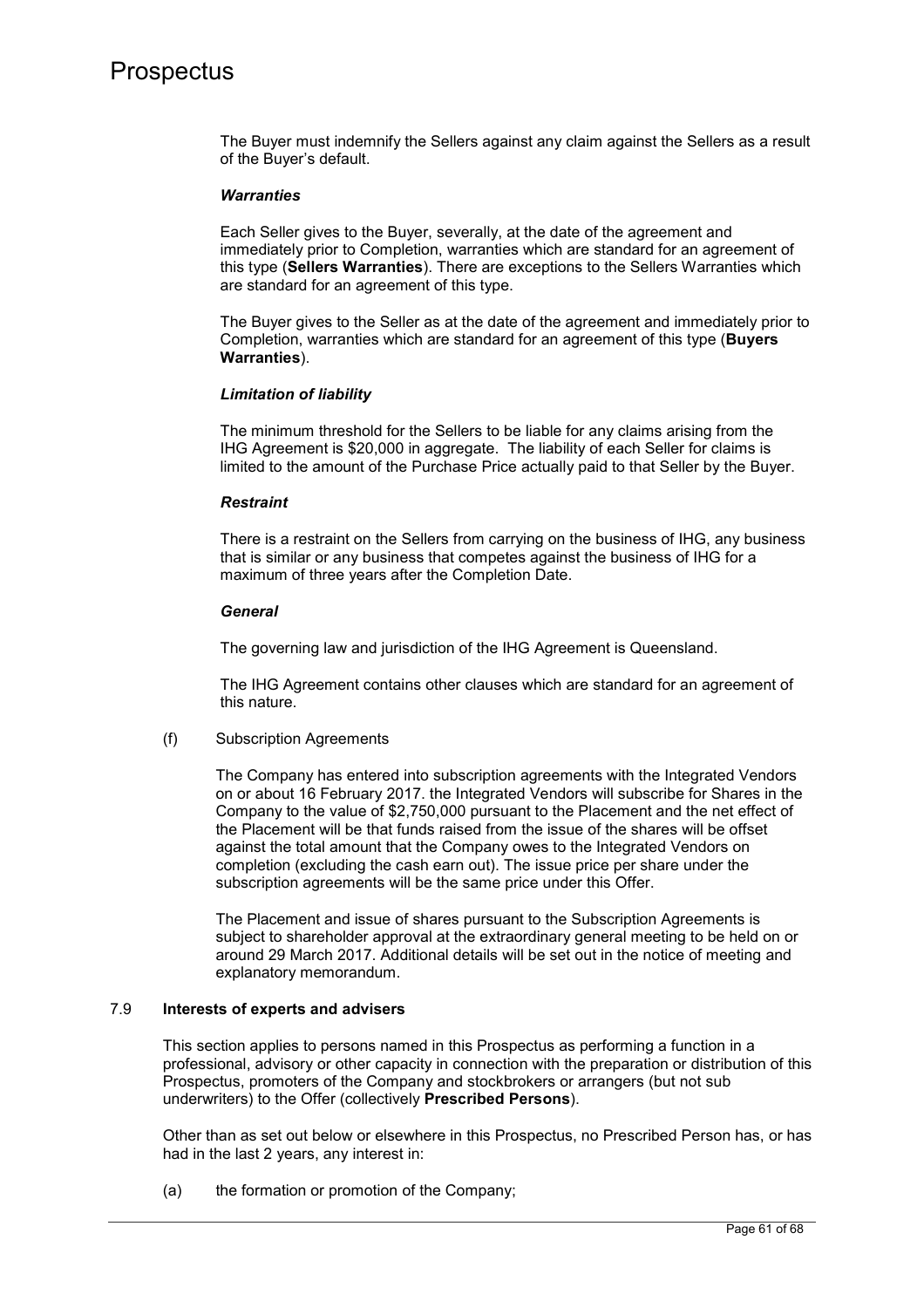The Buyer must indemnify the Sellers against any claim against the Sellers as a result of the Buyer's default.

***Warranties***

Each Seller gives to the Buyer, severally, at the date of the agreement and immediately prior to Completion, warranties which are standard for an agreement of this type (**Sellers Warranties**). There are exceptions to the Sellers Warranties which are standard for an agreement of this type.

The Buyer gives to the Seller as at the date of the agreement and immediately prior to Completion, warranties which are standard for an agreement of this type (**Buyers Warranties**).

***Limitation of liability***

The minimum threshold for the Sellers to be liable for any claims arising from the IHG Agreement is $20,000 in aggregate. The liability of each Seller for claims is limited to the amount of the Purchase Price actually paid to that Seller by the Buyer.

***Restraint***

There is a restraint on the Sellers from carrying on the business of IHG, any business that is similar or any business that competes against the business of IHG for a maximum of three years after the Completion Date.

***General***

The governing law and jurisdiction of the IHG Agreement is Queensland.

The IHG Agreement contains other clauses which are standard for an agreement of this nature.

(f) Subscription Agreements

The Company has entered into subscription agreements with the Integrated Vendors on or about 16 February 2017. the Integrated Vendors will subscribe for Shares in the Company to the value of $2,750,000 pursuant to the Placement and the net effect of the Placement will be that funds raised from the issue of the shares will be offset against the total amount that the Company owes to the Integrated Vendors on completion (excluding the cash earn out). The issue price per share under the subscription agreements will be the same price under this Offer.

The Placement and issue of shares pursuant to the Subscription Agreements is subject to shareholder approval at the extraordinary general meeting to be held on or around 29 March 2017. Additional details will be set out in the notice of meeting and explanatory memorandum.

## 7.9 Interests of experts and advisers

This section applies to persons named in this Prospectus as performing a function in a professional, advisory or other capacity in connection with the preparation or distribution of this Prospectus, promoters of the Company and stockbrokers or arrangers (but not sub underwriters) to the Offer (collectively **Prescribed Persons**).

Other than as set out below or elsewhere in this Prospectus, no Prescribed Person has, or has had in the last 2 years, any interest in:

(a) the formation or promotion of the Company;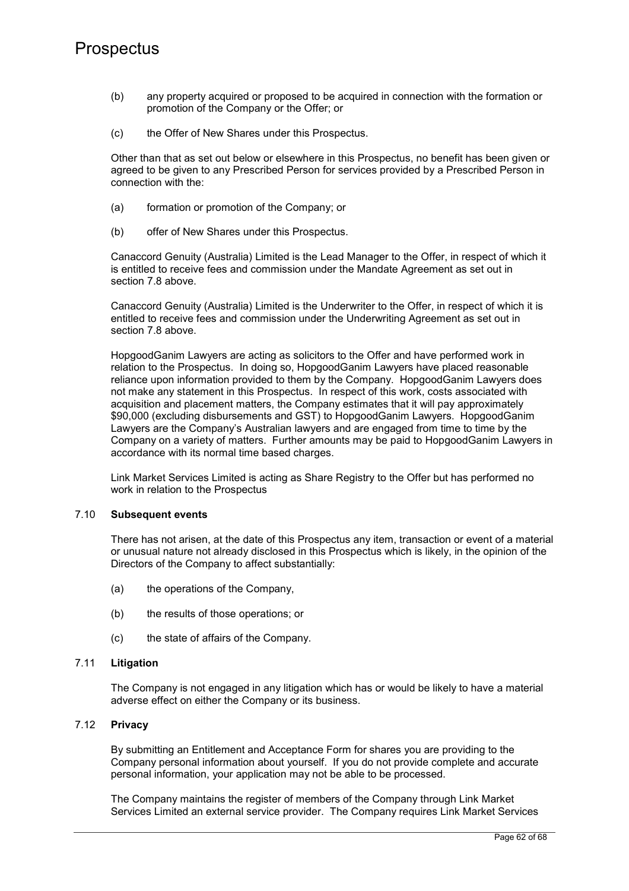(b) any property acquired or proposed to be acquired in connection with the formation or promotion of the Company or the Offer; or

(c) the Offer of New Shares under this Prospectus.

Other than that as set out below or elsewhere in this Prospectus, no benefit has been given or agreed to be given to any Prescribed Person for services provided by a Prescribed Person in connection with the:

(a) formation or promotion of the Company; or

(b) offer of New Shares under this Prospectus.

Canaccord Genuity (Australia) Limited is the Lead Manager to the Offer, in respect of which it is entitled to receive fees and commission under the Mandate Agreement as set out in section 7.8 above.

Canaccord Genuity (Australia) Limited is the Underwriter to the Offer, in respect of which it is entitled to receive fees and commission under the Underwriting Agreement as set out in section 7.8 above.

HopgoodGanim Lawyers are acting as solicitors to the Offer and have performed work in relation to the Prospectus. In doing so, HopgoodGanim Lawyers have placed reasonable reliance upon information provided to them by the Company. HopgoodGanim Lawyers does not make any statement in this Prospectus. In respect of this work, costs associated with acquisition and placement matters, the Company estimates that it will pay approximately $90,000 (excluding disbursements and GST) to HopgoodGanim Lawyers. HopgoodGanim Lawyers are the Company's Australian lawyers and are engaged from time to time by the Company on a variety of matters. Further amounts may be paid to HopgoodGanim Lawyers in accordance with its normal time based charges.

Link Market Services Limited is acting as Share Registry to the Offer but has performed no work in relation to the Prospectus

## 7.10 Subsequent events

There has not arisen, at the date of this Prospectus any item, transaction or event of a material or unusual nature not already disclosed in this Prospectus which is likely, in the opinion of the Directors of the Company to affect substantially:

(a) the operations of the Company,

(b) the results of those operations; or

(c) the state of affairs of the Company.

## 7.11 Litigation

The Company is not engaged in any litigation which has or would be likely to have a material adverse effect on either the Company or its business.

## 7.12 Privacy

By submitting an Entitlement and Acceptance Form for shares you are providing to the Company personal information about yourself. If you do not provide complete and accurate personal information, your application may not be able to be processed.

The Company maintains the register of members of the Company through Link Market Services Limited an external service provider. The Company requires Link Market Services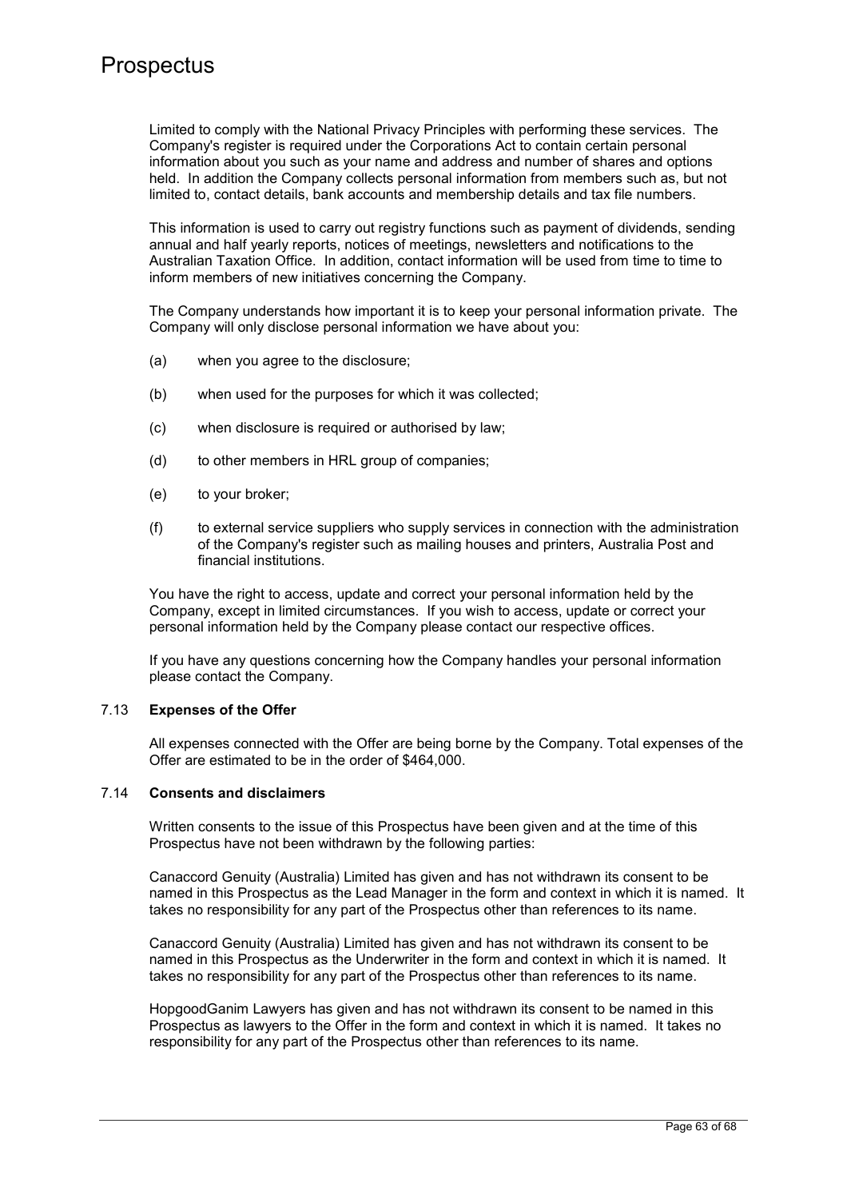Limited to comply with the National Privacy Principles with performing these services. The Company's register is required under the Corporations Act to contain certain personal information about you such as your name and address and number of shares and options held. In addition the Company collects personal information from members such as, but not limited to, contact details, bank accounts and membership details and tax file numbers.

This information is used to carry out registry functions such as payment of dividends, sending annual and half yearly reports, notices of meetings, newsletters and notifications to the Australian Taxation Office. In addition, contact information will be used from time to time to inform members of new initiatives concerning the Company.

The Company understands how important it is to keep your personal information private. The Company will only disclose personal information we have about you:

(a) when you agree to the disclosure;

(b) when used for the purposes for which it was collected;

(c) when disclosure is required or authorised by law;

(d) to other members in HRL group of companies;

(e) to your broker;

(f) to external service suppliers who supply services in connection with the administration of the Company's register such as mailing houses and printers, Australia Post and financial institutions.

You have the right to access, update and correct your personal information held by the Company, except in limited circumstances. If you wish to access, update or correct your personal information held by the Company please contact our respective offices.

If you have any questions concerning how the Company handles your personal information please contact the Company.

## 7.13 Expenses of the Offer

All expenses connected with the Offer are being borne by the Company. Total expenses of the Offer are estimated to be in the order of $464,000.

## 7.14 Consents and disclaimers

Written consents to the issue of this Prospectus have been given and at the time of this Prospectus have not been withdrawn by the following parties:

Canaccord Genuity (Australia) Limited has given and has not withdrawn its consent to be named in this Prospectus as the Lead Manager in the form and context in which it is named. It takes no responsibility for any part of the Prospectus other than references to its name.

Canaccord Genuity (Australia) Limited has given and has not withdrawn its consent to be named in this Prospectus as the Underwriter in the form and context in which it is named. It takes no responsibility for any part of the Prospectus other than references to its name.

HopgoodGanim Lawyers has given and has not withdrawn its consent to be named in this Prospectus as lawyers to the Offer in the form and context in which it is named. It takes no responsibility for any part of the Prospectus other than references to its name.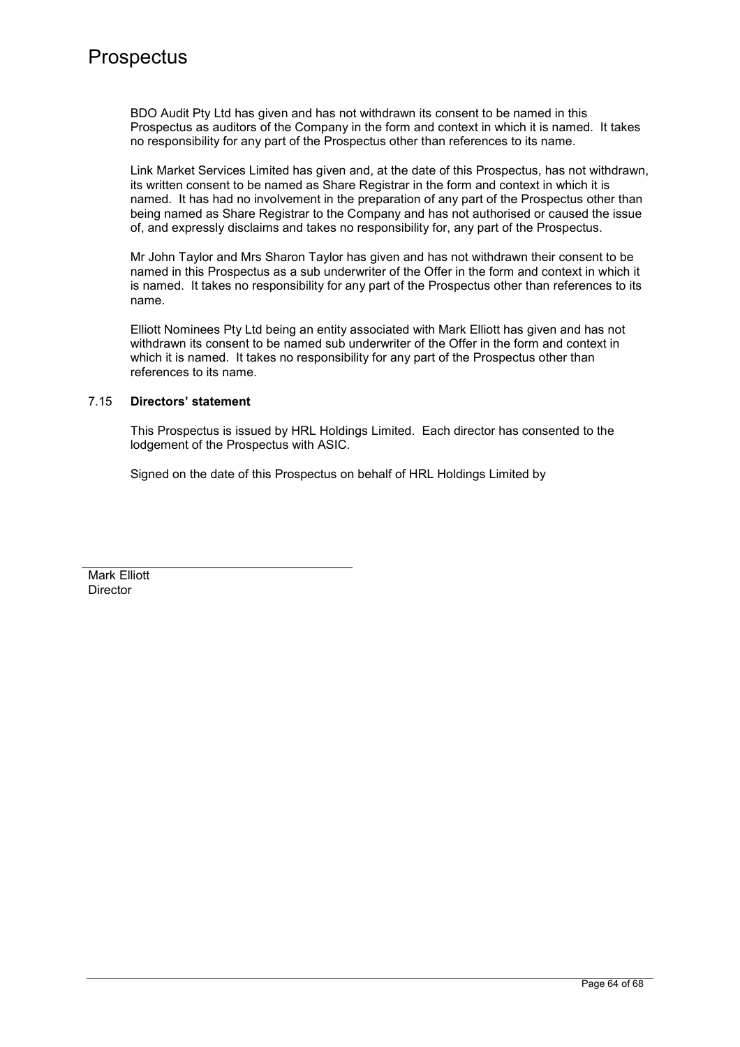BDO Audit Pty Ltd has given and has not withdrawn its consent to be named in this Prospectus as auditors of the Company in the form and context in which it is named. It takes no responsibility for any part of the Prospectus other than references to its name.

Link Market Services Limited has given and, at the date of this Prospectus, has not withdrawn, its written consent to be named as Share Registrar in the form and context in which it is named. It has had no involvement in the preparation of any part of the Prospectus other than being named as Share Registrar to the Company and has not authorised or caused the issue of, and expressly disclaims and takes no responsibility for, any part of the Prospectus.

Mr John Taylor and Mrs Sharon Taylor has given and has not withdrawn their consent to be named in this Prospectus as a sub underwriter of the Offer in the form and context in which it is named. It takes no responsibility for any part of the Prospectus other than references to its name.

Elliott Nominees Pty Ltd being an entity associated with Mark Elliott has given and has not withdrawn its consent to be named sub underwriter of the Offer in the form and context in which it is named. It takes no responsibility for any part of the Prospectus other than references to its name.

### 7.15 **Directors' statement**

This Prospectus is issued by HRL Holdings Limited. Each director has consented to the lodgement of the Prospectus with ASIC.

Signed on the date of this Prospectus on behalf of HRL Holdings Limited by

\_\_\_\_\_\_\_\_\_\_\_\_\_\_\_\_\_\_\_\_\_\_\_\_\_\_\_\_\_\_\_\_\_\_\_\_

Mark Elliott
Director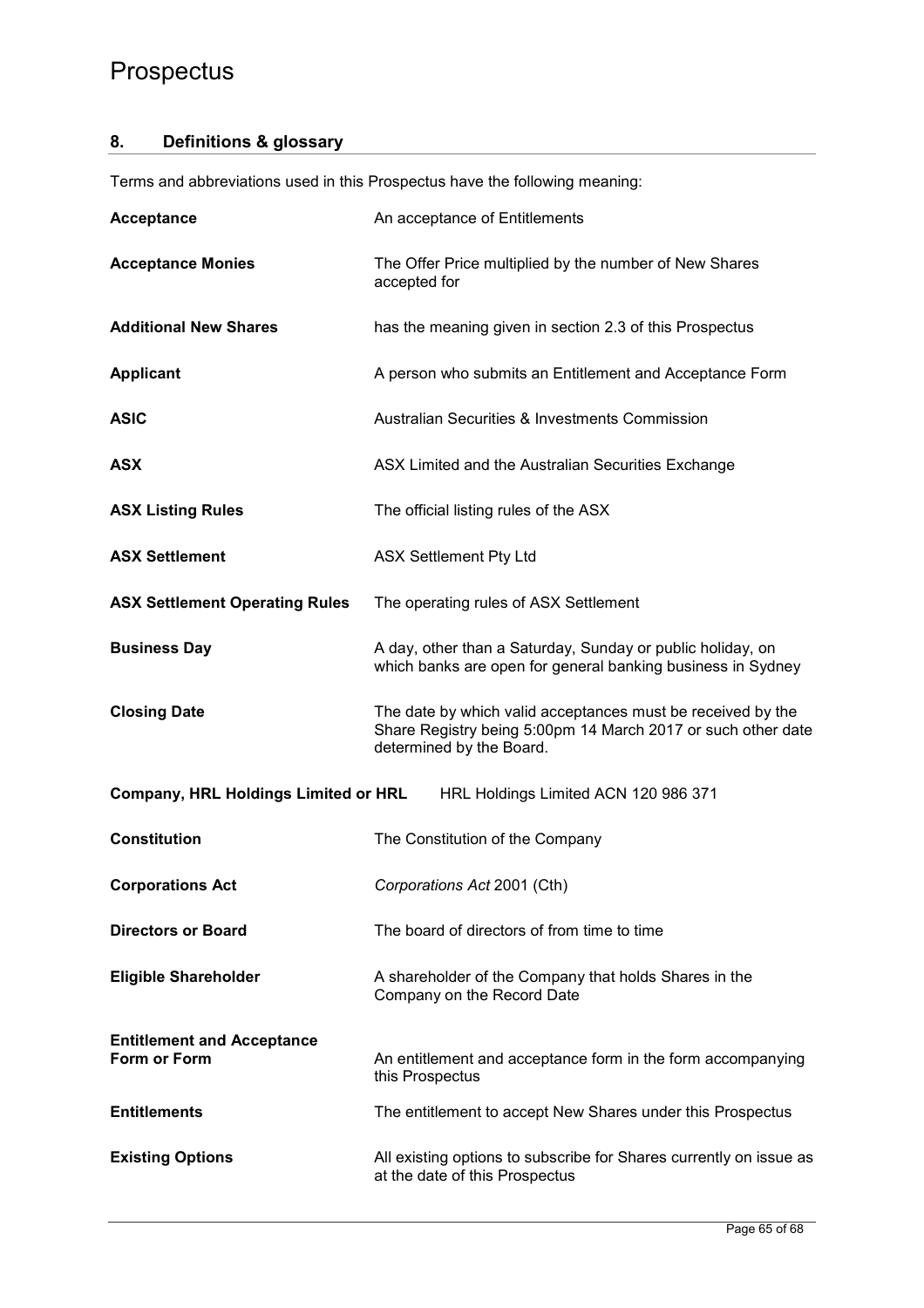## 8. Definitions & glossary

Terms and abbreviations used in this Prospectus have the following meaning:

| Term | Meaning |
| --- | --- |
| **Acceptance** | An acceptance of Entitlements |
| **Acceptance Monies** | The Offer Price multiplied by the number of New Shares accepted for |
| **Additional New Shares** | has the meaning given in section 2.3 of this Prospectus |
| **Applicant** | A person who submits an Entitlement and Acceptance Form |
| **ASIC** | Australian Securities & Investments Commission |
| **ASX** | ASX Limited and the Australian Securities Exchange |
| **ASX Listing Rules** | The official listing rules of the ASX |
| **ASX Settlement** | ASX Settlement Pty Ltd |
| **ASX Settlement Operating Rules** | The operating rules of ASX Settlement |
| **Business Day** | A day, other than a Saturday, Sunday or public holiday, on which banks are open for general banking business in Sydney |
| **Closing Date** | The date by which valid acceptances must be received by the Share Registry being 5:00pm 14 March 2017 or such other date determined by the Board. |
| **Company, HRL Holdings Limited or HRL** | HRL Holdings Limited ACN 120 986 371 |
| **Constitution** | The Constitution of the Company |
| **Corporations Act** | *Corporations Act* 2001 (Cth) |
| **Directors or Board** | The board of directors of from time to time |
| **Eligible Shareholder** | A shareholder of the Company that holds Shares in the Company on the Record Date |
| **Entitlement and Acceptance Form or Form** | An entitlement and acceptance form in the form accompanying this Prospectus |
| **Entitlements** | The entitlement to accept New Shares under this Prospectus |
| **Existing Options** | All existing options to subscribe for Shares currently on issue as at the date of this Prospectus |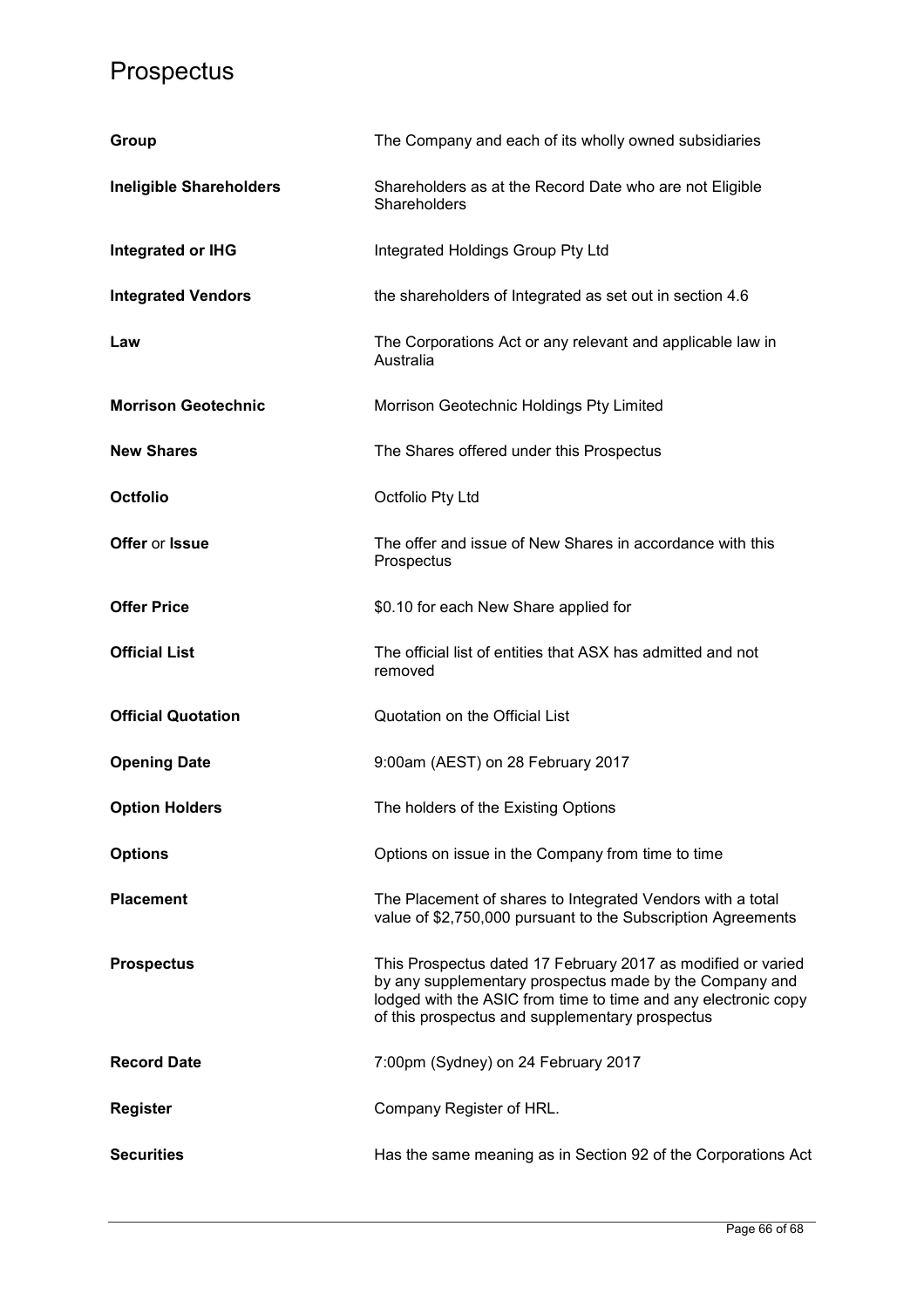| | |
|---|---|
| **Group** | The Company and each of its wholly owned subsidiaries |
| **Ineligible Shareholders** | Shareholders as at the Record Date who are not Eligible Shareholders |
| **Integrated or IHG** | Integrated Holdings Group Pty Ltd |
| **Integrated Vendors** | the shareholders of Integrated as set out in section 4.6 |
| **Law** | The Corporations Act or any relevant and applicable law in Australia |
| **Morrison Geotechnic** | Morrison Geotechnic Holdings Pty Limited |
| **New Shares** | The Shares offered under this Prospectus |
| **Octfolio** | Octfolio Pty Ltd |
| **Offer** or **Issue** | The offer and issue of New Shares in accordance with this Prospectus |
| **Offer Price** | \$0.10 for each New Share applied for |
| **Official List** | The official list of entities that ASX has admitted and not removed |
| **Official Quotation** | Quotation on the Official List |
| **Opening Date** | 9:00am (AEST) on 28 February 2017 |
| **Option Holders** | The holders of the Existing Options |
| **Options** | Options on issue in the Company from time to time |
| **Placement** | The Placement of shares to Integrated Vendors with a total value of \$2,750,000 pursuant to the Subscription Agreements |
| **Prospectus** | This Prospectus dated 17 February 2017 as modified or varied by any supplementary prospectus made by the Company and lodged with the ASIC from time to time and any electronic copy of this prospectus and supplementary prospectus |
| **Record Date** | 7:00pm (Sydney) on 24 February 2017 |
| **Register** | Company Register of HRL. |
| **Securities** | Has the same meaning as in Section 92 of the Corporations Act |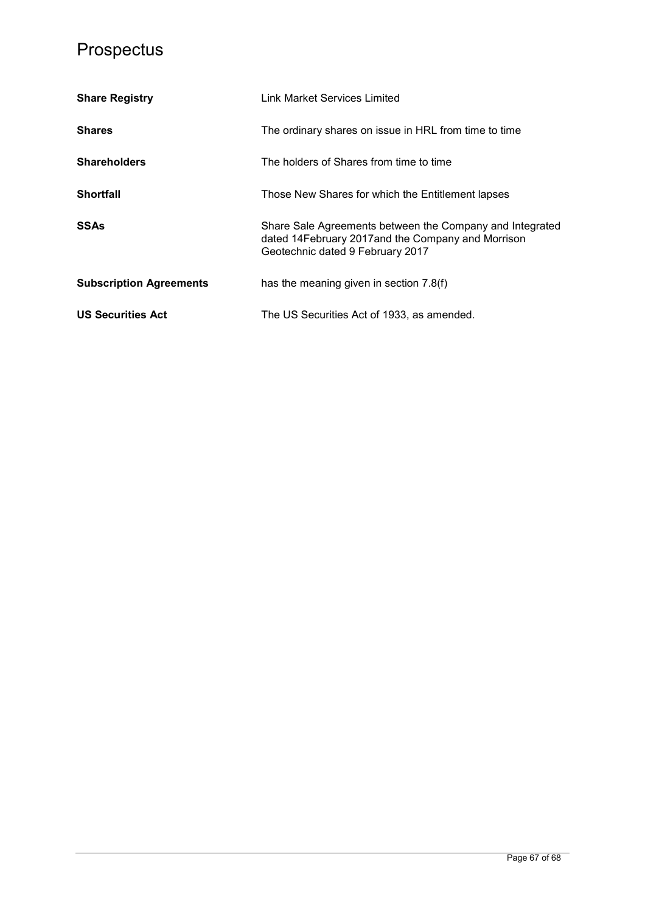| | |
|---|---|
| **Share Registry** | Link Market Services Limited |
| **Shares** | The ordinary shares on issue in HRL from time to time |
| **Shareholders** | The holders of Shares from time to time |
| **Shortfall** | Those New Shares for which the Entitlement lapses |
| **SSAs** | Share Sale Agreements between the Company and Integrated dated 14February 2017and the Company and Morrison Geotechnic dated 9 February 2017 |
| **Subscription Agreements** | has the meaning given in section 7.8(f) |
| **US Securities Act** | The US Securities Act of 1933, as amended. |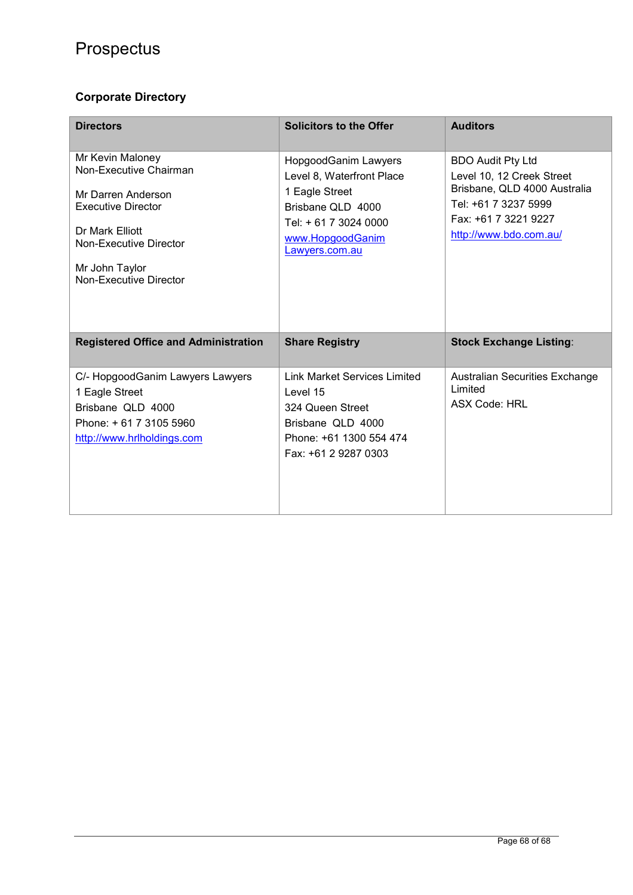# Prospectus

## Corporate Directory

| Directors | Solicitors to the Offer | Auditors |
|---|---|---|
| Mr Kevin Maloney<br>Non-Executive Chairman<br><br>Mr Darren Anderson<br>Executive Director<br><br>Dr Mark Elliott<br>Non-Executive Director<br><br>Mr John Taylor<br>Non-Executive Director | HopgoodGanim Lawyers<br>Level 8, Waterfront Place<br>1 Eagle Street<br>Brisbane QLD 4000<br>Tel: + 61 7 3024 0000<br>www.HopgoodGanim Lawyers.com.au | BDO Audit Pty Ltd<br>Level 10, 12 Creek Street<br>Brisbane, QLD 4000 Australia<br>Tel: +61 7 3237 5999<br>Fax: +61 7 3221 9227<br>http://www.bdo.com.au/ |
| **Registered Office and Administration** | **Share Registry** | **Stock Exchange Listing**: |
| C/- HopgoodGanim Lawyers Lawyers<br>1 Eagle Street<br>Brisbane QLD 4000<br>Phone: + 61 7 3105 5960<br>http://www.hrlholdings.com | Link Market Services Limited<br>Level 15<br>324 Queen Street<br>Brisbane QLD 4000<br>Phone: +61 1300 554 474<br>Fax: +61 2 9287 0303 | Australian Securities Exchange Limited<br>ASX Code: HRL |